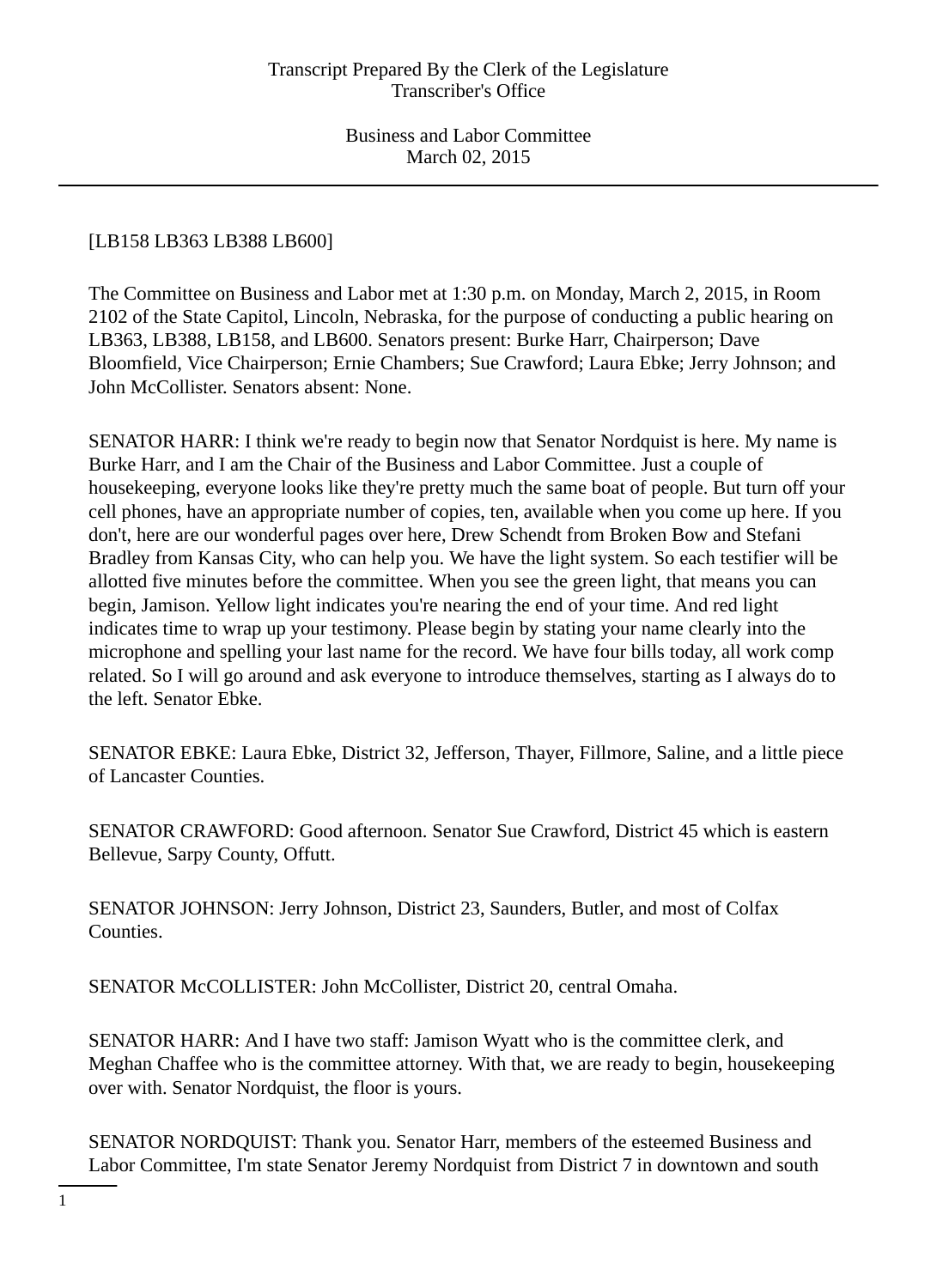[LB158 LB363 LB388 LB600]

The Committee on Business and Labor met at 1:30 p.m. on Monday, March 2, 2015, in Room 2102 of the State Capitol, Lincoln, Nebraska, for the purpose of conducting a public hearing on LB363, LB388, LB158, and LB600. Senators present: Burke Harr, Chairperson; Dave Bloomfield, Vice Chairperson; Ernie Chambers; Sue Crawford; Laura Ebke; Jerry Johnson; and John McCollister. Senators absent: None.

SENATOR HARR: I think we're ready to begin now that Senator Nordquist is here. My name is Burke Harr, and I am the Chair of the Business and Labor Committee. Just a couple of housekeeping, everyone looks like they're pretty much the same boat of people. But turn off your cell phones, have an appropriate number of copies, ten, available when you come up here. If you don't, here are our wonderful pages over here, Drew Schendt from Broken Bow and Stefani Bradley from Kansas City, who can help you. We have the light system. So each testifier will be allotted five minutes before the committee. When you see the green light, that means you can begin, Jamison. Yellow light indicates you're nearing the end of your time. And red light indicates time to wrap up your testimony. Please begin by stating your name clearly into the microphone and spelling your last name for the record. We have four bills today, all work comp related. So I will go around and ask everyone to introduce themselves, starting as I always do to the left. Senator Ebke.

SENATOR EBKE: Laura Ebke, District 32, Jefferson, Thayer, Fillmore, Saline, and a little piece of Lancaster Counties.

SENATOR CRAWFORD: Good afternoon. Senator Sue Crawford, District 45 which is eastern Bellevue, Sarpy County, Offutt.

SENATOR JOHNSON: Jerry Johnson, District 23, Saunders, Butler, and most of Colfax Counties.

SENATOR McCOLLISTER: John McCollister, District 20, central Omaha.

SENATOR HARR: And I have two staff: Jamison Wyatt who is the committee clerk, and Meghan Chaffee who is the committee attorney. With that, we are ready to begin, housekeeping over with. Senator Nordquist, the floor is yours.

SENATOR NORDQUIST: Thank you. Senator Harr, members of the esteemed Business and Labor Committee, I'm state Senator Jeremy Nordquist from District 7 in downtown and south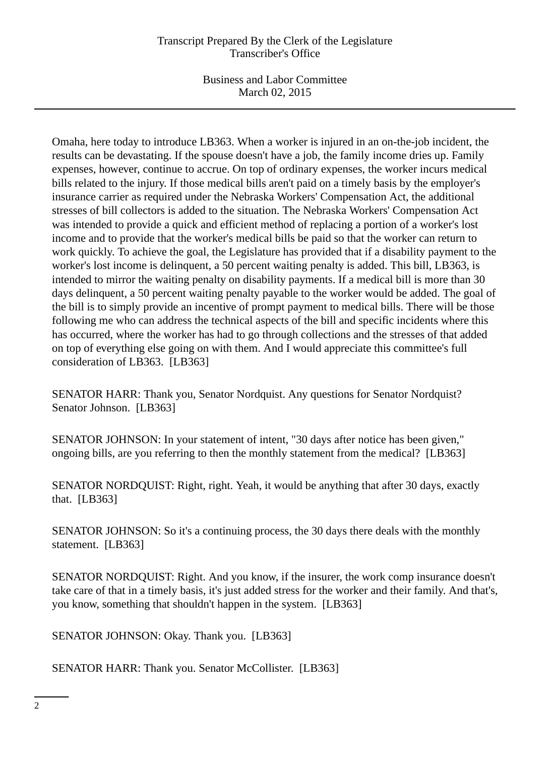Omaha, here today to introduce LB363. When a worker is injured in an on-the-job incident, the results can be devastating. If the spouse doesn't have a job, the family income dries up. Family expenses, however, continue to accrue. On top of ordinary expenses, the worker incurs medical bills related to the injury. If those medical bills aren't paid on a timely basis by the employer's insurance carrier as required under the Nebraska Workers' Compensation Act, the additional stresses of bill collectors is added to the situation. The Nebraska Workers' Compensation Act was intended to provide a quick and efficient method of replacing a portion of a worker's lost income and to provide that the worker's medical bills be paid so that the worker can return to work quickly. To achieve the goal, the Legislature has provided that if a disability payment to the worker's lost income is delinquent, a 50 percent waiting penalty is added. This bill, LB363, is intended to mirror the waiting penalty on disability payments. If a medical bill is more than 30 days delinquent, a 50 percent waiting penalty payable to the worker would be added. The goal of the bill is to simply provide an incentive of prompt payment to medical bills. There will be those following me who can address the technical aspects of the bill and specific incidents where this has occurred, where the worker has had to go through collections and the stresses of that added on top of everything else going on with them. And I would appreciate this committee's full consideration of LB363. [LB363]

SENATOR HARR: Thank you, Senator Nordquist. Any questions for Senator Nordquist? Senator Johnson. [LB363]

SENATOR JOHNSON: In your statement of intent, "30 days after notice has been given," ongoing bills, are you referring to then the monthly statement from the medical? [LB363]

SENATOR NORDQUIST: Right, right. Yeah, it would be anything that after 30 days, exactly that. [LB363]

SENATOR JOHNSON: So it's a continuing process, the 30 days there deals with the monthly statement. [LB363]

SENATOR NORDQUIST: Right. And you know, if the insurer, the work comp insurance doesn't take care of that in a timely basis, it's just added stress for the worker and their family. And that's, you know, something that shouldn't happen in the system. [LB363]

SENATOR JOHNSON: Okay. Thank you. [LB363]

SENATOR HARR: Thank you. Senator McCollister. [LB363]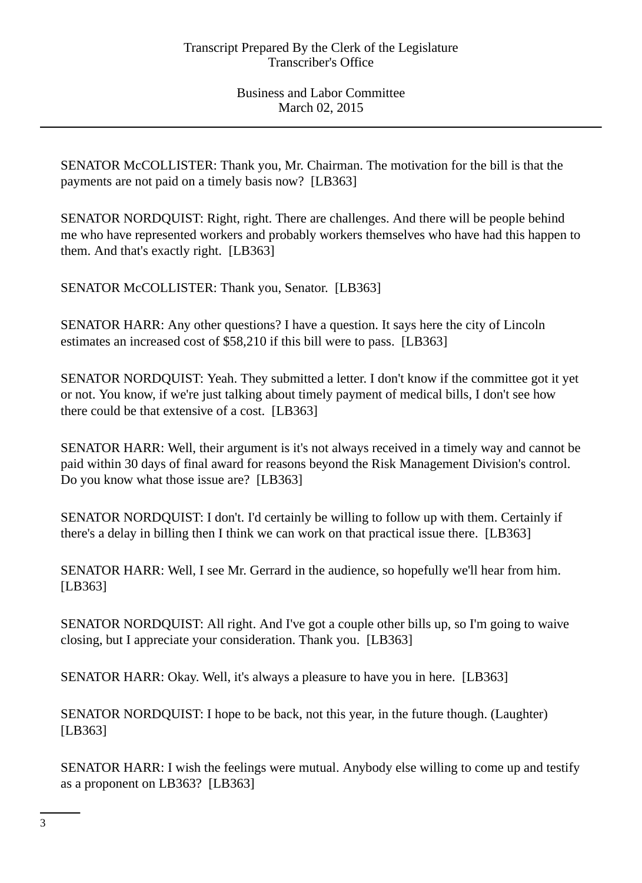SENATOR McCOLLISTER: Thank you, Mr. Chairman. The motivation for the bill is that the payments are not paid on a timely basis now? [LB363]

SENATOR NORDQUIST: Right, right. There are challenges. And there will be people behind me who have represented workers and probably workers themselves who have had this happen to them. And that's exactly right. [LB363]

SENATOR McCOLLISTER: Thank you, Senator. [LB363]

SENATOR HARR: Any other questions? I have a question. It says here the city of Lincoln estimates an increased cost of $58,210 if this bill were to pass. [LB363]

SENATOR NORDQUIST: Yeah. They submitted a letter. I don't know if the committee got it yet or not. You know, if we're just talking about timely payment of medical bills, I don't see how there could be that extensive of a cost. [LB363]

SENATOR HARR: Well, their argument is it's not always received in a timely way and cannot be paid within 30 days of final award for reasons beyond the Risk Management Division's control. Do you know what those issue are? [LB363]

SENATOR NORDQUIST: I don't. I'd certainly be willing to follow up with them. Certainly if there's a delay in billing then I think we can work on that practical issue there. [LB363]

SENATOR HARR: Well, I see Mr. Gerrard in the audience, so hopefully we'll hear from him. [LB363]

SENATOR NORDQUIST: All right. And I've got a couple other bills up, so I'm going to waive closing, but I appreciate your consideration. Thank you. [LB363]

SENATOR HARR: Okay. Well, it's always a pleasure to have you in here. [LB363]

SENATOR NORDQUIST: I hope to be back, not this year, in the future though. (Laughter) [LB363]

SENATOR HARR: I wish the feelings were mutual. Anybody else willing to come up and testify as a proponent on LB363? [LB363]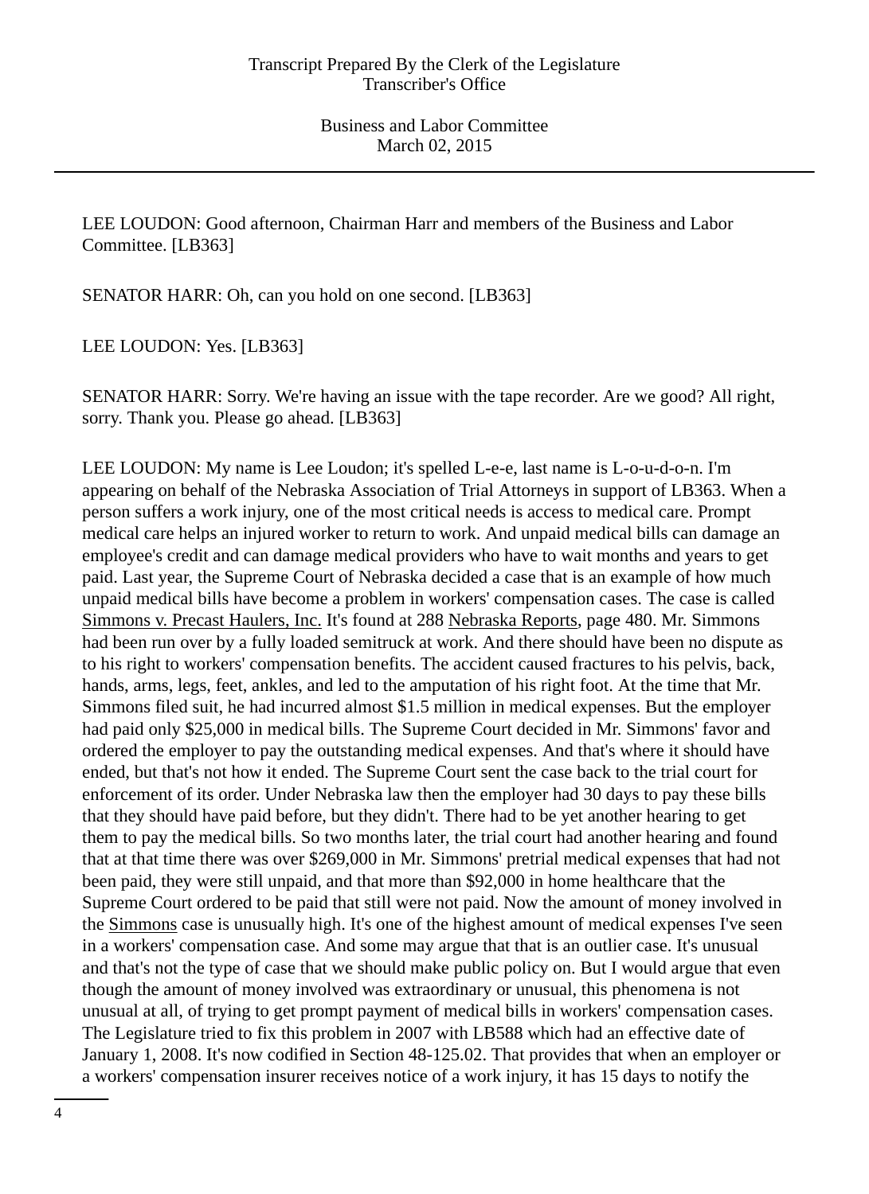LEE LOUDON: Good afternoon, Chairman Harr and members of the Business and Labor Committee. [LB363]

SENATOR HARR: Oh, can you hold on one second. [LB363]

LEE LOUDON: Yes. [LB363]

SENATOR HARR: Sorry. We're having an issue with the tape recorder. Are we good? All right, sorry. Thank you. Please go ahead. [LB363]

LEE LOUDON: My name is Lee Loudon; it's spelled L-e-e, last name is L-o-u-d-o-n. I'm appearing on behalf of the Nebraska Association of Trial Attorneys in support of LB363. When a person suffers a work injury, one of the most critical needs is access to medical care. Prompt medical care helps an injured worker to return to work. And unpaid medical bills can damage an employee's credit and can damage medical providers who have to wait months and years to get paid. Last year, the Supreme Court of Nebraska decided a case that is an example of how much unpaid medical bills have become a problem in workers' compensation cases. The case is called Simmons v. Precast Haulers, Inc. It's found at 288 Nebraska Reports, page 480. Mr. Simmons had been run over by a fully loaded semitruck at work. And there should have been no dispute as to his right to workers' compensation benefits. The accident caused fractures to his pelvis, back, hands, arms, legs, feet, ankles, and led to the amputation of his right foot. At the time that Mr. Simmons filed suit, he had incurred almost $1.5 million in medical expenses. But the employer had paid only $25,000 in medical bills. The Supreme Court decided in Mr. Simmons' favor and ordered the employer to pay the outstanding medical expenses. And that's where it should have ended, but that's not how it ended. The Supreme Court sent the case back to the trial court for enforcement of its order. Under Nebraska law then the employer had 30 days to pay these bills that they should have paid before, but they didn't. There had to be yet another hearing to get them to pay the medical bills. So two months later, the trial court had another hearing and found that at that time there was over $269,000 in Mr. Simmons' pretrial medical expenses that had not been paid, they were still unpaid, and that more than $92,000 in home healthcare that the Supreme Court ordered to be paid that still were not paid. Now the amount of money involved in the Simmons case is unusually high. It's one of the highest amount of medical expenses I've seen in a workers' compensation case. And some may argue that that is an outlier case. It's unusual and that's not the type of case that we should make public policy on. But I would argue that even though the amount of money involved was extraordinary or unusual, this phenomena is not unusual at all, of trying to get prompt payment of medical bills in workers' compensation cases. The Legislature tried to fix this problem in 2007 with LB588 which had an effective date of January 1, 2008. It's now codified in Section 48-125.02. That provides that when an employer or a workers' compensation insurer receives notice of a work injury, it has 15 days to notify the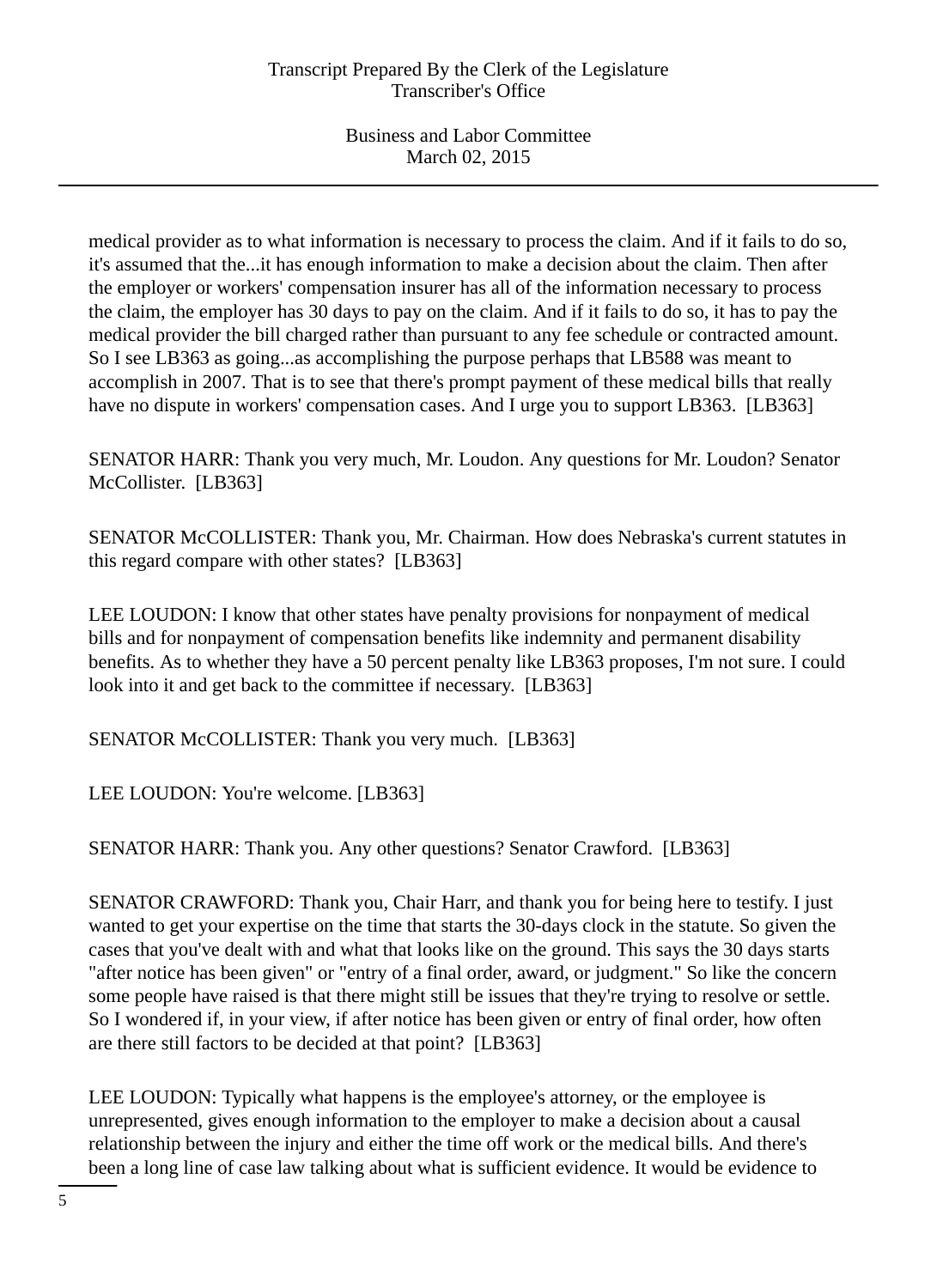medical provider as to what information is necessary to process the claim. And if it fails to do so, it's assumed that the...it has enough information to make a decision about the claim. Then after the employer or workers' compensation insurer has all of the information necessary to process the claim, the employer has 30 days to pay on the claim. And if it fails to do so, it has to pay the medical provider the bill charged rather than pursuant to any fee schedule or contracted amount. So I see LB363 as going...as accomplishing the purpose perhaps that LB588 was meant to accomplish in 2007. That is to see that there's prompt payment of these medical bills that really have no dispute in workers' compensation cases. And I urge you to support LB363. [LB363]

SENATOR HARR: Thank you very much, Mr. Loudon. Any questions for Mr. Loudon? Senator McCollister. [LB363]

SENATOR McCOLLISTER: Thank you, Mr. Chairman. How does Nebraska's current statutes in this regard compare with other states? [LB363]

LEE LOUDON: I know that other states have penalty provisions for nonpayment of medical bills and for nonpayment of compensation benefits like indemnity and permanent disability benefits. As to whether they have a 50 percent penalty like LB363 proposes, I'm not sure. I could look into it and get back to the committee if necessary. [LB363]

SENATOR McCOLLISTER: Thank you very much. [LB363]

LEE LOUDON: You're welcome. [LB363]

SENATOR HARR: Thank you. Any other questions? Senator Crawford. [LB363]

SENATOR CRAWFORD: Thank you, Chair Harr, and thank you for being here to testify. I just wanted to get your expertise on the time that starts the 30-days clock in the statute. So given the cases that you've dealt with and what that looks like on the ground. This says the 30 days starts "after notice has been given" or "entry of a final order, award, or judgment." So like the concern some people have raised is that there might still be issues that they're trying to resolve or settle. So I wondered if, in your view, if after notice has been given or entry of final order, how often are there still factors to be decided at that point? [LB363]

LEE LOUDON: Typically what happens is the employee's attorney, or the employee is unrepresented, gives enough information to the employer to make a decision about a causal relationship between the injury and either the time off work or the medical bills. And there's been a long line of case law talking about what is sufficient evidence. It would be evidence to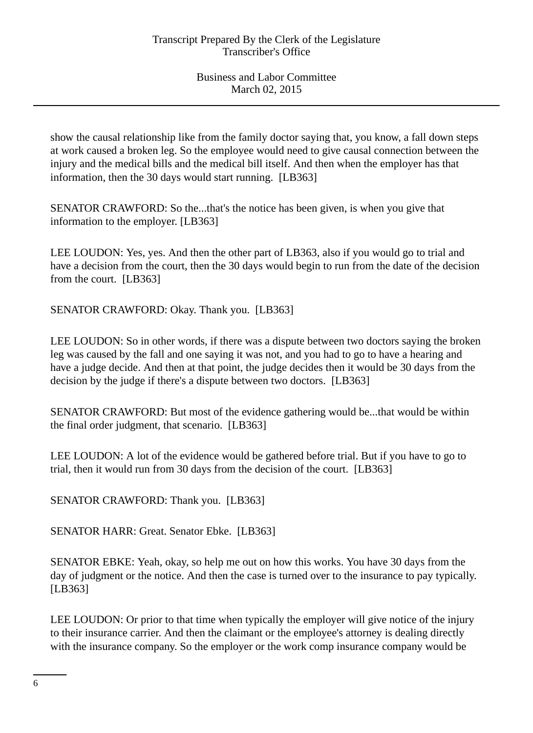show the causal relationship like from the family doctor saying that, you know, a fall down steps at work caused a broken leg. So the employee would need to give causal connection between the injury and the medical bills and the medical bill itself. And then when the employer has that information, then the 30 days would start running. [LB363]

SENATOR CRAWFORD: So the...that's the notice has been given, is when you give that information to the employer. [LB363]

LEE LOUDON: Yes, yes. And then the other part of LB363, also if you would go to trial and have a decision from the court, then the 30 days would begin to run from the date of the decision from the court. [LB363]

SENATOR CRAWFORD: Okay. Thank you. [LB363]

LEE LOUDON: So in other words, if there was a dispute between two doctors saying the broken leg was caused by the fall and one saying it was not, and you had to go to have a hearing and have a judge decide. And then at that point, the judge decides then it would be 30 days from the decision by the judge if there's a dispute between two doctors. [LB363]

SENATOR CRAWFORD: But most of the evidence gathering would be...that would be within the final order judgment, that scenario. [LB363]

LEE LOUDON: A lot of the evidence would be gathered before trial. But if you have to go to trial, then it would run from 30 days from the decision of the court. [LB363]

SENATOR CRAWFORD: Thank you. [LB363]

SENATOR HARR: Great. Senator Ebke. [LB363]

SENATOR EBKE: Yeah, okay, so help me out on how this works. You have 30 days from the day of judgment or the notice. And then the case is turned over to the insurance to pay typically. [LB363]

LEE LOUDON: Or prior to that time when typically the employer will give notice of the injury to their insurance carrier. And then the claimant or the employee's attorney is dealing directly with the insurance company. So the employer or the work comp insurance company would be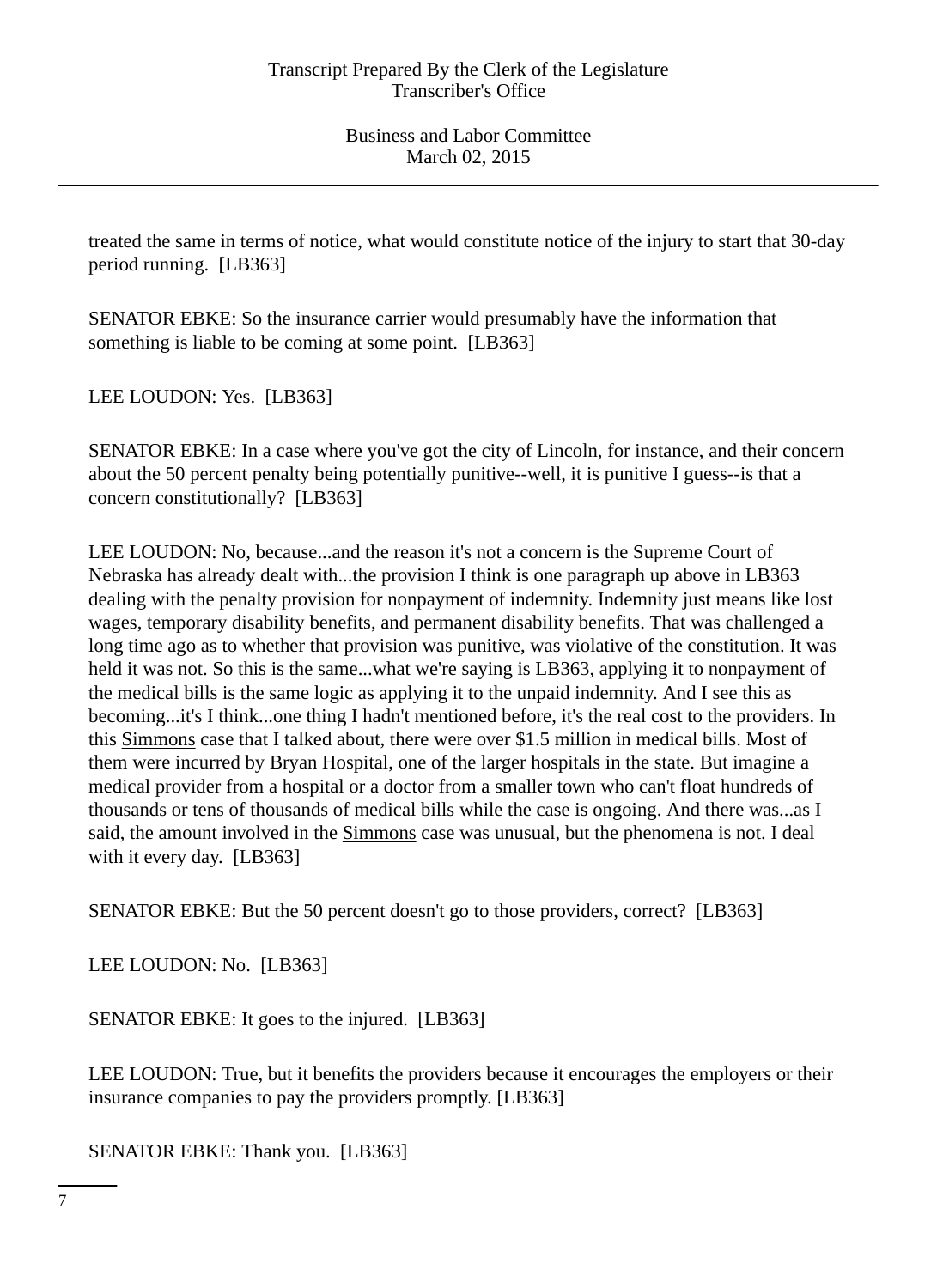treated the same in terms of notice, what would constitute notice of the injury to start that 30-day period running. [LB363]

SENATOR EBKE: So the insurance carrier would presumably have the information that something is liable to be coming at some point. [LB363]

LEE LOUDON: Yes. [LB363]

SENATOR EBKE: In a case where you've got the city of Lincoln, for instance, and their concern about the 50 percent penalty being potentially punitive--well, it is punitive I guess--is that a concern constitutionally? [LB363]

LEE LOUDON: No, because...and the reason it's not a concern is the Supreme Court of Nebraska has already dealt with...the provision I think is one paragraph up above in LB363 dealing with the penalty provision for nonpayment of indemnity. Indemnity just means like lost wages, temporary disability benefits, and permanent disability benefits. That was challenged a long time ago as to whether that provision was punitive, was violative of the constitution. It was held it was not. So this is the same...what we're saying is LB363, applying it to nonpayment of the medical bills is the same logic as applying it to the unpaid indemnity. And I see this as becoming...it's I think...one thing I hadn't mentioned before, it's the real cost to the providers. In this Simmons case that I talked about, there were over $1.5 million in medical bills. Most of them were incurred by Bryan Hospital, one of the larger hospitals in the state. But imagine a medical provider from a hospital or a doctor from a smaller town who can't float hundreds of thousands or tens of thousands of medical bills while the case is ongoing. And there was...as I said, the amount involved in the Simmons case was unusual, but the phenomena is not. I deal with it every day. [LB363]

SENATOR EBKE: But the 50 percent doesn't go to those providers, correct? [LB363]

LEE LOUDON: No. [LB363]

SENATOR EBKE: It goes to the injured. [LB363]

LEE LOUDON: True, but it benefits the providers because it encourages the employers or their insurance companies to pay the providers promptly. [LB363]

SENATOR EBKE: Thank you. [LB363]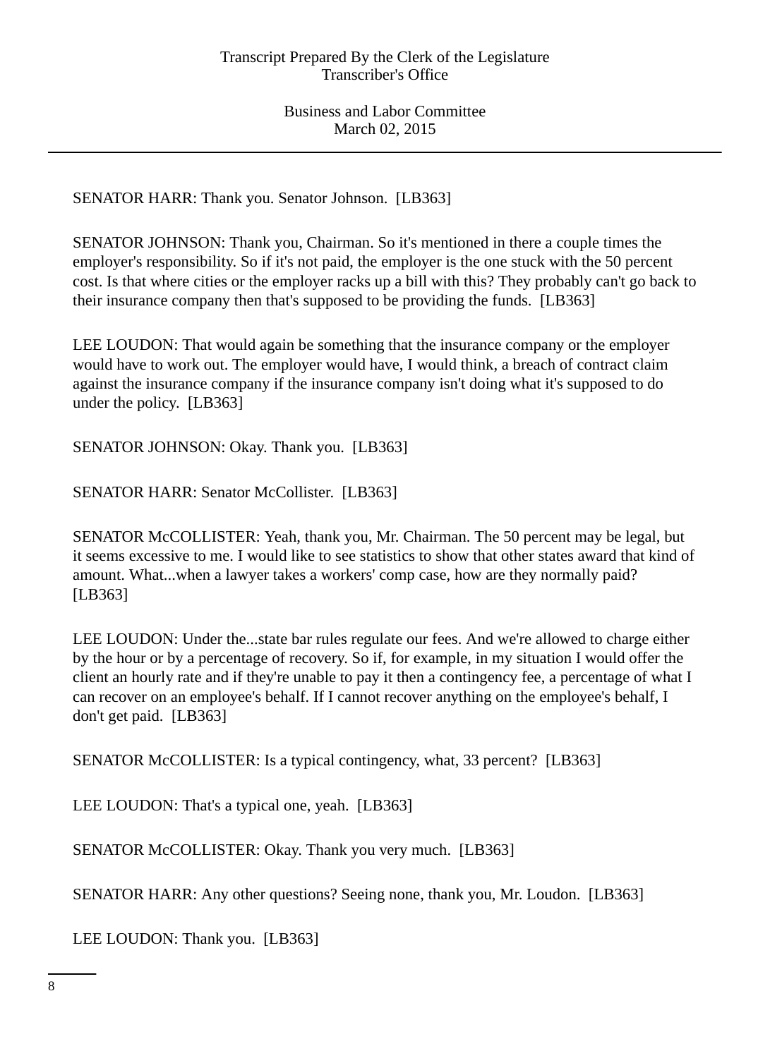SENATOR HARR: Thank you. Senator Johnson. [LB363]

SENATOR JOHNSON: Thank you, Chairman. So it's mentioned in there a couple times the employer's responsibility. So if it's not paid, the employer is the one stuck with the 50 percent cost. Is that where cities or the employer racks up a bill with this? They probably can't go back to their insurance company then that's supposed to be providing the funds. [LB363]

LEE LOUDON: That would again be something that the insurance company or the employer would have to work out. The employer would have, I would think, a breach of contract claim against the insurance company if the insurance company isn't doing what it's supposed to do under the policy. [LB363]

SENATOR JOHNSON: Okay. Thank you. [LB363]

SENATOR HARR: Senator McCollister. [LB363]

SENATOR McCOLLISTER: Yeah, thank you, Mr. Chairman. The 50 percent may be legal, but it seems excessive to me. I would like to see statistics to show that other states award that kind of amount. What...when a lawyer takes a workers' comp case, how are they normally paid? [LB363]

LEE LOUDON: Under the...state bar rules regulate our fees. And we're allowed to charge either by the hour or by a percentage of recovery. So if, for example, in my situation I would offer the client an hourly rate and if they're unable to pay it then a contingency fee, a percentage of what I can recover on an employee's behalf. If I cannot recover anything on the employee's behalf, I don't get paid. [LB363]

SENATOR McCOLLISTER: Is a typical contingency, what, 33 percent? [LB363]

LEE LOUDON: That's a typical one, yeah. [LB363]

SENATOR McCOLLISTER: Okay. Thank you very much. [LB363]

SENATOR HARR: Any other questions? Seeing none, thank you, Mr. Loudon. [LB363]

LEE LOUDON: Thank you. [LB363]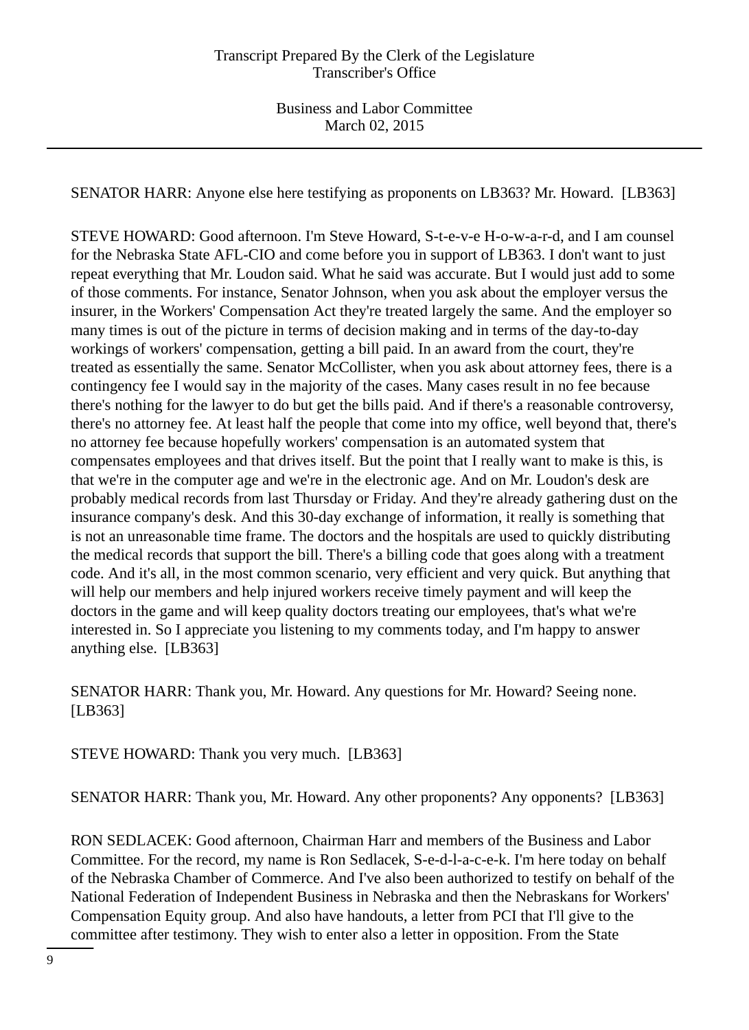SENATOR HARR: Anyone else here testifying as proponents on LB363? Mr. Howard. [LB363]

STEVE HOWARD: Good afternoon. I'm Steve Howard, S-t-e-v-e H-o-w-a-r-d, and I am counsel for the Nebraska State AFL-CIO and come before you in support of LB363. I don't want to just repeat everything that Mr. Loudon said. What he said was accurate. But I would just add to some of those comments. For instance, Senator Johnson, when you ask about the employer versus the insurer, in the Workers' Compensation Act they're treated largely the same. And the employer so many times is out of the picture in terms of decision making and in terms of the day-to-day workings of workers' compensation, getting a bill paid. In an award from the court, they're treated as essentially the same. Senator McCollister, when you ask about attorney fees, there is a contingency fee I would say in the majority of the cases. Many cases result in no fee because there's nothing for the lawyer to do but get the bills paid. And if there's a reasonable controversy, there's no attorney fee. At least half the people that come into my office, well beyond that, there's no attorney fee because hopefully workers' compensation is an automated system that compensates employees and that drives itself. But the point that I really want to make is this, is that we're in the computer age and we're in the electronic age. And on Mr. Loudon's desk are probably medical records from last Thursday or Friday. And they're already gathering dust on the insurance company's desk. And this 30-day exchange of information, it really is something that is not an unreasonable time frame. The doctors and the hospitals are used to quickly distributing the medical records that support the bill. There's a billing code that goes along with a treatment code. And it's all, in the most common scenario, very efficient and very quick. But anything that will help our members and help injured workers receive timely payment and will keep the doctors in the game and will keep quality doctors treating our employees, that's what we're interested in. So I appreciate you listening to my comments today, and I'm happy to answer anything else. [LB363]

SENATOR HARR: Thank you, Mr. Howard. Any questions for Mr. Howard? Seeing none. [LB363]

STEVE HOWARD: Thank you very much. [LB363]

SENATOR HARR: Thank you, Mr. Howard. Any other proponents? Any opponents? [LB363]

RON SEDLACEK: Good afternoon, Chairman Harr and members of the Business and Labor Committee. For the record, my name is Ron Sedlacek, S-e-d-l-a-c-e-k. I'm here today on behalf of the Nebraska Chamber of Commerce. And I've also been authorized to testify on behalf of the National Federation of Independent Business in Nebraska and then the Nebraskans for Workers' Compensation Equity group. And also have handouts, a letter from PCI that I'll give to the committee after testimony. They wish to enter also a letter in opposition. From the State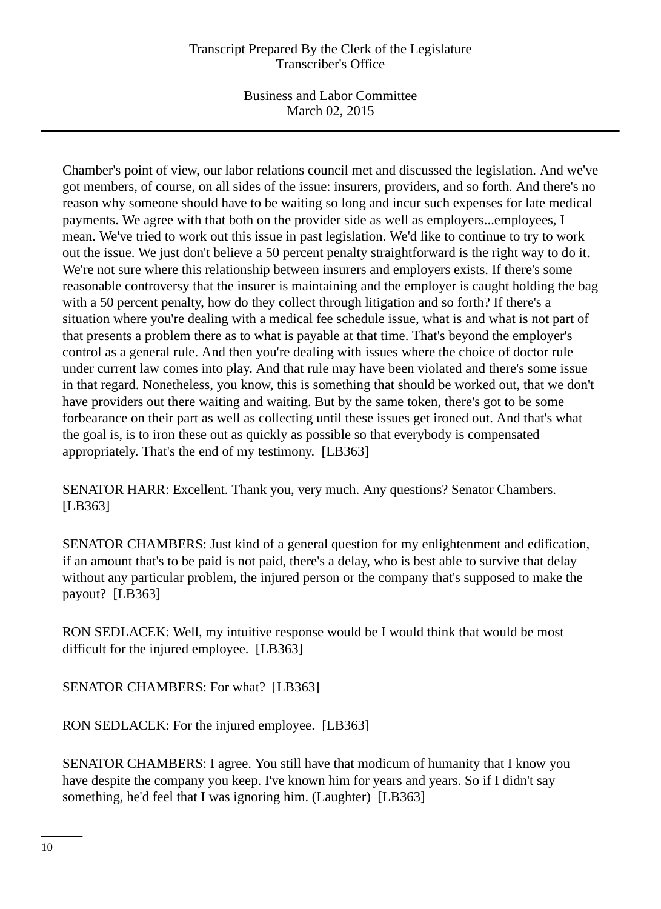Chamber's point of view, our labor relations council met and discussed the legislation. And we've got members, of course, on all sides of the issue: insurers, providers, and so forth. And there's no reason why someone should have to be waiting so long and incur such expenses for late medical payments. We agree with that both on the provider side as well as employers...employees, I mean. We've tried to work out this issue in past legislation. We'd like to continue to try to work out the issue. We just don't believe a 50 percent penalty straightforward is the right way to do it. We're not sure where this relationship between insurers and employers exists. If there's some reasonable controversy that the insurer is maintaining and the employer is caught holding the bag with a 50 percent penalty, how do they collect through litigation and so forth? If there's a situation where you're dealing with a medical fee schedule issue, what is and what is not part of that presents a problem there as to what is payable at that time. That's beyond the employer's control as a general rule. And then you're dealing with issues where the choice of doctor rule under current law comes into play. And that rule may have been violated and there's some issue in that regard. Nonetheless, you know, this is something that should be worked out, that we don't have providers out there waiting and waiting. But by the same token, there's got to be some forbearance on their part as well as collecting until these issues get ironed out. And that's what the goal is, is to iron these out as quickly as possible so that everybody is compensated appropriately. That's the end of my testimony. [LB363]

SENATOR HARR: Excellent. Thank you, very much. Any questions? Senator Chambers. [LB363]

SENATOR CHAMBERS: Just kind of a general question for my enlightenment and edification, if an amount that's to be paid is not paid, there's a delay, who is best able to survive that delay without any particular problem, the injured person or the company that's supposed to make the payout? [LB363]

RON SEDLACEK: Well, my intuitive response would be I would think that would be most difficult for the injured employee. [LB363]

SENATOR CHAMBERS: For what? [LB363]

RON SEDLACEK: For the injured employee. [LB363]

SENATOR CHAMBERS: I agree. You still have that modicum of humanity that I know you have despite the company you keep. I've known him for years and years. So if I didn't say something, he'd feel that I was ignoring him. (Laughter) [LB363]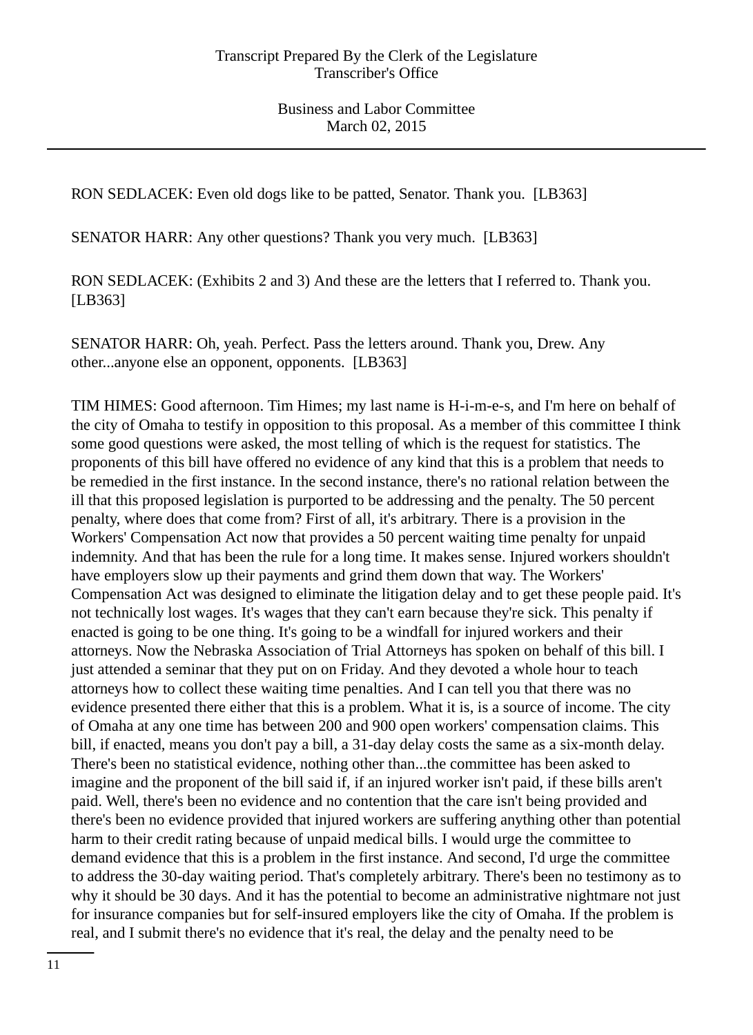RON SEDLACEK: Even old dogs like to be patted, Senator. Thank you. [LB363]

SENATOR HARR: Any other questions? Thank you very much. [LB363]

RON SEDLACEK: (Exhibits 2 and 3) And these are the letters that I referred to. Thank you. [LB363]

SENATOR HARR: Oh, yeah. Perfect. Pass the letters around. Thank you, Drew. Any other...anyone else an opponent, opponents. [LB363]

TIM HIMES: Good afternoon. Tim Himes; my last name is H-i-m-e-s, and I'm here on behalf of the city of Omaha to testify in opposition to this proposal. As a member of this committee I think some good questions were asked, the most telling of which is the request for statistics. The proponents of this bill have offered no evidence of any kind that this is a problem that needs to be remedied in the first instance. In the second instance, there's no rational relation between the ill that this proposed legislation is purported to be addressing and the penalty. The 50 percent penalty, where does that come from? First of all, it's arbitrary. There is a provision in the Workers' Compensation Act now that provides a 50 percent waiting time penalty for unpaid indemnity. And that has been the rule for a long time. It makes sense. Injured workers shouldn't have employers slow up their payments and grind them down that way. The Workers' Compensation Act was designed to eliminate the litigation delay and to get these people paid. It's not technically lost wages. It's wages that they can't earn because they're sick. This penalty if enacted is going to be one thing. It's going to be a windfall for injured workers and their attorneys. Now the Nebraska Association of Trial Attorneys has spoken on behalf of this bill. I just attended a seminar that they put on on Friday. And they devoted a whole hour to teach attorneys how to collect these waiting time penalties. And I can tell you that there was no evidence presented there either that this is a problem. What it is, is a source of income. The city of Omaha at any one time has between 200 and 900 open workers' compensation claims. This bill, if enacted, means you don't pay a bill, a 31-day delay costs the same as a six-month delay. There's been no statistical evidence, nothing other than...the committee has been asked to imagine and the proponent of the bill said if, if an injured worker isn't paid, if these bills aren't paid. Well, there's been no evidence and no contention that the care isn't being provided and there's been no evidence provided that injured workers are suffering anything other than potential harm to their credit rating because of unpaid medical bills. I would urge the committee to demand evidence that this is a problem in the first instance. And second, I'd urge the committee to address the 30-day waiting period. That's completely arbitrary. There's been no testimony as to why it should be 30 days. And it has the potential to become an administrative nightmare not just for insurance companies but for self-insured employers like the city of Omaha. If the problem is real, and I submit there's no evidence that it's real, the delay and the penalty need to be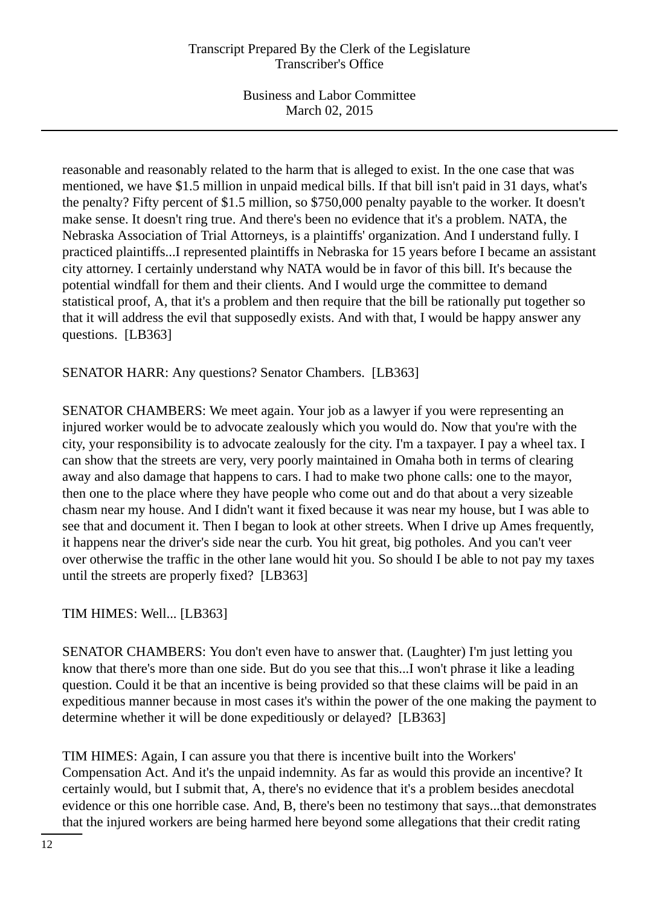reasonable and reasonably related to the harm that is alleged to exist. In the one case that was mentioned, we have $1.5 million in unpaid medical bills. If that bill isn't paid in 31 days, what's the penalty? Fifty percent of $1.5 million, so $750,000 penalty payable to the worker. It doesn't make sense. It doesn't ring true. And there's been no evidence that it's a problem. NATA, the Nebraska Association of Trial Attorneys, is a plaintiffs' organization. And I understand fully. I practiced plaintiffs...I represented plaintiffs in Nebraska for 15 years before I became an assistant city attorney. I certainly understand why NATA would be in favor of this bill. It's because the potential windfall for them and their clients. And I would urge the committee to demand statistical proof, A, that it's a problem and then require that the bill be rationally put together so that it will address the evil that supposedly exists. And with that, I would be happy answer any questions. [LB363]

SENATOR HARR: Any questions? Senator Chambers. [LB363]

SENATOR CHAMBERS: We meet again. Your job as a lawyer if you were representing an injured worker would be to advocate zealously which you would do. Now that you're with the city, your responsibility is to advocate zealously for the city. I'm a taxpayer. I pay a wheel tax. I can show that the streets are very, very poorly maintained in Omaha both in terms of clearing away and also damage that happens to cars. I had to make two phone calls: one to the mayor, then one to the place where they have people who come out and do that about a very sizeable chasm near my house. And I didn't want it fixed because it was near my house, but I was able to see that and document it. Then I began to look at other streets. When I drive up Ames frequently, it happens near the driver's side near the curb. You hit great, big potholes. And you can't veer over otherwise the traffic in the other lane would hit you. So should I be able to not pay my taxes until the streets are properly fixed? [LB363]

TIM HIMES: Well... [LB363]

SENATOR CHAMBERS: You don't even have to answer that. (Laughter) I'm just letting you know that there's more than one side. But do you see that this...I won't phrase it like a leading question. Could it be that an incentive is being provided so that these claims will be paid in an expeditious manner because in most cases it's within the power of the one making the payment to determine whether it will be done expeditiously or delayed? [LB363]

TIM HIMES: Again, I can assure you that there is incentive built into the Workers' Compensation Act. And it's the unpaid indemnity. As far as would this provide an incentive? It certainly would, but I submit that, A, there's no evidence that it's a problem besides anecdotal evidence or this one horrible case. And, B, there's been no testimony that says...that demonstrates that the injured workers are being harmed here beyond some allegations that their credit rating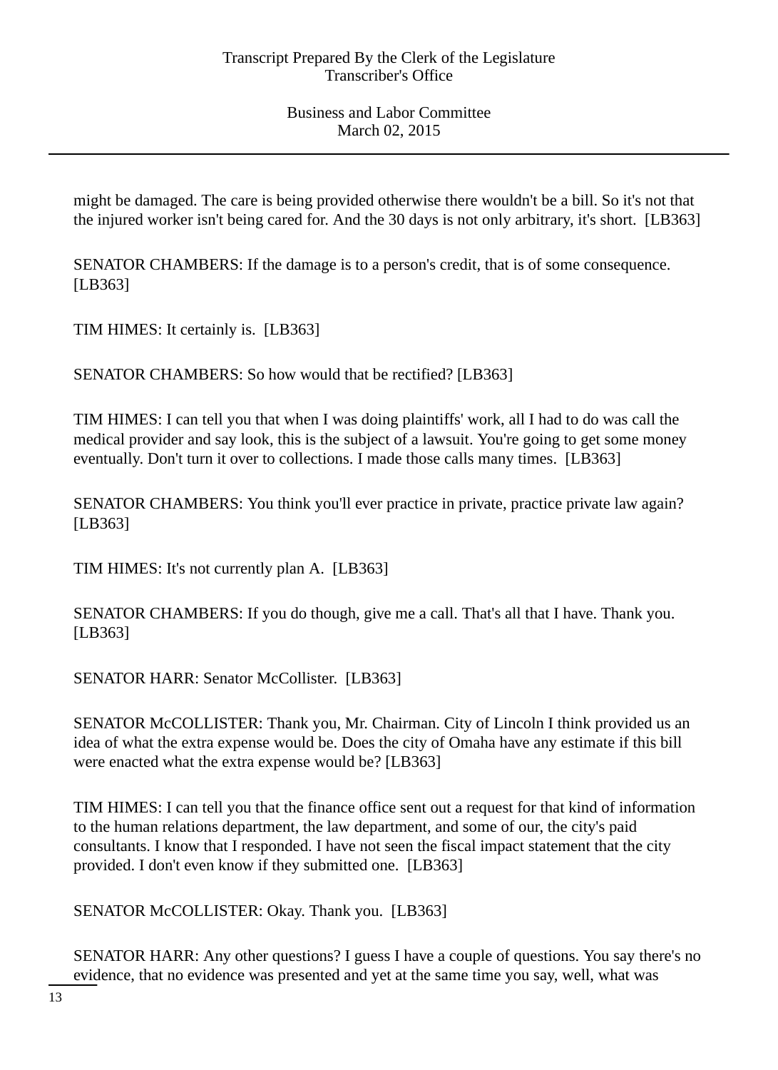might be damaged. The care is being provided otherwise there wouldn't be a bill. So it's not that the injured worker isn't being cared for. And the 30 days is not only arbitrary, it's short. [LB363]

SENATOR CHAMBERS: If the damage is to a person's credit, that is of some consequence. [LB363]

TIM HIMES: It certainly is. [LB363]

SENATOR CHAMBERS: So how would that be rectified? [LB363]

TIM HIMES: I can tell you that when I was doing plaintiffs' work, all I had to do was call the medical provider and say look, this is the subject of a lawsuit. You're going to get some money eventually. Don't turn it over to collections. I made those calls many times. [LB363]

SENATOR CHAMBERS: You think you'll ever practice in private, practice private law again? [LB363]

TIM HIMES: It's not currently plan A. [LB363]

SENATOR CHAMBERS: If you do though, give me a call. That's all that I have. Thank you. [LB363]

SENATOR HARR: Senator McCollister. [LB363]

SENATOR McCOLLISTER: Thank you, Mr. Chairman. City of Lincoln I think provided us an idea of what the extra expense would be. Does the city of Omaha have any estimate if this bill were enacted what the extra expense would be? [LB363]

TIM HIMES: I can tell you that the finance office sent out a request for that kind of information to the human relations department, the law department, and some of our, the city's paid consultants. I know that I responded. I have not seen the fiscal impact statement that the city provided. I don't even know if they submitted one. [LB363]

SENATOR McCOLLISTER: Okay. Thank you. [LB363]

SENATOR HARR: Any other questions? I guess I have a couple of questions. You say there's no evidence, that no evidence was presented and yet at the same time you say, well, what was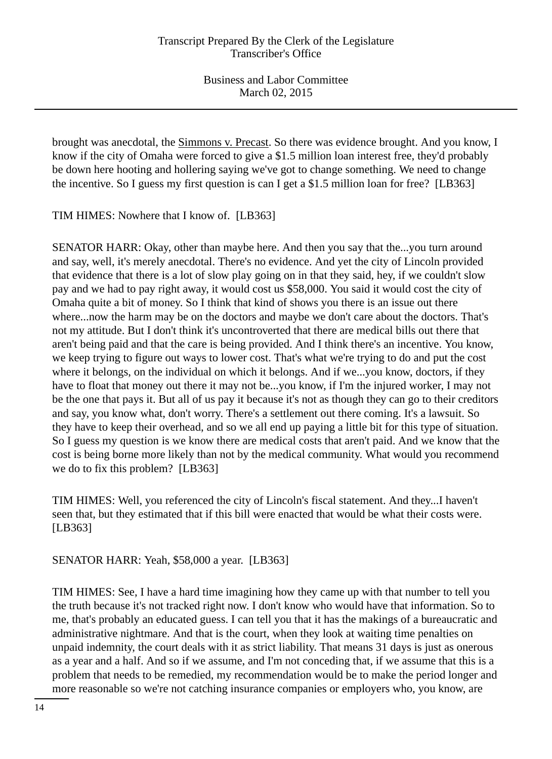brought was anecdotal, the Simmons v. Precast. So there was evidence brought. And you know, I know if the city of Omaha were forced to give a $1.5 million loan interest free, they'd probably be down here hooting and hollering saying we've got to change something. We need to change the incentive. So I guess my first question is can I get a $1.5 million loan for free? [LB363]

TIM HIMES: Nowhere that I know of. [LB363]

SENATOR HARR: Okay, other than maybe here. And then you say that the...you turn around and say, well, it's merely anecdotal. There's no evidence. And yet the city of Lincoln provided that evidence that there is a lot of slow play going on in that they said, hey, if we couldn't slow pay and we had to pay right away, it would cost us $58,000. You said it would cost the city of Omaha quite a bit of money. So I think that kind of shows you there is an issue out there where...now the harm may be on the doctors and maybe we don't care about the doctors. That's not my attitude. But I don't think it's uncontroverted that there are medical bills out there that aren't being paid and that the care is being provided. And I think there's an incentive. You know, we keep trying to figure out ways to lower cost. That's what we're trying to do and put the cost where it belongs, on the individual on which it belongs. And if we...you know, doctors, if they have to float that money out there it may not be...you know, if I'm the injured worker, I may not be the one that pays it. But all of us pay it because it's not as though they can go to their creditors and say, you know what, don't worry. There's a settlement out there coming. It's a lawsuit. So they have to keep their overhead, and so we all end up paying a little bit for this type of situation. So I guess my question is we know there are medical costs that aren't paid. And we know that the cost is being borne more likely than not by the medical community. What would you recommend we do to fix this problem? [LB363]

TIM HIMES: Well, you referenced the city of Lincoln's fiscal statement. And they...I haven't seen that, but they estimated that if this bill were enacted that would be what their costs were. [LB363]

SENATOR HARR: Yeah, $58,000 a year. [LB363]

TIM HIMES: See, I have a hard time imagining how they came up with that number to tell you the truth because it's not tracked right now. I don't know who would have that information. So to me, that's probably an educated guess. I can tell you that it has the makings of a bureaucratic and administrative nightmare. And that is the court, when they look at waiting time penalties on unpaid indemnity, the court deals with it as strict liability. That means 31 days is just as onerous as a year and a half. And so if we assume, and I'm not conceding that, if we assume that this is a problem that needs to be remedied, my recommendation would be to make the period longer and more reasonable so we're not catching insurance companies or employers who, you know, are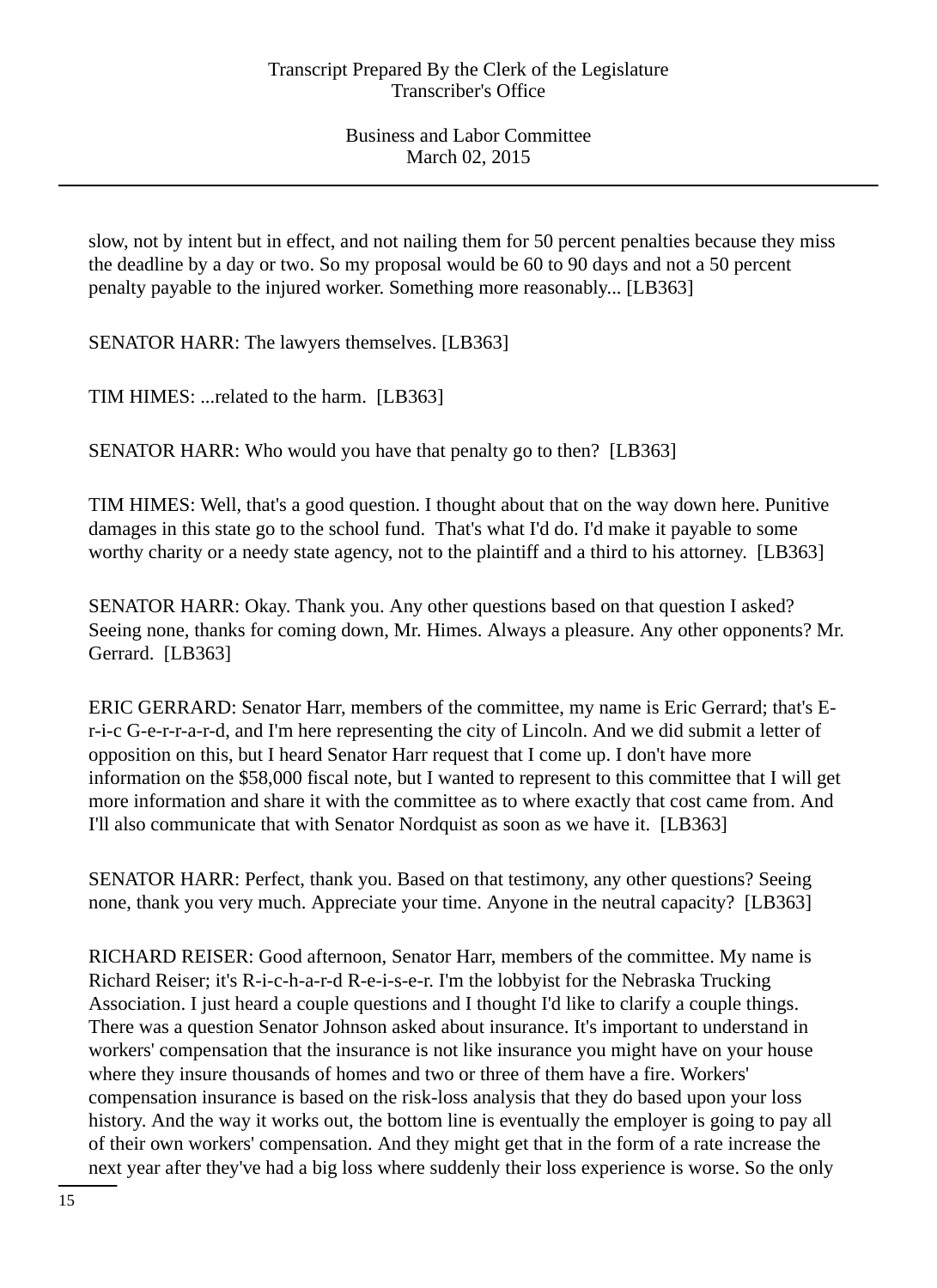slow, not by intent but in effect, and not nailing them for 50 percent penalties because they miss the deadline by a day or two. So my proposal would be 60 to 90 days and not a 50 percent penalty payable to the injured worker. Something more reasonably... [LB363]

SENATOR HARR: The lawyers themselves. [LB363]

TIM HIMES: ...related to the harm. [LB363]

SENATOR HARR: Who would you have that penalty go to then? [LB363]

TIM HIMES: Well, that's a good question. I thought about that on the way down here. Punitive damages in this state go to the school fund. That's what I'd do. I'd make it payable to some worthy charity or a needy state agency, not to the plaintiff and a third to his attorney. [LB363]

SENATOR HARR: Okay. Thank you. Any other questions based on that question I asked? Seeing none, thanks for coming down, Mr. Himes. Always a pleasure. Any other opponents? Mr. Gerrard. [LB363]

ERIC GERRARD: Senator Harr, members of the committee, my name is Eric Gerrard; that's E-r-i-c G-e-r-r-a-r-d, and I'm here representing the city of Lincoln. And we did submit a letter of opposition on this, but I heard Senator Harr request that I come up. I don't have more information on the $58,000 fiscal note, but I wanted to represent to this committee that I will get more information and share it with the committee as to where exactly that cost came from. And I'll also communicate that with Senator Nordquist as soon as we have it. [LB363]

SENATOR HARR: Perfect, thank you. Based on that testimony, any other questions? Seeing none, thank you very much. Appreciate your time. Anyone in the neutral capacity? [LB363]

RICHARD REISER: Good afternoon, Senator Harr, members of the committee. My name is Richard Reiser; it's R-i-c-h-a-r-d R-e-i-s-e-r. I'm the lobbyist for the Nebraska Trucking Association. I just heard a couple questions and I thought I'd like to clarify a couple things. There was a question Senator Johnson asked about insurance. It's important to understand in workers' compensation that the insurance is not like insurance you might have on your house where they insure thousands of homes and two or three of them have a fire. Workers' compensation insurance is based on the risk-loss analysis that they do based upon your loss history. And the way it works out, the bottom line is eventually the employer is going to pay all of their own workers' compensation. And they might get that in the form of a rate increase the next year after they've had a big loss where suddenly their loss experience is worse. So the only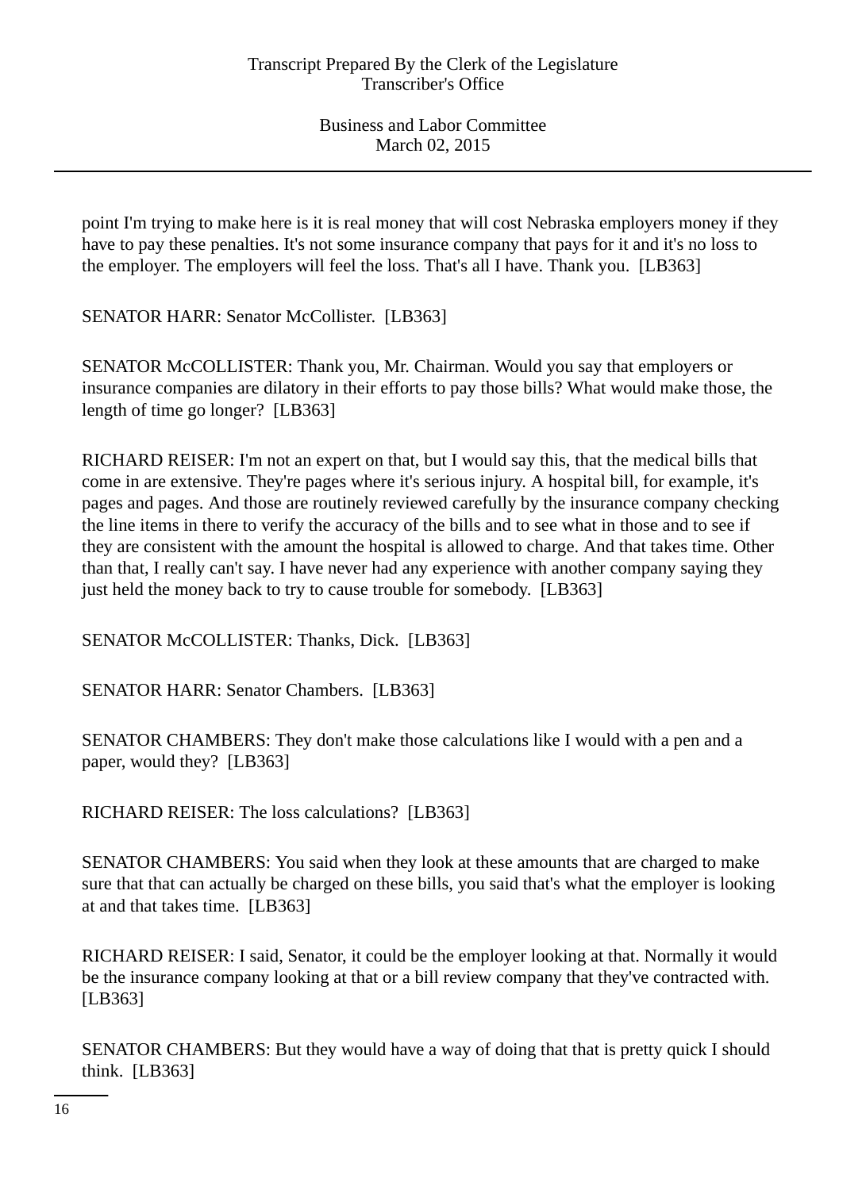point I'm trying to make here is it is real money that will cost Nebraska employers money if they have to pay these penalties. It's not some insurance company that pays for it and it's no loss to the employer. The employers will feel the loss. That's all I have. Thank you. [LB363]

SENATOR HARR: Senator McCollister. [LB363]

SENATOR McCOLLISTER: Thank you, Mr. Chairman. Would you say that employers or insurance companies are dilatory in their efforts to pay those bills? What would make those, the length of time go longer? [LB363]

RICHARD REISER: I'm not an expert on that, but I would say this, that the medical bills that come in are extensive. They're pages where it's serious injury. A hospital bill, for example, it's pages and pages. And those are routinely reviewed carefully by the insurance company checking the line items in there to verify the accuracy of the bills and to see what in those and to see if they are consistent with the amount the hospital is allowed to charge. And that takes time. Other than that, I really can't say. I have never had any experience with another company saying they just held the money back to try to cause trouble for somebody. [LB363]

SENATOR McCOLLISTER: Thanks, Dick. [LB363]

SENATOR HARR: Senator Chambers. [LB363]

SENATOR CHAMBERS: They don't make those calculations like I would with a pen and a paper, would they? [LB363]

RICHARD REISER: The loss calculations? [LB363]

SENATOR CHAMBERS: You said when they look at these amounts that are charged to make sure that that can actually be charged on these bills, you said that's what the employer is looking at and that takes time. [LB363]

RICHARD REISER: I said, Senator, it could be the employer looking at that. Normally it would be the insurance company looking at that or a bill review company that they've contracted with. [LB363]

SENATOR CHAMBERS: But they would have a way of doing that that is pretty quick I should think. [LB363]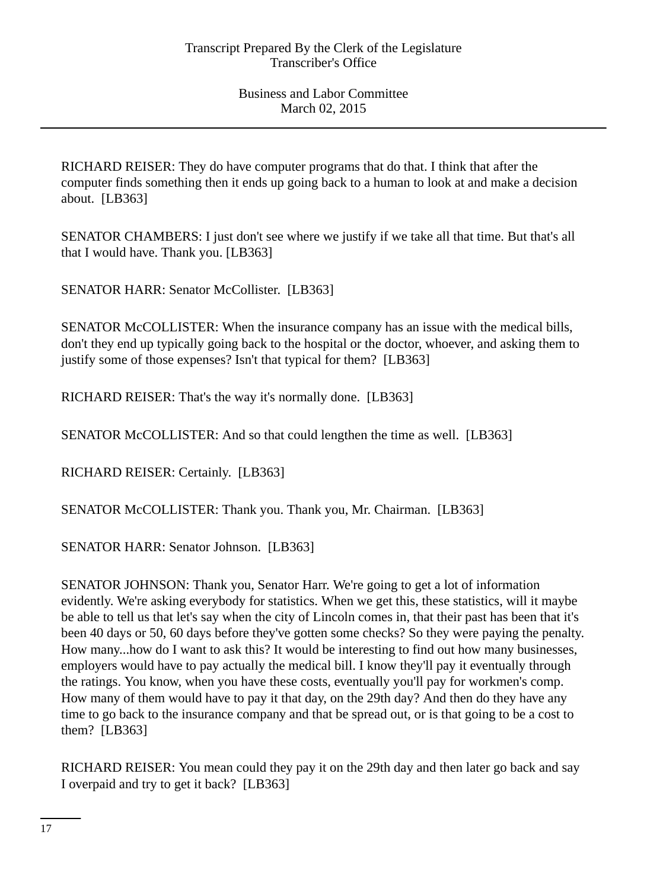RICHARD REISER: They do have computer programs that do that. I think that after the computer finds something then it ends up going back to a human to look at and make a decision about. [LB363]

SENATOR CHAMBERS: I just don't see where we justify if we take all that time. But that's all that I would have. Thank you. [LB363]

SENATOR HARR: Senator McCollister. [LB363]

SENATOR McCOLLISTER: When the insurance company has an issue with the medical bills, don't they end up typically going back to the hospital or the doctor, whoever, and asking them to justify some of those expenses? Isn't that typical for them? [LB363]

RICHARD REISER: That's the way it's normally done. [LB363]

SENATOR McCOLLISTER: And so that could lengthen the time as well. [LB363]

RICHARD REISER: Certainly. [LB363]

SENATOR McCOLLISTER: Thank you. Thank you, Mr. Chairman. [LB363]

SENATOR HARR: Senator Johnson. [LB363]

SENATOR JOHNSON: Thank you, Senator Harr. We're going to get a lot of information evidently. We're asking everybody for statistics. When we get this, these statistics, will it maybe be able to tell us that let's say when the city of Lincoln comes in, that their past has been that it's been 40 days or 50, 60 days before they've gotten some checks? So they were paying the penalty. How many...how do I want to ask this? It would be interesting to find out how many businesses, employers would have to pay actually the medical bill. I know they'll pay it eventually through the ratings. You know, when you have these costs, eventually you'll pay for workmen's comp. How many of them would have to pay it that day, on the 29th day? And then do they have any time to go back to the insurance company and that be spread out, or is that going to be a cost to them? [LB363]

RICHARD REISER: You mean could they pay it on the 29th day and then later go back and say I overpaid and try to get it back? [LB363]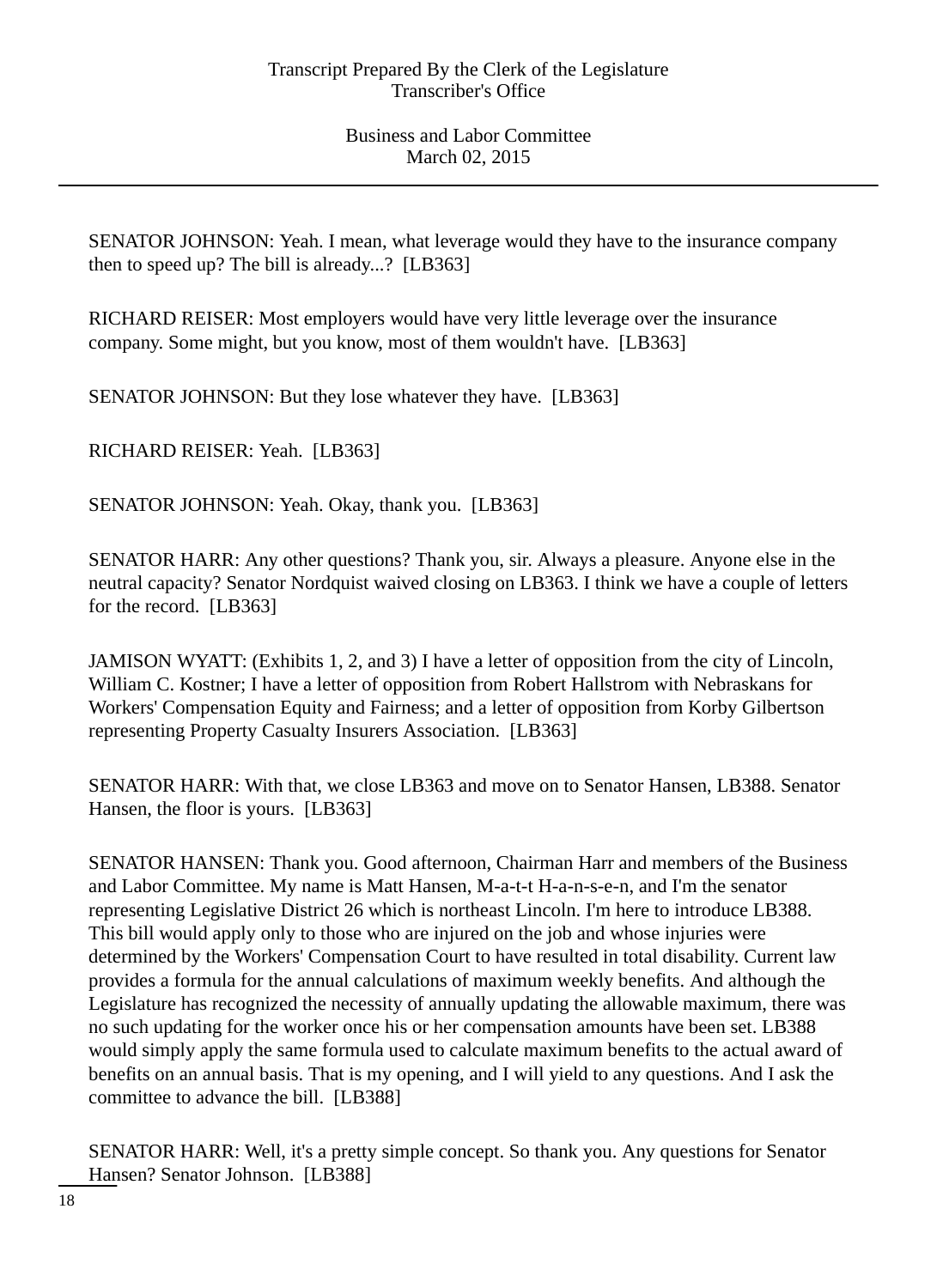SENATOR JOHNSON: Yeah. I mean, what leverage would they have to the insurance company then to speed up? The bill is already...? [LB363]

RICHARD REISER: Most employers would have very little leverage over the insurance company. Some might, but you know, most of them wouldn't have. [LB363]

SENATOR JOHNSON: But they lose whatever they have. [LB363]

RICHARD REISER: Yeah. [LB363]

SENATOR JOHNSON: Yeah. Okay, thank you. [LB363]

SENATOR HARR: Any other questions? Thank you, sir. Always a pleasure. Anyone else in the neutral capacity? Senator Nordquist waived closing on LB363. I think we have a couple of letters for the record. [LB363]

JAMISON WYATT: (Exhibits 1, 2, and 3) I have a letter of opposition from the city of Lincoln, William C. Kostner; I have a letter of opposition from Robert Hallstrom with Nebraskans for Workers' Compensation Equity and Fairness; and a letter of opposition from Korby Gilbertson representing Property Casualty Insurers Association. [LB363]

SENATOR HARR: With that, we close LB363 and move on to Senator Hansen, LB388. Senator Hansen, the floor is yours. [LB363]

SENATOR HANSEN: Thank you. Good afternoon, Chairman Harr and members of the Business and Labor Committee. My name is Matt Hansen, M-a-t-t H-a-n-s-e-n, and I'm the senator representing Legislative District 26 which is northeast Lincoln. I'm here to introduce LB388. This bill would apply only to those who are injured on the job and whose injuries were determined by the Workers' Compensation Court to have resulted in total disability. Current law provides a formula for the annual calculations of maximum weekly benefits. And although the Legislature has recognized the necessity of annually updating the allowable maximum, there was no such updating for the worker once his or her compensation amounts have been set. LB388 would simply apply the same formula used to calculate maximum benefits to the actual award of benefits on an annual basis. That is my opening, and I will yield to any questions. And I ask the committee to advance the bill. [LB388]

SENATOR HARR: Well, it's a pretty simple concept. So thank you. Any questions for Senator Hansen? Senator Johnson. [LB388]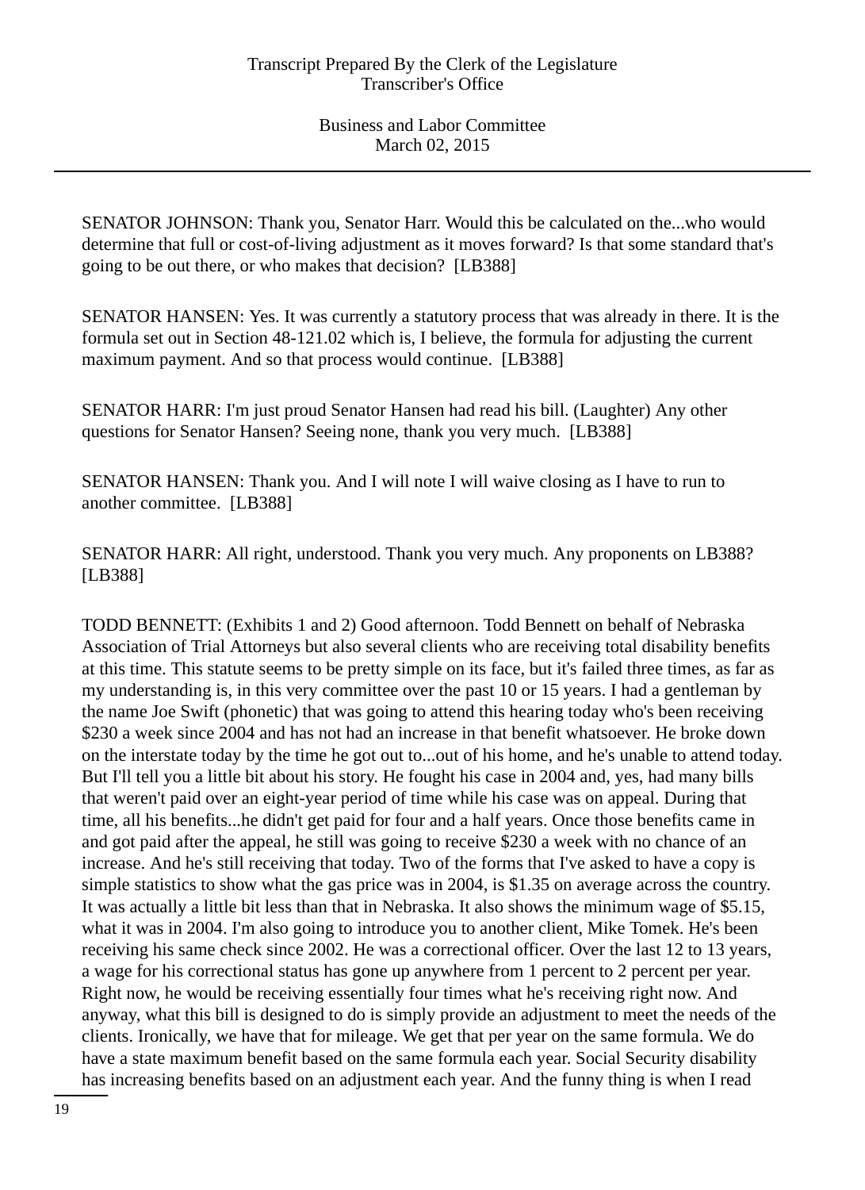SENATOR JOHNSON: Thank you, Senator Harr. Would this be calculated on the...who would determine that full or cost-of-living adjustment as it moves forward? Is that some standard that's going to be out there, or who makes that decision?  [LB388]

SENATOR HANSEN: Yes. It was currently a statutory process that was already in there. It is the formula set out in Section 48-121.02 which is, I believe, the formula for adjusting the current maximum payment. And so that process would continue.  [LB388]

SENATOR HARR: I'm just proud Senator Hansen had read his bill. (Laughter) Any other questions for Senator Hansen? Seeing none, thank you very much.  [LB388]

SENATOR HANSEN: Thank you. And I will note I will waive closing as I have to run to another committee.  [LB388]

SENATOR HARR: All right, understood. Thank you very much. Any proponents on LB388? [LB388]

TODD BENNETT: (Exhibits 1 and 2) Good afternoon. Todd Bennett on behalf of Nebraska Association of Trial Attorneys but also several clients who are receiving total disability benefits at this time. This statute seems to be pretty simple on its face, but it's failed three times, as far as my understanding is, in this very committee over the past 10 or 15 years. I had a gentleman by the name Joe Swift (phonetic) that was going to attend this hearing today who's been receiving $230 a week since 2004 and has not had an increase in that benefit whatsoever. He broke down on the interstate today by the time he got out to...out of his home, and he's unable to attend today. But I'll tell you a little bit about his story. He fought his case in 2004 and, yes, had many bills that weren't paid over an eight-year period of time while his case was on appeal. During that time, all his benefits...he didn't get paid for four and a half years. Once those benefits came in and got paid after the appeal, he still was going to receive $230 a week with no chance of an increase. And he's still receiving that today. Two of the forms that I've asked to have a copy is simple statistics to show what the gas price was in 2004, is $1.35 on average across the country. It was actually a little bit less than that in Nebraska. It also shows the minimum wage of $5.15, what it was in 2004. I'm also going to introduce you to another client, Mike Tomek. He's been receiving his same check since 2002. He was a correctional officer. Over the last 12 to 13 years, a wage for his correctional status has gone up anywhere from 1 percent to 2 percent per year. Right now, he would be receiving essentially four times what he's receiving right now. And anyway, what this bill is designed to do is simply provide an adjustment to meet the needs of the clients. Ironically, we have that for mileage. We get that per year on the same formula. We do have a state maximum benefit based on the same formula each year. Social Security disability has increasing benefits based on an adjustment each year. And the funny thing is when I read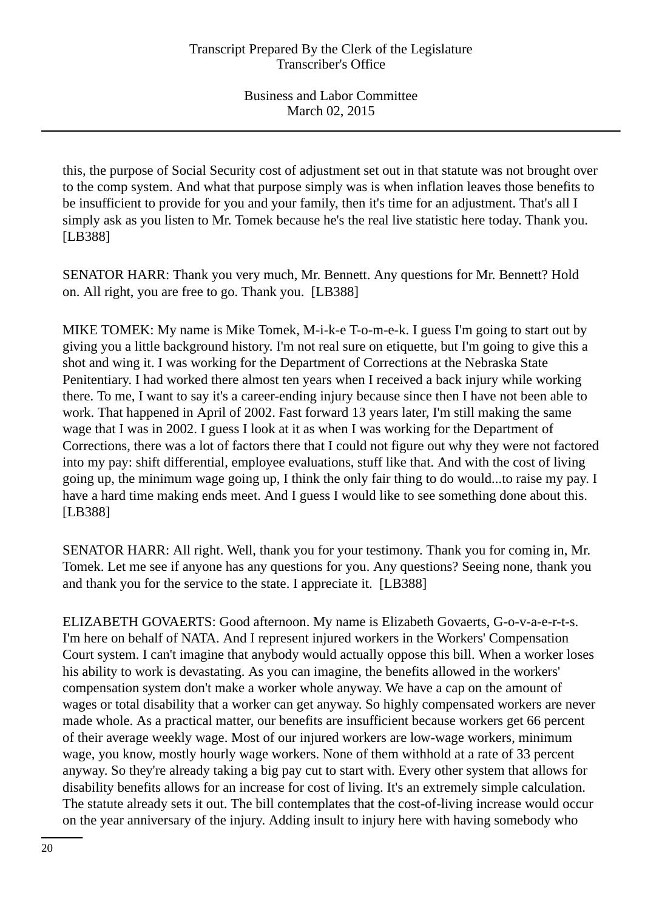this, the purpose of Social Security cost of adjustment set out in that statute was not brought over to the comp system. And what that purpose simply was is when inflation leaves those benefits to be insufficient to provide for you and your family, then it's time for an adjustment. That's all I simply ask as you listen to Mr. Tomek because he's the real live statistic here today. Thank you. [LB388]

SENATOR HARR: Thank you very much, Mr. Bennett. Any questions for Mr. Bennett? Hold on. All right, you are free to go. Thank you. [LB388]

MIKE TOMEK: My name is Mike Tomek, M-i-k-e T-o-m-e-k. I guess I'm going to start out by giving you a little background history. I'm not real sure on etiquette, but I'm going to give this a shot and wing it. I was working for the Department of Corrections at the Nebraska State Penitentiary. I had worked there almost ten years when I received a back injury while working there. To me, I want to say it's a career-ending injury because since then I have not been able to work. That happened in April of 2002. Fast forward 13 years later, I'm still making the same wage that I was in 2002. I guess I look at it as when I was working for the Department of Corrections, there was a lot of factors there that I could not figure out why they were not factored into my pay: shift differential, employee evaluations, stuff like that. And with the cost of living going up, the minimum wage going up, I think the only fair thing to do would...to raise my pay. I have a hard time making ends meet. And I guess I would like to see something done about this. [LB388]

SENATOR HARR: All right. Well, thank you for your testimony. Thank you for coming in, Mr. Tomek. Let me see if anyone has any questions for you. Any questions? Seeing none, thank you and thank you for the service to the state. I appreciate it. [LB388]

ELIZABETH GOVAERTS: Good afternoon. My name is Elizabeth Govaerts, G-o-v-a-e-r-t-s. I'm here on behalf of NATA. And I represent injured workers in the Workers' Compensation Court system. I can't imagine that anybody would actually oppose this bill. When a worker loses his ability to work is devastating. As you can imagine, the benefits allowed in the workers' compensation system don't make a worker whole anyway. We have a cap on the amount of wages or total disability that a worker can get anyway. So highly compensated workers are never made whole. As a practical matter, our benefits are insufficient because workers get 66 percent of their average weekly wage. Most of our injured workers are low-wage workers, minimum wage, you know, mostly hourly wage workers. None of them withhold at a rate of 33 percent anyway. So they're already taking a big pay cut to start with. Every other system that allows for disability benefits allows for an increase for cost of living. It's an extremely simple calculation. The statute already sets it out. The bill contemplates that the cost-of-living increase would occur on the year anniversary of the injury. Adding insult to injury here with having somebody who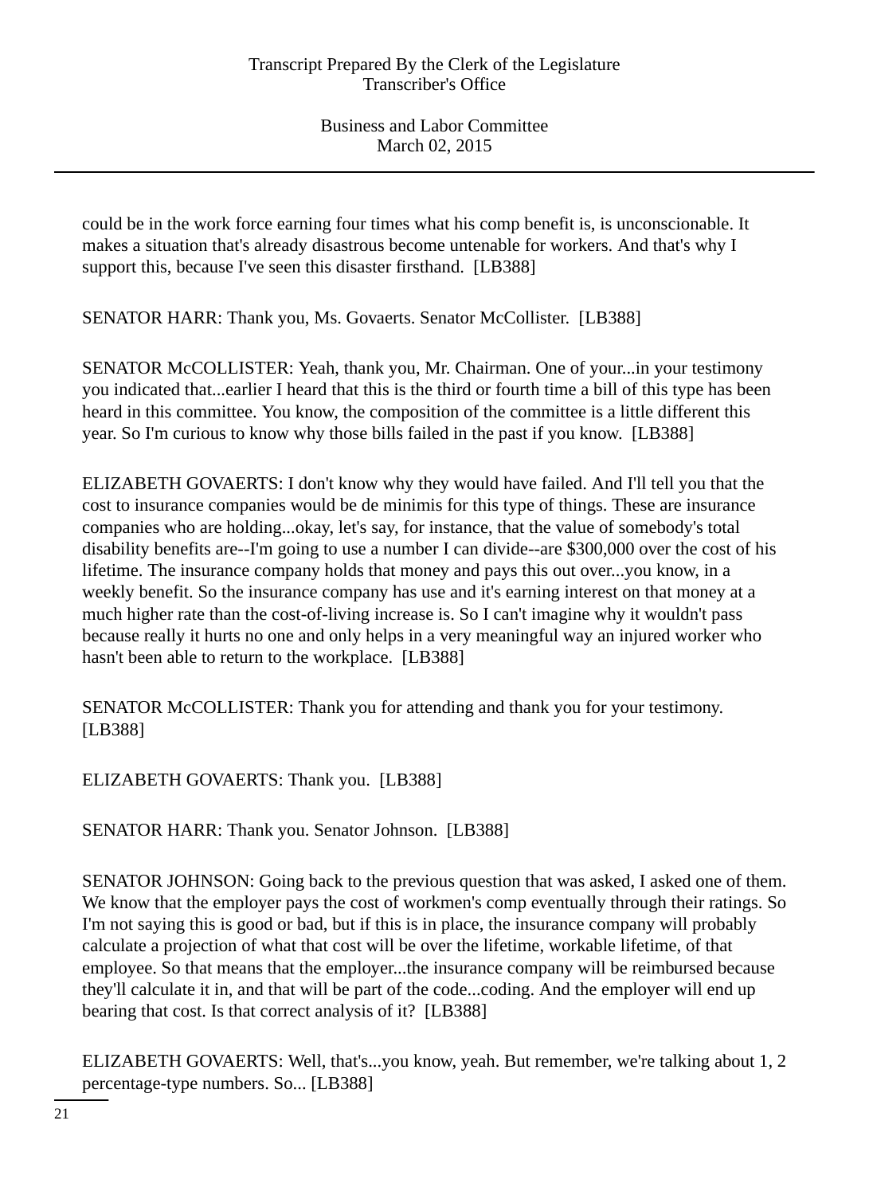could be in the work force earning four times what his comp benefit is, is unconscionable. It makes a situation that's already disastrous become untenable for workers. And that's why I support this, because I've seen this disaster firsthand. [LB388]

SENATOR HARR: Thank you, Ms. Govaerts. Senator McCollister. [LB388]

SENATOR McCOLLISTER: Yeah, thank you, Mr. Chairman. One of your...in your testimony you indicated that...earlier I heard that this is the third or fourth time a bill of this type has been heard in this committee. You know, the composition of the committee is a little different this year. So I'm curious to know why those bills failed in the past if you know. [LB388]

ELIZABETH GOVAERTS: I don't know why they would have failed. And I'll tell you that the cost to insurance companies would be de minimis for this type of things. These are insurance companies who are holding...okay, let's say, for instance, that the value of somebody's total disability benefits are--I'm going to use a number I can divide--are $300,000 over the cost of his lifetime. The insurance company holds that money and pays this out over...you know, in a weekly benefit. So the insurance company has use and it's earning interest on that money at a much higher rate than the cost-of-living increase is. So I can't imagine why it wouldn't pass because really it hurts no one and only helps in a very meaningful way an injured worker who hasn't been able to return to the workplace. [LB388]

SENATOR McCOLLISTER: Thank you for attending and thank you for your testimony. [LB388]

ELIZABETH GOVAERTS: Thank you. [LB388]

SENATOR HARR: Thank you. Senator Johnson. [LB388]

SENATOR JOHNSON: Going back to the previous question that was asked, I asked one of them. We know that the employer pays the cost of workmen's comp eventually through their ratings. So I'm not saying this is good or bad, but if this is in place, the insurance company will probably calculate a projection of what that cost will be over the lifetime, workable lifetime, of that employee. So that means that the employer...the insurance company will be reimbursed because they'll calculate it in, and that will be part of the code...coding. And the employer will end up bearing that cost. Is that correct analysis of it? [LB388]

ELIZABETH GOVAERTS: Well, that's...you know, yeah. But remember, we're talking about 1, 2 percentage-type numbers. So... [LB388]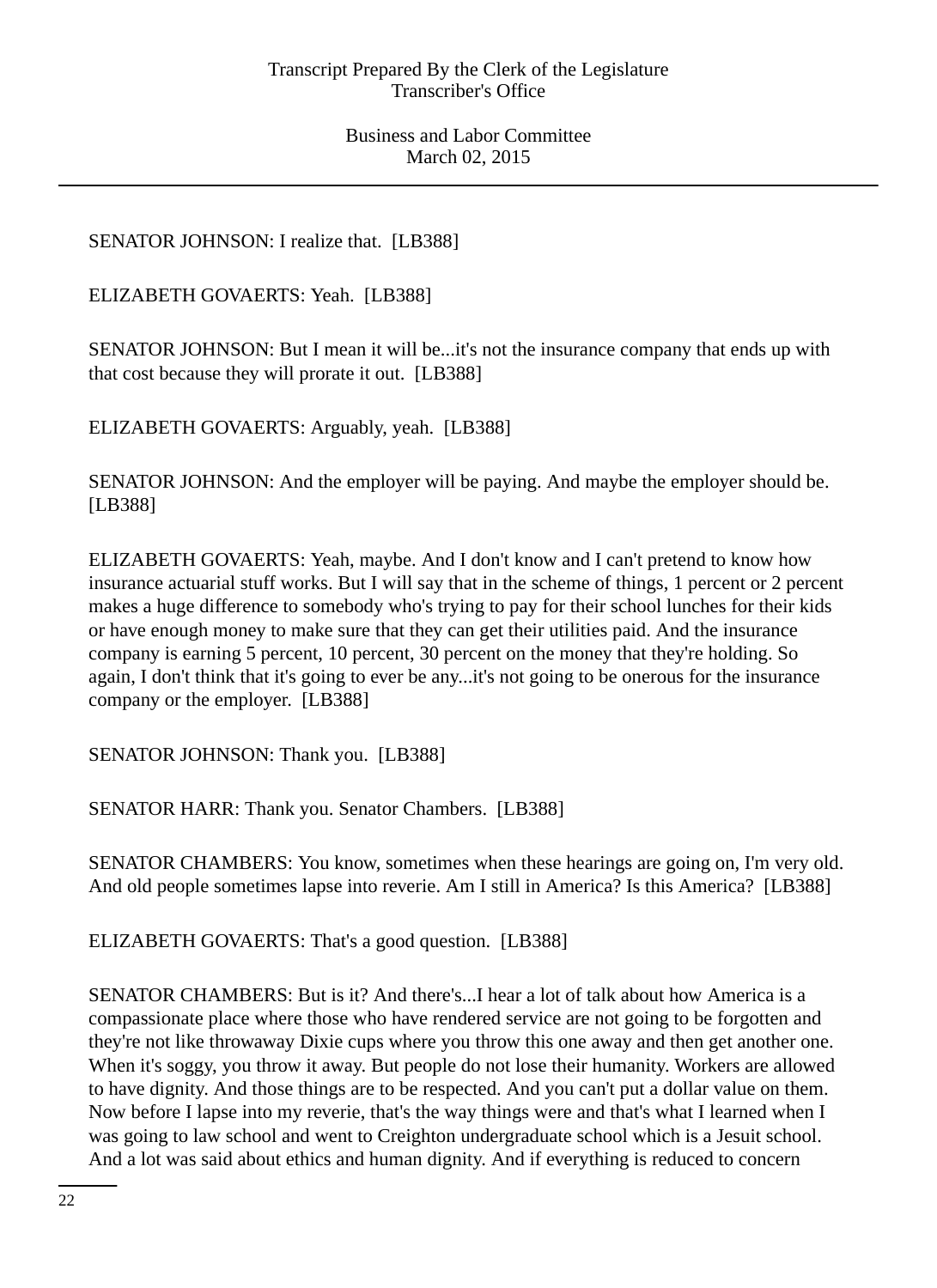SENATOR JOHNSON: I realize that. [LB388]

ELIZABETH GOVAERTS: Yeah. [LB388]

SENATOR JOHNSON: But I mean it will be...it's not the insurance company that ends up with that cost because they will prorate it out. [LB388]

ELIZABETH GOVAERTS: Arguably, yeah. [LB388]

SENATOR JOHNSON: And the employer will be paying. And maybe the employer should be. [LB388]

ELIZABETH GOVAERTS: Yeah, maybe. And I don't know and I can't pretend to know how insurance actuarial stuff works. But I will say that in the scheme of things, 1 percent or 2 percent makes a huge difference to somebody who's trying to pay for their school lunches for their kids or have enough money to make sure that they can get their utilities paid. And the insurance company is earning 5 percent, 10 percent, 30 percent on the money that they're holding. So again, I don't think that it's going to ever be any...it's not going to be onerous for the insurance company or the employer. [LB388]

SENATOR JOHNSON: Thank you. [LB388]

SENATOR HARR: Thank you. Senator Chambers. [LB388]

SENATOR CHAMBERS: You know, sometimes when these hearings are going on, I'm very old. And old people sometimes lapse into reverie. Am I still in America? Is this America? [LB388]

ELIZABETH GOVAERTS: That's a good question. [LB388]

SENATOR CHAMBERS: But is it? And there's...I hear a lot of talk about how America is a compassionate place where those who have rendered service are not going to be forgotten and they're not like throwaway Dixie cups where you throw this one away and then get another one. When it's soggy, you throw it away. But people do not lose their humanity. Workers are allowed to have dignity. And those things are to be respected. And you can't put a dollar value on them. Now before I lapse into my reverie, that's the way things were and that's what I learned when I was going to law school and went to Creighton undergraduate school which is a Jesuit school. And a lot was said about ethics and human dignity. And if everything is reduced to concern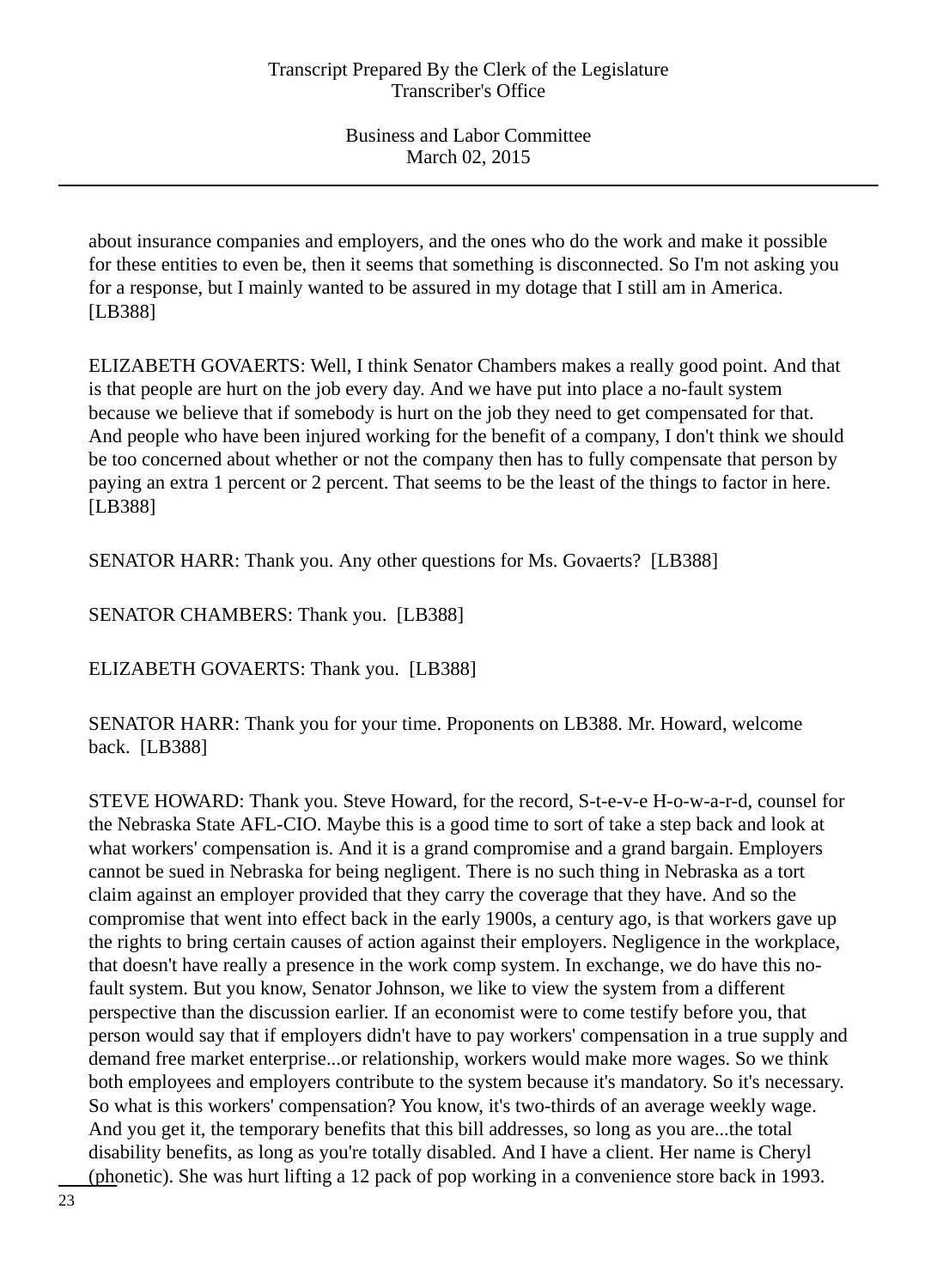about insurance companies and employers, and the ones who do the work and make it possible for these entities to even be, then it seems that something is disconnected. So I'm not asking you for a response, but I mainly wanted to be assured in my dotage that I still am in America. [LB388]

ELIZABETH GOVAERTS: Well, I think Senator Chambers makes a really good point. And that is that people are hurt on the job every day. And we have put into place a no-fault system because we believe that if somebody is hurt on the job they need to get compensated for that. And people who have been injured working for the benefit of a company, I don't think we should be too concerned about whether or not the company then has to fully compensate that person by paying an extra 1 percent or 2 percent. That seems to be the least of the things to factor in here. [LB388]

SENATOR HARR: Thank you. Any other questions for Ms. Govaerts? [LB388]

SENATOR CHAMBERS: Thank you. [LB388]

ELIZABETH GOVAERTS: Thank you. [LB388]

SENATOR HARR: Thank you for your time. Proponents on LB388. Mr. Howard, welcome back. [LB388]

STEVE HOWARD: Thank you. Steve Howard, for the record, S-t-e-v-e H-o-w-a-r-d, counsel for the Nebraska State AFL-CIO. Maybe this is a good time to sort of take a step back and look at what workers' compensation is. And it is a grand compromise and a grand bargain. Employers cannot be sued in Nebraska for being negligent. There is no such thing in Nebraska as a tort claim against an employer provided that they carry the coverage that they have. And so the compromise that went into effect back in the early 1900s, a century ago, is that workers gave up the rights to bring certain causes of action against their employers. Negligence in the workplace, that doesn't have really a presence in the work comp system. In exchange, we do have this no-fault system. But you know, Senator Johnson, we like to view the system from a different perspective than the discussion earlier. If an economist were to come testify before you, that person would say that if employers didn't have to pay workers' compensation in a true supply and demand free market enterprise...or relationship, workers would make more wages. So we think both employees and employers contribute to the system because it's mandatory. So it's necessary. So what is this workers' compensation? You know, it's two-thirds of an average weekly wage. And you get it, the temporary benefits that this bill addresses, so long as you are...the total disability benefits, as long as you're totally disabled. And I have a client. Her name is Cheryl (phonetic). She was hurt lifting a 12 pack of pop working in a convenience store back in 1993.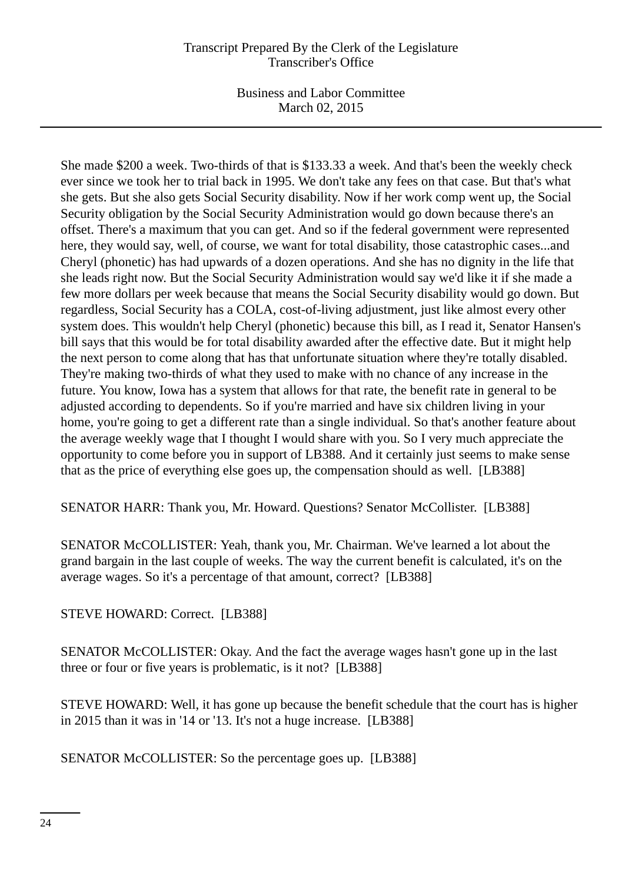She made $200 a week. Two-thirds of that is $133.33 a week. And that's been the weekly check ever since we took her to trial back in 1995. We don't take any fees on that case. But that's what she gets. But she also gets Social Security disability. Now if her work comp went up, the Social Security obligation by the Social Security Administration would go down because there's an offset. There's a maximum that you can get. And so if the federal government were represented here, they would say, well, of course, we want for total disability, those catastrophic cases...and Cheryl (phonetic) has had upwards of a dozen operations. And she has no dignity in the life that she leads right now. But the Social Security Administration would say we'd like it if she made a few more dollars per week because that means the Social Security disability would go down. But regardless, Social Security has a COLA, cost-of-living adjustment, just like almost every other system does. This wouldn't help Cheryl (phonetic) because this bill, as I read it, Senator Hansen's bill says that this would be for total disability awarded after the effective date. But it might help the next person to come along that has that unfortunate situation where they're totally disabled. They're making two-thirds of what they used to make with no chance of any increase in the future. You know, Iowa has a system that allows for that rate, the benefit rate in general to be adjusted according to dependents. So if you're married and have six children living in your home, you're going to get a different rate than a single individual. So that's another feature about the average weekly wage that I thought I would share with you. So I very much appreciate the opportunity to come before you in support of LB388. And it certainly just seems to make sense that as the price of everything else goes up, the compensation should as well. [LB388]

SENATOR HARR: Thank you, Mr. Howard. Questions? Senator McCollister. [LB388]

SENATOR McCOLLISTER: Yeah, thank you, Mr. Chairman. We've learned a lot about the grand bargain in the last couple of weeks. The way the current benefit is calculated, it's on the average wages. So it's a percentage of that amount, correct? [LB388]

STEVE HOWARD: Correct. [LB388]

SENATOR McCOLLISTER: Okay. And the fact the average wages hasn't gone up in the last three or four or five years is problematic, is it not? [LB388]

STEVE HOWARD: Well, it has gone up because the benefit schedule that the court has is higher in 2015 than it was in '14 or '13. It's not a huge increase. [LB388]

SENATOR McCOLLISTER: So the percentage goes up. [LB388]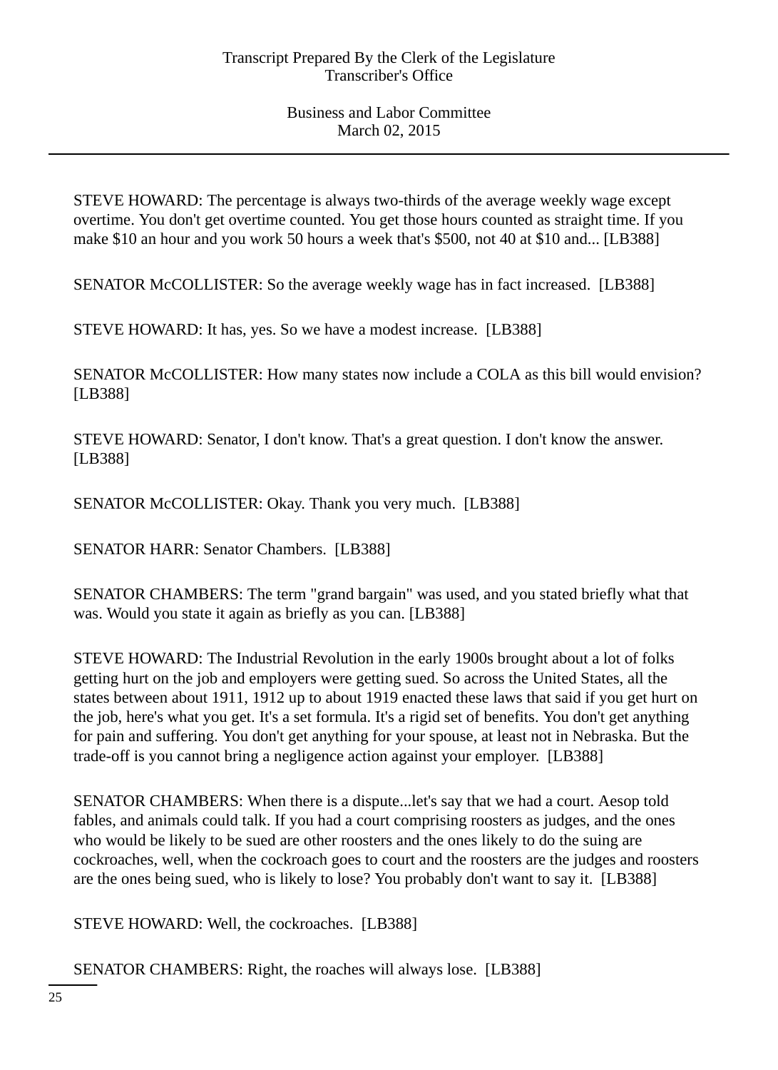STEVE HOWARD: The percentage is always two-thirds of the average weekly wage except overtime. You don't get overtime counted. You get those hours counted as straight time. If you make $10 an hour and you work 50 hours a week that's $500, not 40 at $10 and... [LB388]

SENATOR McCOLLISTER: So the average weekly wage has in fact increased. [LB388]

STEVE HOWARD: It has, yes. So we have a modest increase. [LB388]

SENATOR McCOLLISTER: How many states now include a COLA as this bill would envision? [LB388]

STEVE HOWARD: Senator, I don't know. That's a great question. I don't know the answer. [LB388]

SENATOR McCOLLISTER: Okay. Thank you very much. [LB388]

SENATOR HARR: Senator Chambers. [LB388]

SENATOR CHAMBERS: The term "grand bargain" was used, and you stated briefly what that was. Would you state it again as briefly as you can. [LB388]

STEVE HOWARD: The Industrial Revolution in the early 1900s brought about a lot of folks getting hurt on the job and employers were getting sued. So across the United States, all the states between about 1911, 1912 up to about 1919 enacted these laws that said if you get hurt on the job, here's what you get. It's a set formula. It's a rigid set of benefits. You don't get anything for pain and suffering. You don't get anything for your spouse, at least not in Nebraska. But the trade-off is you cannot bring a negligence action against your employer. [LB388]

SENATOR CHAMBERS: When there is a dispute...let's say that we had a court. Aesop told fables, and animals could talk. If you had a court comprising roosters as judges, and the ones who would be likely to be sued are other roosters and the ones likely to do the suing are cockroaches, well, when the cockroach goes to court and the roosters are the judges and roosters are the ones being sued, who is likely to lose? You probably don't want to say it. [LB388]

STEVE HOWARD: Well, the cockroaches. [LB388]

SENATOR CHAMBERS: Right, the roaches will always lose. [LB388]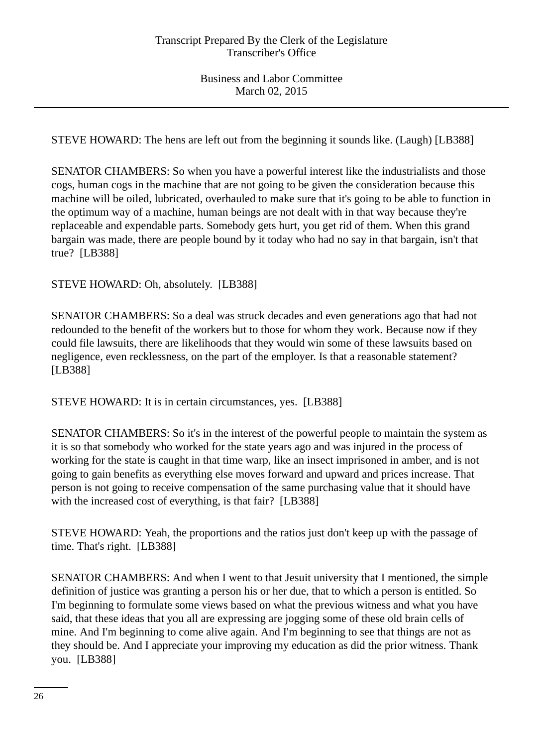STEVE HOWARD: The hens are left out from the beginning it sounds like. (Laugh) [LB388]

SENATOR CHAMBERS: So when you have a powerful interest like the industrialists and those cogs, human cogs in the machine that are not going to be given the consideration because this machine will be oiled, lubricated, overhauled to make sure that it's going to be able to function in the optimum way of a machine, human beings are not dealt with in that way because they're replaceable and expendable parts. Somebody gets hurt, you get rid of them. When this grand bargain was made, there are people bound by it today who had no say in that bargain, isn't that true? [LB388]

STEVE HOWARD: Oh, absolutely. [LB388]

SENATOR CHAMBERS: So a deal was struck decades and even generations ago that had not redounded to the benefit of the workers but to those for whom they work. Because now if they could file lawsuits, there are likelihoods that they would win some of these lawsuits based on negligence, even recklessness, on the part of the employer. Is that a reasonable statement? [LB388]

STEVE HOWARD: It is in certain circumstances, yes. [LB388]

SENATOR CHAMBERS: So it's in the interest of the powerful people to maintain the system as it is so that somebody who worked for the state years ago and was injured in the process of working for the state is caught in that time warp, like an insect imprisoned in amber, and is not going to gain benefits as everything else moves forward and upward and prices increase. That person is not going to receive compensation of the same purchasing value that it should have with the increased cost of everything, is that fair? [LB388]

STEVE HOWARD: Yeah, the proportions and the ratios just don't keep up with the passage of time. That's right. [LB388]

SENATOR CHAMBERS: And when I went to that Jesuit university that I mentioned, the simple definition of justice was granting a person his or her due, that to which a person is entitled. So I'm beginning to formulate some views based on what the previous witness and what you have said, that these ideas that you all are expressing are jogging some of these old brain cells of mine. And I'm beginning to come alive again. And I'm beginning to see that things are not as they should be. And I appreciate your improving my education as did the prior witness. Thank you. [LB388]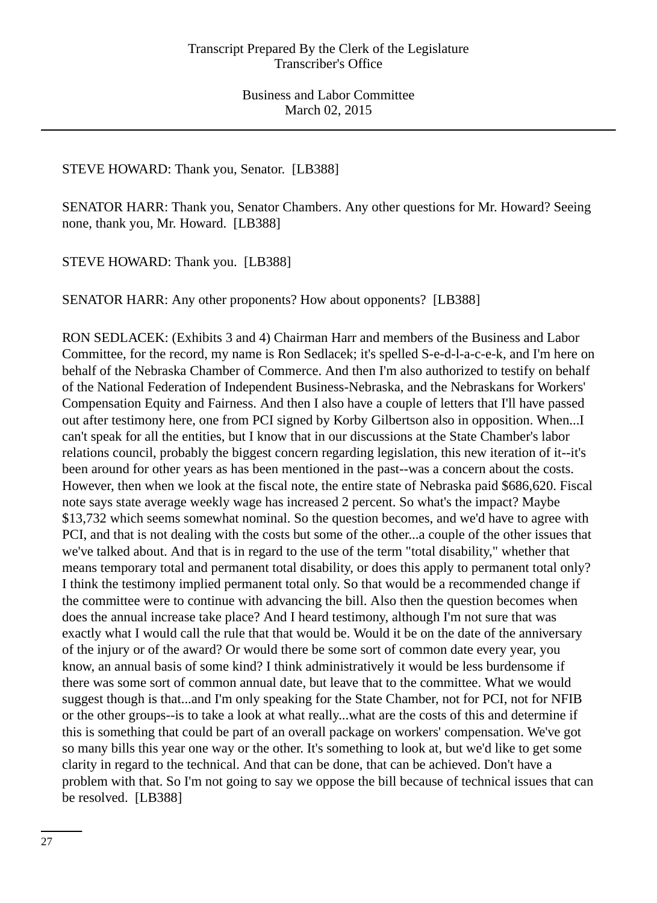STEVE HOWARD: Thank you, Senator. [LB388]

SENATOR HARR: Thank you, Senator Chambers. Any other questions for Mr. Howard? Seeing none, thank you, Mr. Howard. [LB388]

STEVE HOWARD: Thank you. [LB388]

SENATOR HARR: Any other proponents? How about opponents? [LB388]

RON SEDLACEK: (Exhibits 3 and 4) Chairman Harr and members of the Business and Labor Committee, for the record, my name is Ron Sedlacek; it's spelled S-e-d-l-a-c-e-k, and I'm here on behalf of the Nebraska Chamber of Commerce. And then I'm also authorized to testify on behalf of the National Federation of Independent Business-Nebraska, and the Nebraskans for Workers' Compensation Equity and Fairness. And then I also have a couple of letters that I'll have passed out after testimony here, one from PCI signed by Korby Gilbertson also in opposition. When...I can't speak for all the entities, but I know that in our discussions at the State Chamber's labor relations council, probably the biggest concern regarding legislation, this new iteration of it--it's been around for other years as has been mentioned in the past--was a concern about the costs. However, then when we look at the fiscal note, the entire state of Nebraska paid $686,620. Fiscal note says state average weekly wage has increased 2 percent. So what's the impact? Maybe $13,732 which seems somewhat nominal. So the question becomes, and we'd have to agree with PCI, and that is not dealing with the costs but some of the other...a couple of the other issues that we've talked about. And that is in regard to the use of the term "total disability," whether that means temporary total and permanent total disability, or does this apply to permanent total only? I think the testimony implied permanent total only. So that would be a recommended change if the committee were to continue with advancing the bill. Also then the question becomes when does the annual increase take place? And I heard testimony, although I'm not sure that was exactly what I would call the rule that that would be. Would it be on the date of the anniversary of the injury or of the award? Or would there be some sort of common date every year, you know, an annual basis of some kind? I think administratively it would be less burdensome if there was some sort of common annual date, but leave that to the committee. What we would suggest though is that...and I'm only speaking for the State Chamber, not for PCI, not for NFIB or the other groups--is to take a look at what really...what are the costs of this and determine if this is something that could be part of an overall package on workers' compensation. We've got so many bills this year one way or the other. It's something to look at, but we'd like to get some clarity in regard to the technical. And that can be done, that can be achieved. Don't have a problem with that. So I'm not going to say we oppose the bill because of technical issues that can be resolved. [LB388]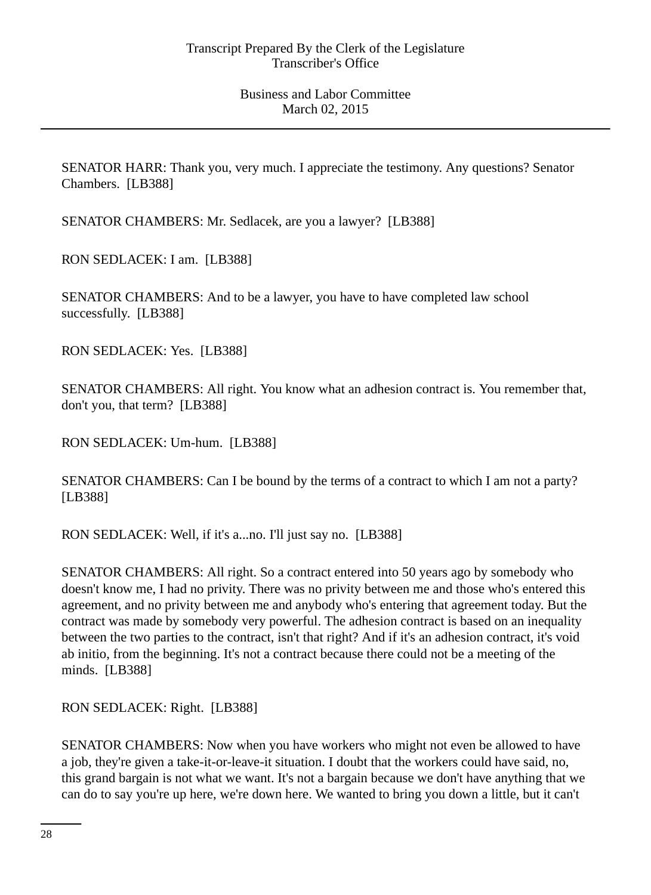SENATOR HARR: Thank you, very much. I appreciate the testimony. Any questions? Senator Chambers. [LB388]

SENATOR CHAMBERS: Mr. Sedlacek, are you a lawyer? [LB388]

RON SEDLACEK: I am. [LB388]

SENATOR CHAMBERS: And to be a lawyer, you have to have completed law school successfully. [LB388]

RON SEDLACEK: Yes. [LB388]

SENATOR CHAMBERS: All right. You know what an adhesion contract is. You remember that, don't you, that term? [LB388]

RON SEDLACEK: Um-hum. [LB388]

SENATOR CHAMBERS: Can I be bound by the terms of a contract to which I am not a party? [LB388]

RON SEDLACEK: Well, if it's a...no. I'll just say no. [LB388]

SENATOR CHAMBERS: All right. So a contract entered into 50 years ago by somebody who doesn't know me, I had no privity. There was no privity between me and those who's entered this agreement, and no privity between me and anybody who's entering that agreement today. But the contract was made by somebody very powerful. The adhesion contract is based on an inequality between the two parties to the contract, isn't that right? And if it's an adhesion contract, it's void ab initio, from the beginning. It's not a contract because there could not be a meeting of the minds. [LB388]

RON SEDLACEK: Right. [LB388]

SENATOR CHAMBERS: Now when you have workers who might not even be allowed to have a job, they're given a take-it-or-leave-it situation. I doubt that the workers could have said, no, this grand bargain is not what we want. It's not a bargain because we don't have anything that we can do to say you're up here, we're down here. We wanted to bring you down a little, but it can't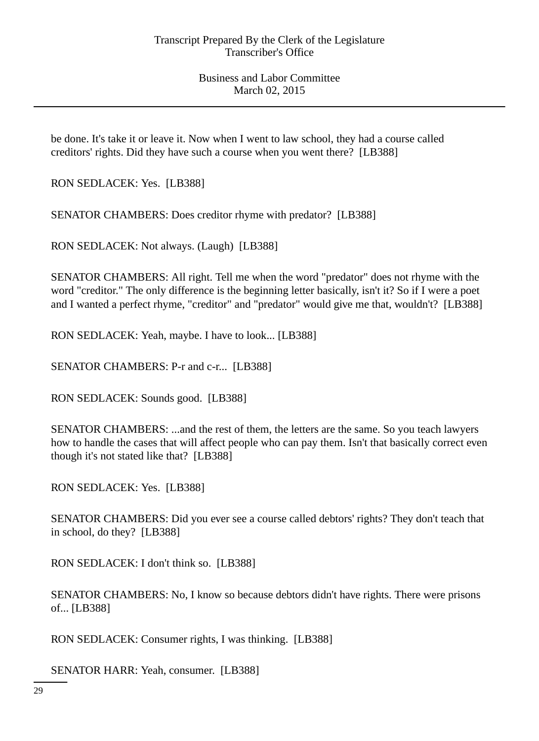be done. It's take it or leave it. Now when I went to law school, they had a course called creditors' rights. Did they have such a course when you went there? [LB388]

RON SEDLACEK: Yes. [LB388]

SENATOR CHAMBERS: Does creditor rhyme with predator? [LB388]

RON SEDLACEK: Not always. (Laugh) [LB388]

SENATOR CHAMBERS: All right. Tell me when the word "predator" does not rhyme with the word "creditor." The only difference is the beginning letter basically, isn't it? So if I were a poet and I wanted a perfect rhyme, "creditor" and "predator" would give me that, wouldn't? [LB388]

RON SEDLACEK: Yeah, maybe. I have to look... [LB388]

SENATOR CHAMBERS: P-r and c-r... [LB388]

RON SEDLACEK: Sounds good. [LB388]

SENATOR CHAMBERS: ...and the rest of them, the letters are the same. So you teach lawyers how to handle the cases that will affect people who can pay them. Isn't that basically correct even though it's not stated like that? [LB388]

RON SEDLACEK: Yes. [LB388]

SENATOR CHAMBERS: Did you ever see a course called debtors' rights? They don't teach that in school, do they? [LB388]

RON SEDLACEK: I don't think so. [LB388]

SENATOR CHAMBERS: No, I know so because debtors didn't have rights. There were prisons of... [LB388]

RON SEDLACEK: Consumer rights, I was thinking. [LB388]

SENATOR HARR: Yeah, consumer. [LB388]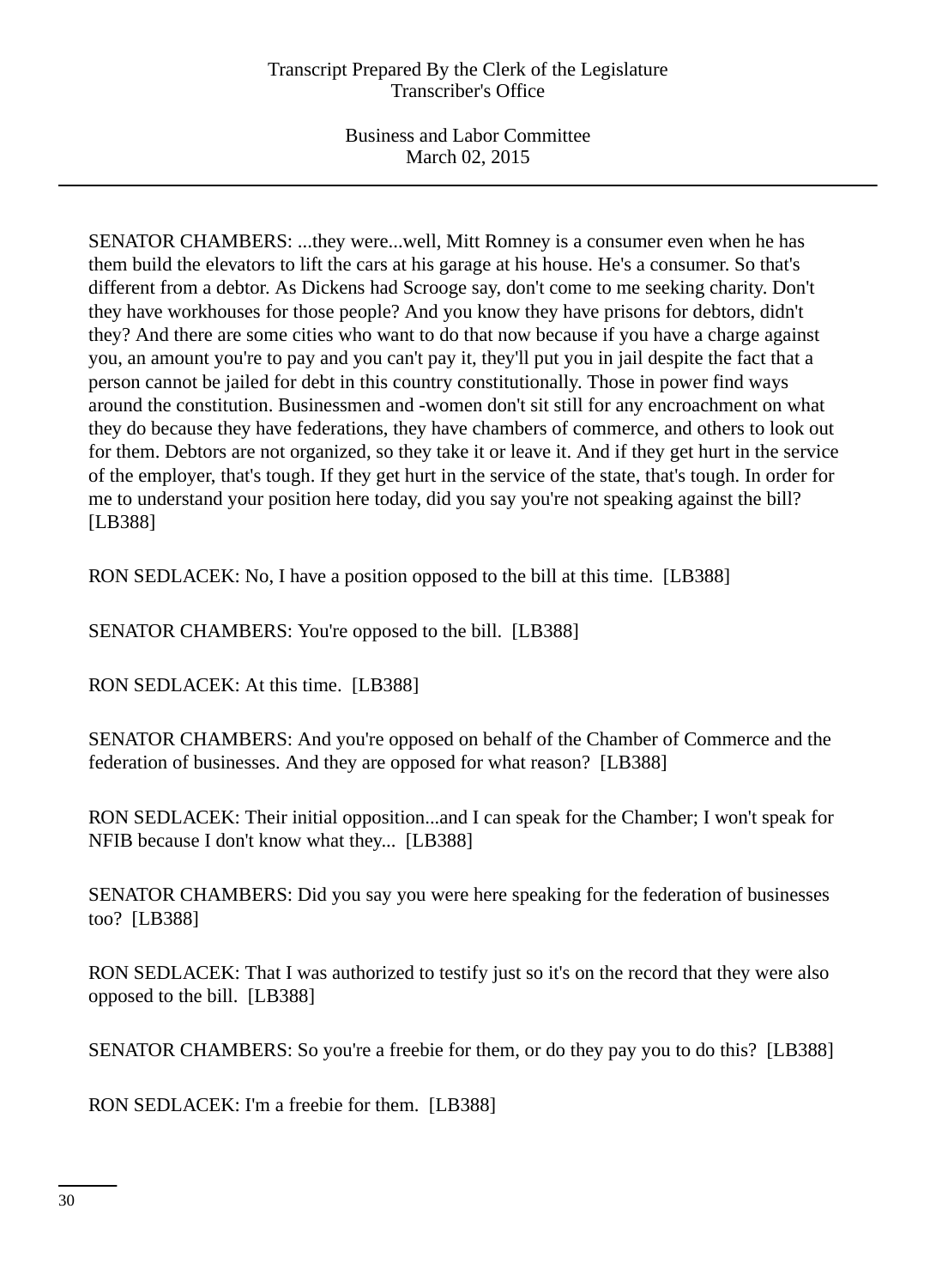SENATOR CHAMBERS: ...they were...well, Mitt Romney is a consumer even when he has them build the elevators to lift the cars at his garage at his house. He's a consumer. So that's different from a debtor. As Dickens had Scrooge say, don't come to me seeking charity. Don't they have workhouses for those people? And you know they have prisons for debtors, didn't they? And there are some cities who want to do that now because if you have a charge against you, an amount you're to pay and you can't pay it, they'll put you in jail despite the fact that a person cannot be jailed for debt in this country constitutionally. Those in power find ways around the constitution. Businessmen and -women don't sit still for any encroachment on what they do because they have federations, they have chambers of commerce, and others to look out for them. Debtors are not organized, so they take it or leave it. And if they get hurt in the service of the employer, that's tough. If they get hurt in the service of the state, that's tough. In order for me to understand your position here today, did you say you're not speaking against the bill? [LB388]

RON SEDLACEK: No, I have a position opposed to the bill at this time. [LB388]

SENATOR CHAMBERS: You're opposed to the bill. [LB388]

RON SEDLACEK: At this time. [LB388]

SENATOR CHAMBERS: And you're opposed on behalf of the Chamber of Commerce and the federation of businesses. And they are opposed for what reason? [LB388]

RON SEDLACEK: Their initial opposition...and I can speak for the Chamber; I won't speak for NFIB because I don't know what they... [LB388]

SENATOR CHAMBERS: Did you say you were here speaking for the federation of businesses too? [LB388]

RON SEDLACEK: That I was authorized to testify just so it's on the record that they were also opposed to the bill. [LB388]

SENATOR CHAMBERS: So you're a freebie for them, or do they pay you to do this? [LB388]

RON SEDLACEK: I'm a freebie for them. [LB388]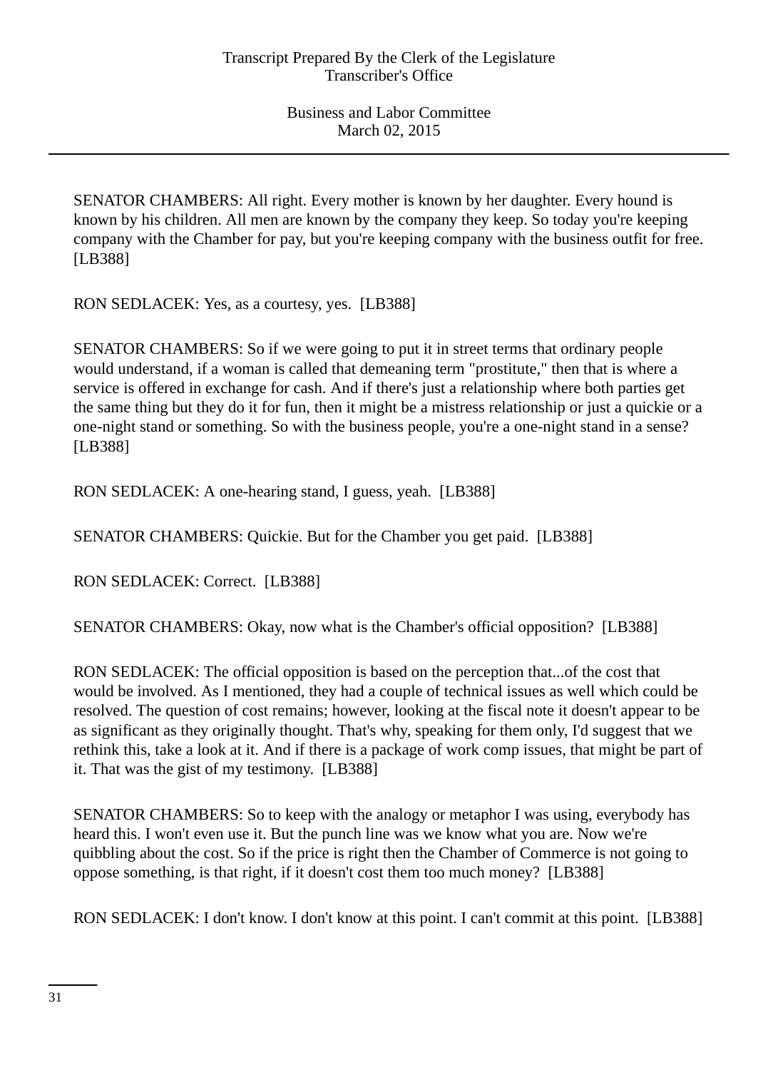SENATOR CHAMBERS: All right. Every mother is known by her daughter. Every hound is known by his children. All men are known by the company they keep. So today you're keeping company with the Chamber for pay, but you're keeping company with the business outfit for free. [LB388]

RON SEDLACEK: Yes, as a courtesy, yes. [LB388]

SENATOR CHAMBERS: So if we were going to put it in street terms that ordinary people would understand, if a woman is called that demeaning term "prostitute," then that is where a service is offered in exchange for cash. And if there's just a relationship where both parties get the same thing but they do it for fun, then it might be a mistress relationship or just a quickie or a one-night stand or something. So with the business people, you're a one-night stand in a sense? [LB388]

RON SEDLACEK: A one-hearing stand, I guess, yeah. [LB388]

SENATOR CHAMBERS: Quickie. But for the Chamber you get paid. [LB388]

RON SEDLACEK: Correct. [LB388]

SENATOR CHAMBERS: Okay, now what is the Chamber's official opposition? [LB388]

RON SEDLACEK: The official opposition is based on the perception that...of the cost that would be involved. As I mentioned, they had a couple of technical issues as well which could be resolved. The question of cost remains; however, looking at the fiscal note it doesn't appear to be as significant as they originally thought. That's why, speaking for them only, I'd suggest that we rethink this, take a look at it. And if there is a package of work comp issues, that might be part of it. That was the gist of my testimony. [LB388]

SENATOR CHAMBERS: So to keep with the analogy or metaphor I was using, everybody has heard this. I won't even use it. But the punch line was we know what you are. Now we're quibbling about the cost. So if the price is right then the Chamber of Commerce is not going to oppose something, is that right, if it doesn't cost them too much money? [LB388]

RON SEDLACEK: I don't know. I don't know at this point. I can't commit at this point. [LB388]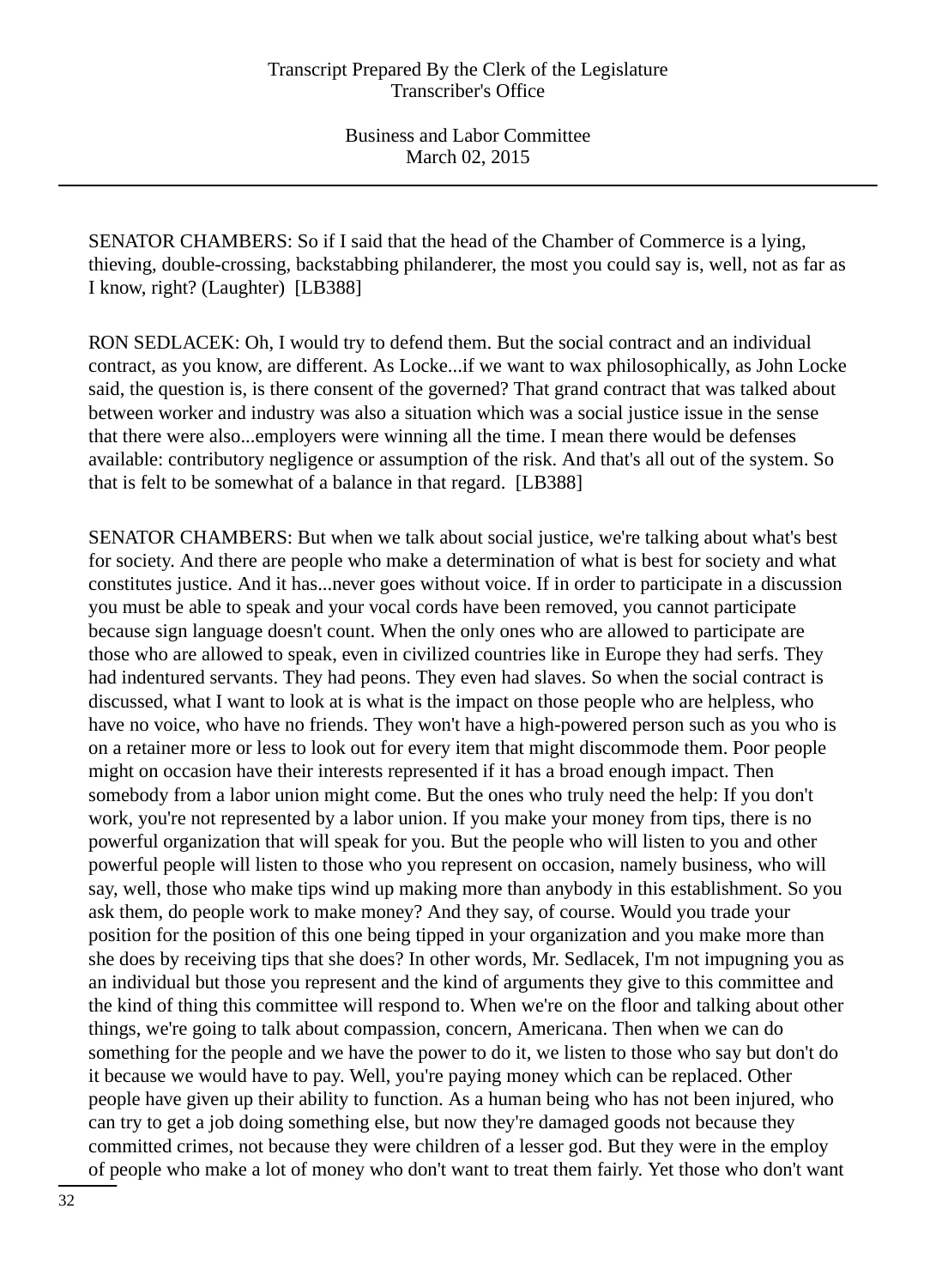SENATOR CHAMBERS: So if I said that the head of the Chamber of Commerce is a lying, thieving, double-crossing, backstabbing philanderer, the most you could say is, well, not as far as I know, right? (Laughter) [LB388]

RON SEDLACEK: Oh, I would try to defend them. But the social contract and an individual contract, as you know, are different. As Locke...if we want to wax philosophically, as John Locke said, the question is, is there consent of the governed? That grand contract that was talked about between worker and industry was also a situation which was a social justice issue in the sense that there were also...employers were winning all the time. I mean there would be defenses available: contributory negligence or assumption of the risk. And that's all out of the system. So that is felt to be somewhat of a balance in that regard. [LB388]

SENATOR CHAMBERS: But when we talk about social justice, we're talking about what's best for society. And there are people who make a determination of what is best for society and what constitutes justice. And it has...never goes without voice. If in order to participate in a discussion you must be able to speak and your vocal cords have been removed, you cannot participate because sign language doesn't count. When the only ones who are allowed to participate are those who are allowed to speak, even in civilized countries like in Europe they had serfs. They had indentured servants. They had peons. They even had slaves. So when the social contract is discussed, what I want to look at is what is the impact on those people who are helpless, who have no voice, who have no friends. They won't have a high-powered person such as you who is on a retainer more or less to look out for every item that might discommode them. Poor people might on occasion have their interests represented if it has a broad enough impact. Then somebody from a labor union might come. But the ones who truly need the help: If you don't work, you're not represented by a labor union. If you make your money from tips, there is no powerful organization that will speak for you. But the people who will listen to you and other powerful people will listen to those who you represent on occasion, namely business, who will say, well, those who make tips wind up making more than anybody in this establishment. So you ask them, do people work to make money? And they say, of course. Would you trade your position for the position of this one being tipped in your organization and you make more than she does by receiving tips that she does? In other words, Mr. Sedlacek, I'm not impugning you as an individual but those you represent and the kind of arguments they give to this committee and the kind of thing this committee will respond to. When we're on the floor and talking about other things, we're going to talk about compassion, concern, Americana. Then when we can do something for the people and we have the power to do it, we listen to those who say but don't do it because we would have to pay. Well, you're paying money which can be replaced. Other people have given up their ability to function. As a human being who has not been injured, who can try to get a job doing something else, but now they're damaged goods not because they committed crimes, not because they were children of a lesser god. But they were in the employ of people who make a lot of money who don't want to treat them fairly. Yet those who don't want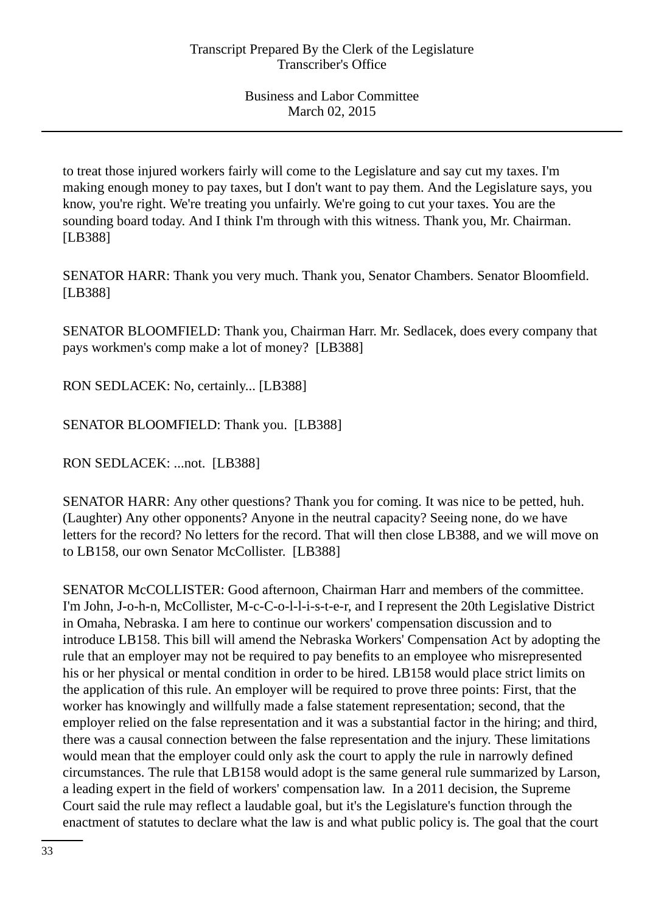to treat those injured workers fairly will come to the Legislature and say cut my taxes. I'm making enough money to pay taxes, but I don't want to pay them. And the Legislature says, you know, you're right. We're treating you unfairly. We're going to cut your taxes. You are the sounding board today. And I think I'm through with this witness. Thank you, Mr. Chairman. [LB388]

SENATOR HARR: Thank you very much. Thank you, Senator Chambers. Senator Bloomfield. [LB388]

SENATOR BLOOMFIELD: Thank you, Chairman Harr. Mr. Sedlacek, does every company that pays workmen's comp make a lot of money? [LB388]

RON SEDLACEK: No, certainly... [LB388]

SENATOR BLOOMFIELD: Thank you. [LB388]

RON SEDLACEK: ...not. [LB388]

SENATOR HARR: Any other questions? Thank you for coming. It was nice to be petted, huh. (Laughter) Any other opponents? Anyone in the neutral capacity? Seeing none, do we have letters for the record? No letters for the record. That will then close LB388, and we will move on to LB158, our own Senator McCollister. [LB388]

SENATOR McCOLLISTER: Good afternoon, Chairman Harr and members of the committee. I'm John, J-o-h-n, McCollister, M-c-C-o-l-l-i-s-t-e-r, and I represent the 20th Legislative District in Omaha, Nebraska. I am here to continue our workers' compensation discussion and to introduce LB158. This bill will amend the Nebraska Workers' Compensation Act by adopting the rule that an employer may not be required to pay benefits to an employee who misrepresented his or her physical or mental condition in order to be hired. LB158 would place strict limits on the application of this rule. An employer will be required to prove three points: First, that the worker has knowingly and willfully made a false statement representation; second, that the employer relied on the false representation and it was a substantial factor in the hiring; and third, there was a causal connection between the false representation and the injury. These limitations would mean that the employer could only ask the court to apply the rule in narrowly defined circumstances. The rule that LB158 would adopt is the same general rule summarized by Larson, a leading expert in the field of workers' compensation law. In a 2011 decision, the Supreme Court said the rule may reflect a laudable goal, but it's the Legislature's function through the enactment of statutes to declare what the law is and what public policy is. The goal that the court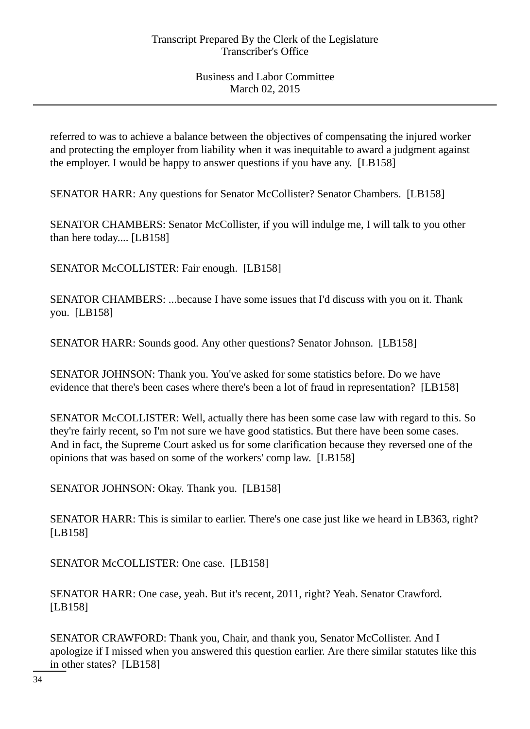referred to was to achieve a balance between the objectives of compensating the injured worker and protecting the employer from liability when it was inequitable to award a judgment against the employer. I would be happy to answer questions if you have any. [LB158]

SENATOR HARR: Any questions for Senator McCollister? Senator Chambers. [LB158]

SENATOR CHAMBERS: Senator McCollister, if you will indulge me, I will talk to you other than here today.... [LB158]

SENATOR McCOLLISTER: Fair enough. [LB158]

SENATOR CHAMBERS: ...because I have some issues that I'd discuss with you on it. Thank you. [LB158]

SENATOR HARR: Sounds good. Any other questions? Senator Johnson. [LB158]

SENATOR JOHNSON: Thank you. You've asked for some statistics before. Do we have evidence that there's been cases where there's been a lot of fraud in representation? [LB158]

SENATOR McCOLLISTER: Well, actually there has been some case law with regard to this. So they're fairly recent, so I'm not sure we have good statistics. But there have been some cases. And in fact, the Supreme Court asked us for some clarification because they reversed one of the opinions that was based on some of the workers' comp law. [LB158]

SENATOR JOHNSON: Okay. Thank you. [LB158]

SENATOR HARR: This is similar to earlier. There's one case just like we heard in LB363, right? [LB158]

SENATOR McCOLLISTER: One case. [LB158]

SENATOR HARR: One case, yeah. But it's recent, 2011, right? Yeah. Senator Crawford. [LB158]

SENATOR CRAWFORD: Thank you, Chair, and thank you, Senator McCollister. And I apologize if I missed when you answered this question earlier. Are there similar statutes like this in other states? [LB158]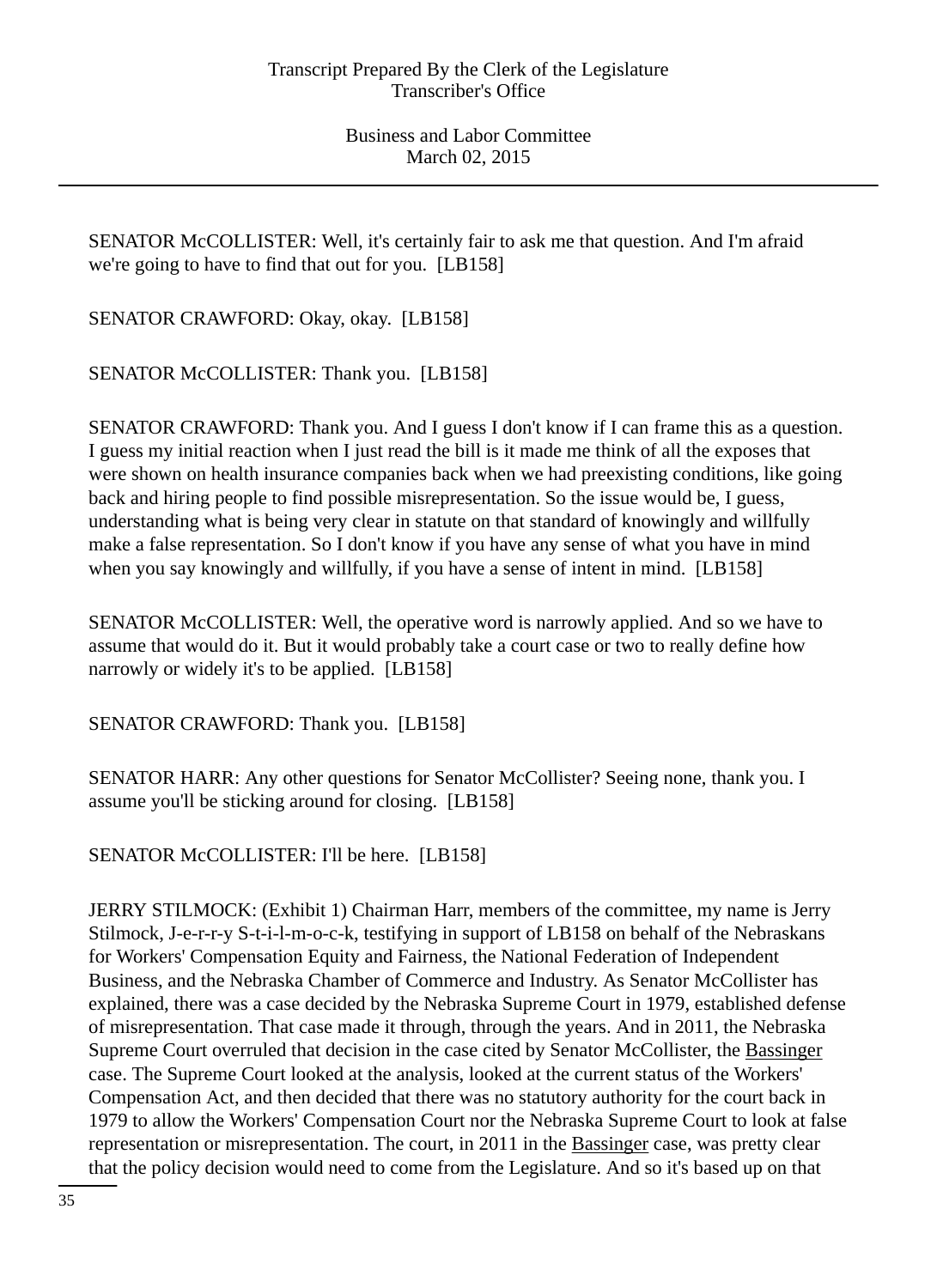SENATOR McCOLLISTER: Well, it's certainly fair to ask me that question. And I'm afraid we're going to have to find that out for you. [LB158]

SENATOR CRAWFORD: Okay, okay. [LB158]

SENATOR McCOLLISTER: Thank you. [LB158]

SENATOR CRAWFORD: Thank you. And I guess I don't know if I can frame this as a question. I guess my initial reaction when I just read the bill is it made me think of all the exposes that were shown on health insurance companies back when we had preexisting conditions, like going back and hiring people to find possible misrepresentation. So the issue would be, I guess, understanding what is being very clear in statute on that standard of knowingly and willfully make a false representation. So I don't know if you have any sense of what you have in mind when you say knowingly and willfully, if you have a sense of intent in mind. [LB158]

SENATOR McCOLLISTER: Well, the operative word is narrowly applied. And so we have to assume that would do it. But it would probably take a court case or two to really define how narrowly or widely it's to be applied. [LB158]

SENATOR CRAWFORD: Thank you. [LB158]

SENATOR HARR: Any other questions for Senator McCollister? Seeing none, thank you. I assume you'll be sticking around for closing. [LB158]

SENATOR McCOLLISTER: I'll be here. [LB158]

JERRY STILMOCK: (Exhibit 1) Chairman Harr, members of the committee, my name is Jerry Stilmock, J-e-r-r-y S-t-i-l-m-o-c-k, testifying in support of LB158 on behalf of the Nebraskans for Workers' Compensation Equity and Fairness, the National Federation of Independent Business, and the Nebraska Chamber of Commerce and Industry. As Senator McCollister has explained, there was a case decided by the Nebraska Supreme Court in 1979, established defense of misrepresentation. That case made it through, through the years. And in 2011, the Nebraska Supreme Court overruled that decision in the case cited by Senator McCollister, the Bassinger case. The Supreme Court looked at the analysis, looked at the current status of the Workers' Compensation Act, and then decided that there was no statutory authority for the court back in 1979 to allow the Workers' Compensation Court nor the Nebraska Supreme Court to look at false representation or misrepresentation. The court, in 2011 in the Bassinger case, was pretty clear that the policy decision would need to come from the Legislature. And so it's based up on that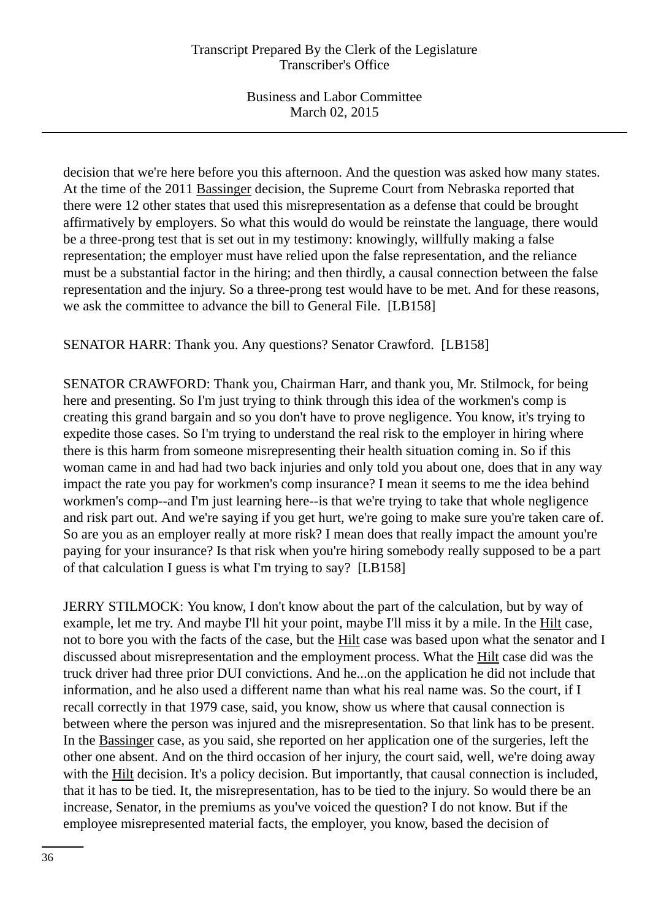decision that we're here before you this afternoon. And the question was asked how many states. At the time of the 2011 Bassinger decision, the Supreme Court from Nebraska reported that there were 12 other states that used this misrepresentation as a defense that could be brought affirmatively by employers. So what this would do would be reinstate the language, there would be a three-prong test that is set out in my testimony: knowingly, willfully making a false representation; the employer must have relied upon the false representation, and the reliance must be a substantial factor in the hiring; and then thirdly, a causal connection between the false representation and the injury. So a three-prong test would have to be met. And for these reasons, we ask the committee to advance the bill to General File. [LB158]

SENATOR HARR: Thank you. Any questions? Senator Crawford. [LB158]

SENATOR CRAWFORD: Thank you, Chairman Harr, and thank you, Mr. Stilmock, for being here and presenting. So I'm just trying to think through this idea of the workmen's comp is creating this grand bargain and so you don't have to prove negligence. You know, it's trying to expedite those cases. So I'm trying to understand the real risk to the employer in hiring where there is this harm from someone misrepresenting their health situation coming in. So if this woman came in and had had two back injuries and only told you about one, does that in any way impact the rate you pay for workmen's comp insurance? I mean it seems to me the idea behind workmen's comp--and I'm just learning here--is that we're trying to take that whole negligence and risk part out. And we're saying if you get hurt, we're going to make sure you're taken care of. So are you as an employer really at more risk? I mean does that really impact the amount you're paying for your insurance? Is that risk when you're hiring somebody really supposed to be a part of that calculation I guess is what I'm trying to say? [LB158]

JERRY STILMOCK: You know, I don't know about the part of the calculation, but by way of example, let me try. And maybe I'll hit your point, maybe I'll miss it by a mile. In the Hilt case, not to bore you with the facts of the case, but the Hilt case was based upon what the senator and I discussed about misrepresentation and the employment process. What the Hilt case did was the truck driver had three prior DUI convictions. And he...on the application he did not include that information, and he also used a different name than what his real name was. So the court, if I recall correctly in that 1979 case, said, you know, show us where that causal connection is between where the person was injured and the misrepresentation. So that link has to be present. In the Bassinger case, as you said, she reported on her application one of the surgeries, left the other one absent. And on the third occasion of her injury, the court said, well, we're doing away with the Hilt decision. It's a policy decision. But importantly, that causal connection is included, that it has to be tied. It, the misrepresentation, has to be tied to the injury. So would there be an increase, Senator, in the premiums as you've voiced the question? I do not know. But if the employee misrepresented material facts, the employer, you know, based the decision of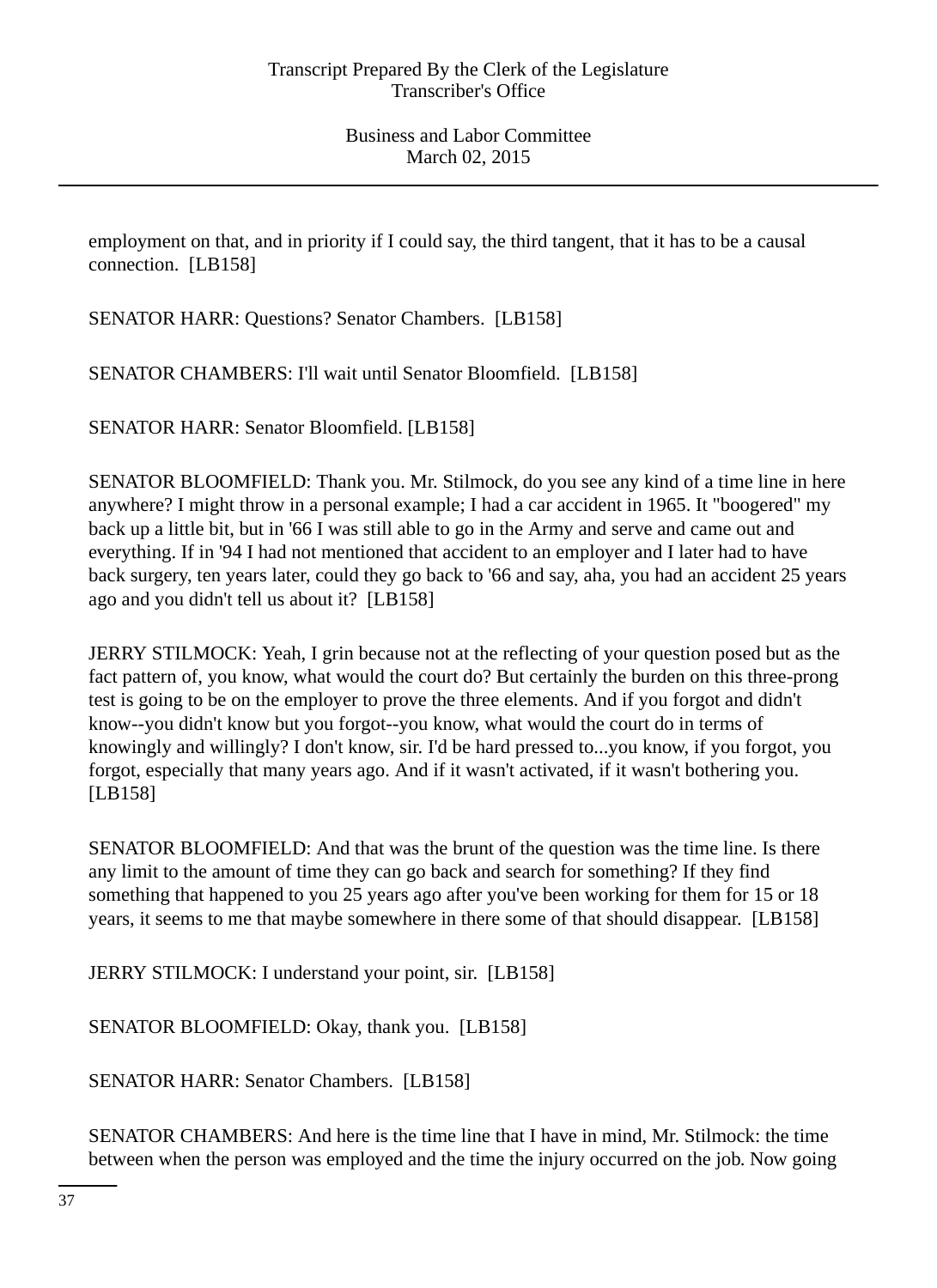employment on that, and in priority if I could say, the third tangent, that it has to be a causal connection. [LB158]

SENATOR HARR: Questions? Senator Chambers. [LB158]

SENATOR CHAMBERS: I'll wait until Senator Bloomfield. [LB158]

SENATOR HARR: Senator Bloomfield. [LB158]

SENATOR BLOOMFIELD: Thank you. Mr. Stilmock, do you see any kind of a time line in here anywhere? I might throw in a personal example; I had a car accident in 1965. It "boogered" my back up a little bit, but in '66 I was still able to go in the Army and serve and came out and everything. If in '94 I had not mentioned that accident to an employer and I later had to have back surgery, ten years later, could they go back to '66 and say, aha, you had an accident 25 years ago and you didn't tell us about it? [LB158]

JERRY STILMOCK: Yeah, I grin because not at the reflecting of your question posed but as the fact pattern of, you know, what would the court do? But certainly the burden on this three-prong test is going to be on the employer to prove the three elements. And if you forgot and didn't know--you didn't know but you forgot--you know, what would the court do in terms of knowingly and willingly? I don't know, sir. I'd be hard pressed to...you know, if you forgot, you forgot, especially that many years ago. And if it wasn't activated, if it wasn't bothering you. [LB158]

SENATOR BLOOMFIELD: And that was the brunt of the question was the time line. Is there any limit to the amount of time they can go back and search for something? If they find something that happened to you 25 years ago after you've been working for them for 15 or 18 years, it seems to me that maybe somewhere in there some of that should disappear. [LB158]

JERRY STILMOCK: I understand your point, sir. [LB158]

SENATOR BLOOMFIELD: Okay, thank you. [LB158]

SENATOR HARR: Senator Chambers. [LB158]

SENATOR CHAMBERS: And here is the time line that I have in mind, Mr. Stilmock: the time between when the person was employed and the time the injury occurred on the job. Now going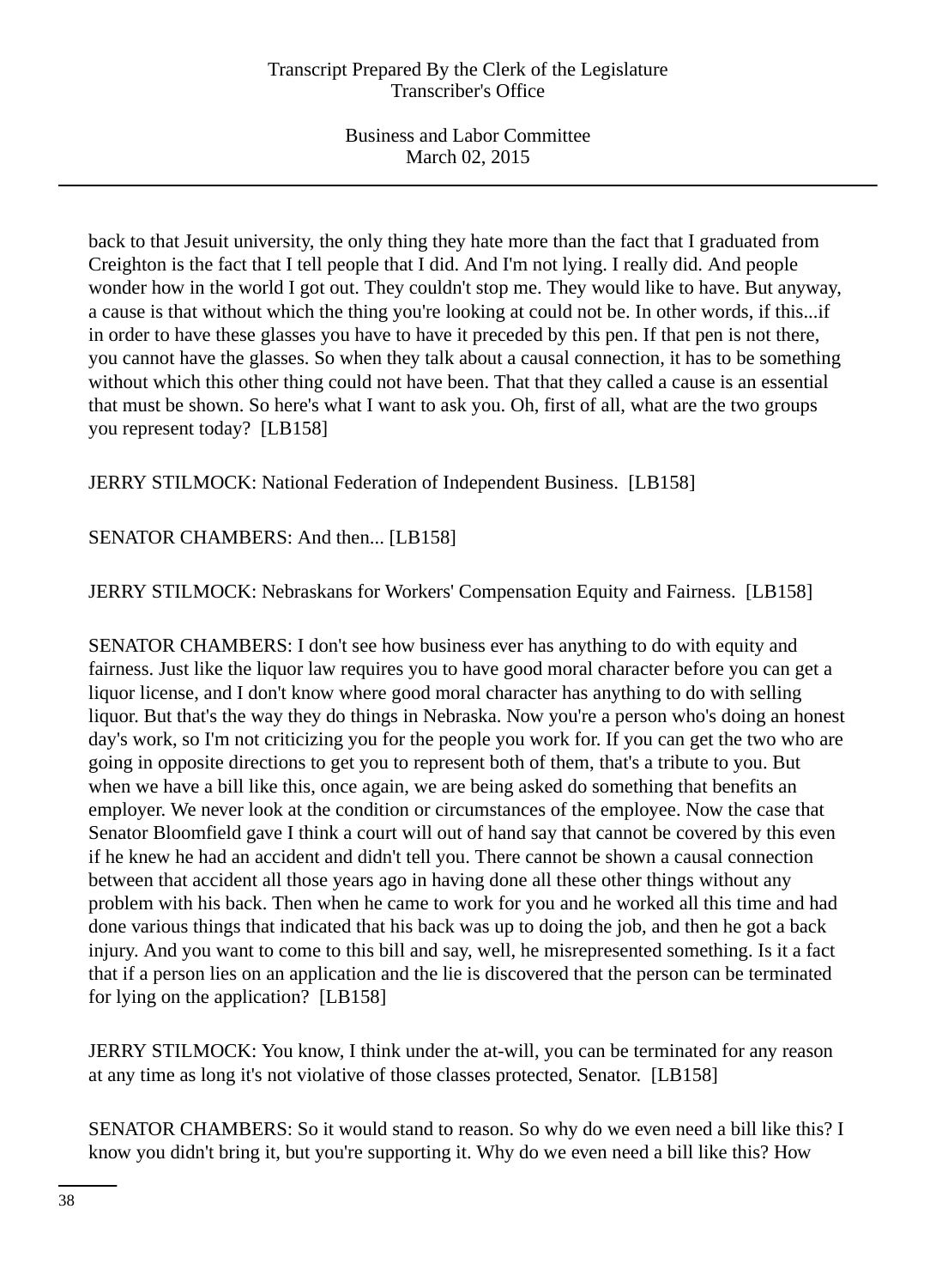back to that Jesuit university, the only thing they hate more than the fact that I graduated from Creighton is the fact that I tell people that I did. And I'm not lying. I really did. And people wonder how in the world I got out. They couldn't stop me. They would like to have. But anyway, a cause is that without which the thing you're looking at could not be. In other words, if this...if in order to have these glasses you have to have it preceded by this pen. If that pen is not there, you cannot have the glasses. So when they talk about a causal connection, it has to be something without which this other thing could not have been. That that they called a cause is an essential that must be shown. So here's what I want to ask you. Oh, first of all, what are the two groups you represent today? [LB158]

JERRY STILMOCK: National Federation of Independent Business. [LB158]

SENATOR CHAMBERS: And then... [LB158]

JERRY STILMOCK: Nebraskans for Workers' Compensation Equity and Fairness. [LB158]

SENATOR CHAMBERS: I don't see how business ever has anything to do with equity and fairness. Just like the liquor law requires you to have good moral character before you can get a liquor license, and I don't know where good moral character has anything to do with selling liquor. But that's the way they do things in Nebraska. Now you're a person who's doing an honest day's work, so I'm not criticizing you for the people you work for. If you can get the two who are going in opposite directions to get you to represent both of them, that's a tribute to you. But when we have a bill like this, once again, we are being asked do something that benefits an employer. We never look at the condition or circumstances of the employee. Now the case that Senator Bloomfield gave I think a court will out of hand say that cannot be covered by this even if he knew he had an accident and didn't tell you. There cannot be shown a causal connection between that accident all those years ago in having done all these other things without any problem with his back. Then when he came to work for you and he worked all this time and had done various things that indicated that his back was up to doing the job, and then he got a back injury. And you want to come to this bill and say, well, he misrepresented something. Is it a fact that if a person lies on an application and the lie is discovered that the person can be terminated for lying on the application? [LB158]

JERRY STILMOCK: You know, I think under the at-will, you can be terminated for any reason at any time as long it's not violative of those classes protected, Senator. [LB158]

SENATOR CHAMBERS: So it would stand to reason. So why do we even need a bill like this? I know you didn't bring it, but you're supporting it. Why do we even need a bill like this? How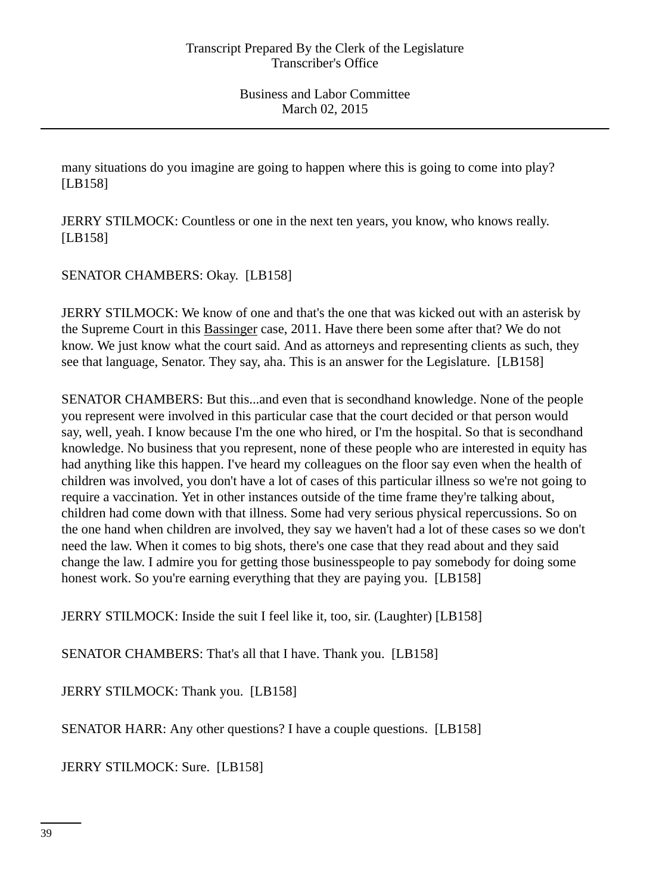many situations do you imagine are going to happen where this is going to come into play? [LB158]

JERRY STILMOCK: Countless or one in the next ten years, you know, who knows really. [LB158]

SENATOR CHAMBERS: Okay. [LB158]

JERRY STILMOCK: We know of one and that's the one that was kicked out with an asterisk by the Supreme Court in this Bassinger case, 2011. Have there been some after that? We do not know. We just know what the court said. And as attorneys and representing clients as such, they see that language, Senator. They say, aha. This is an answer for the Legislature. [LB158]

SENATOR CHAMBERS: But this...and even that is secondhand knowledge. None of the people you represent were involved in this particular case that the court decided or that person would say, well, yeah. I know because I'm the one who hired, or I'm the hospital. So that is secondhand knowledge. No business that you represent, none of these people who are interested in equity has had anything like this happen. I've heard my colleagues on the floor say even when the health of children was involved, you don't have a lot of cases of this particular illness so we're not going to require a vaccination. Yet in other instances outside of the time frame they're talking about, children had come down with that illness. Some had very serious physical repercussions. So on the one hand when children are involved, they say we haven't had a lot of these cases so we don't need the law. When it comes to big shots, there's one case that they read about and they said change the law. I admire you for getting those businesspeople to pay somebody for doing some honest work. So you're earning everything that they are paying you. [LB158]

JERRY STILMOCK: Inside the suit I feel like it, too, sir. (Laughter) [LB158]

SENATOR CHAMBERS: That's all that I have. Thank you. [LB158]

JERRY STILMOCK: Thank you. [LB158]

SENATOR HARR: Any other questions? I have a couple questions. [LB158]

JERRY STILMOCK: Sure. [LB158]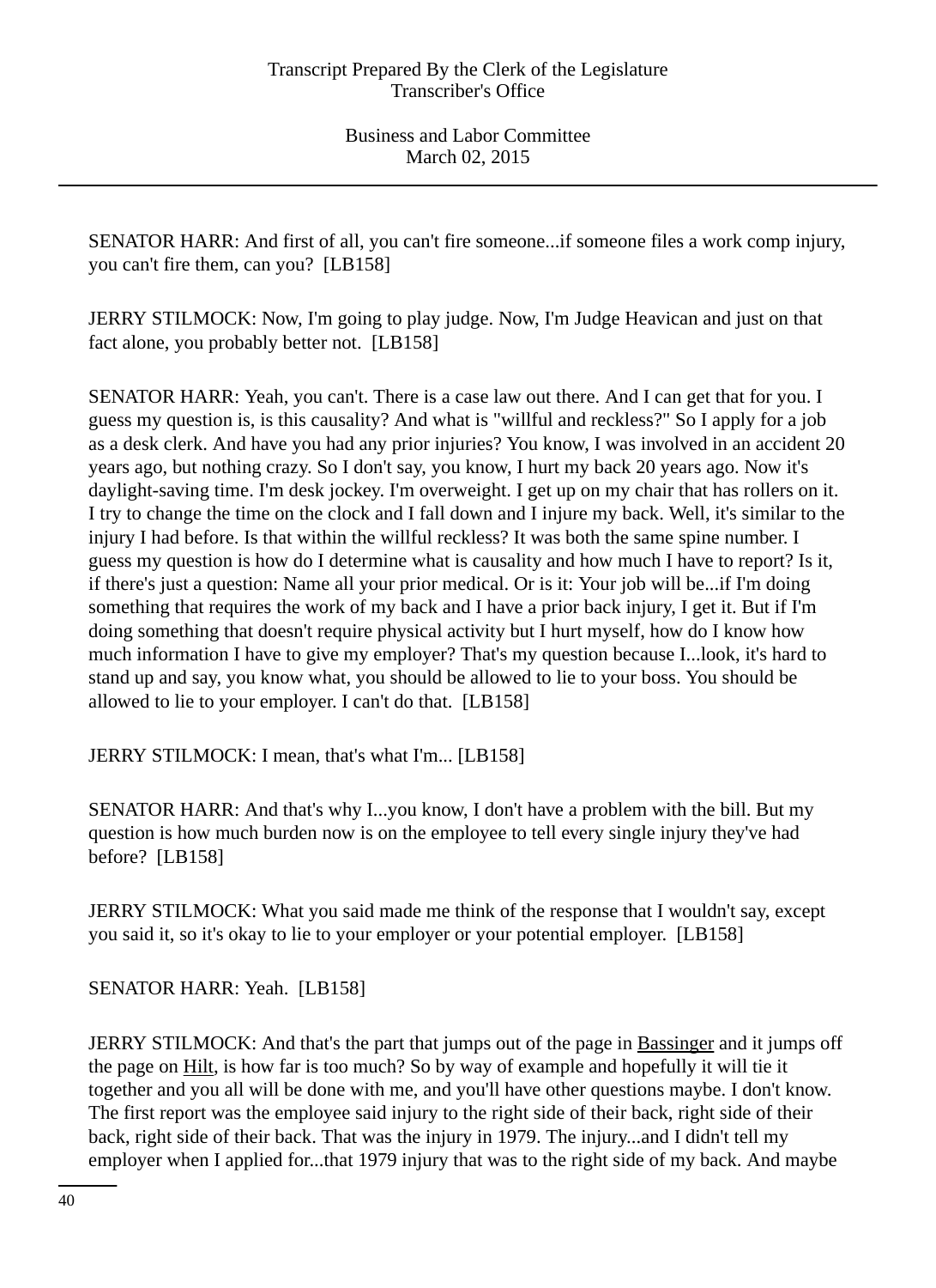SENATOR HARR: And first of all, you can't fire someone...if someone files a work comp injury, you can't fire them, can you?  [LB158]

JERRY STILMOCK: Now, I'm going to play judge. Now, I'm Judge Heavican and just on that fact alone, you probably better not.  [LB158]

SENATOR HARR: Yeah, you can't. There is a case law out there. And I can get that for you. I guess my question is, is this causality? And what is "willful and reckless?" So I apply for a job as a desk clerk. And have you had any prior injuries? You know, I was involved in an accident 20 years ago, but nothing crazy. So I don't say, you know, I hurt my back 20 years ago. Now it's daylight-saving time. I'm desk jockey. I'm overweight. I get up on my chair that has rollers on it. I try to change the time on the clock and I fall down and I injure my back. Well, it's similar to the injury I had before. Is that within the willful reckless? It was both the same spine number. I guess my question is how do I determine what is causality and how much I have to report? Is it, if there's just a question: Name all your prior medical. Or is it: Your job will be...if I'm doing something that requires the work of my back and I have a prior back injury, I get it. But if I'm doing something that doesn't require physical activity but I hurt myself, how do I know how much information I have to give my employer? That's my question because I...look, it's hard to stand up and say, you know what, you should be allowed to lie to your boss. You should be allowed to lie to your employer. I can't do that.  [LB158]

JERRY STILMOCK: I mean, that's what I'm... [LB158]

SENATOR HARR: And that's why I...you know, I don't have a problem with the bill. But my question is how much burden now is on the employee to tell every single injury they've had before?  [LB158]

JERRY STILMOCK: What you said made me think of the response that I wouldn't say, except you said it, so it's okay to lie to your employer or your potential employer.  [LB158]

SENATOR HARR: Yeah.  [LB158]

JERRY STILMOCK: And that's the part that jumps out of the page in Bassinger and it jumps off the page on Hilt, is how far is too much? So by way of example and hopefully it will tie it together and you all will be done with me, and you'll have other questions maybe. I don't know. The first report was the employee said injury to the right side of their back, right side of their back, right side of their back. That was the injury in 1979. The injury...and I didn't tell my employer when I applied for...that 1979 injury that was to the right side of my back. And maybe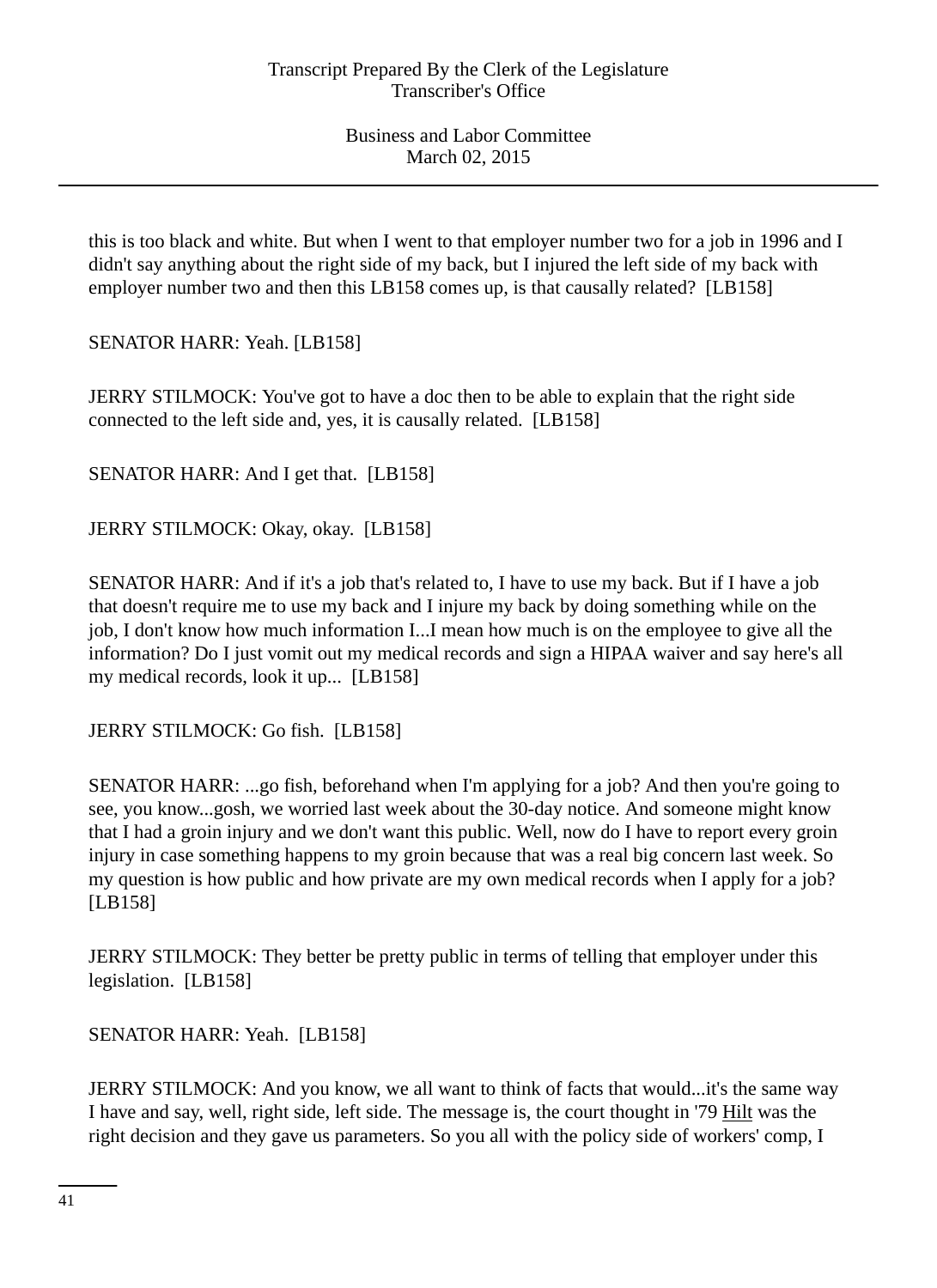this is too black and white. But when I went to that employer number two for a job in 1996 and I didn't say anything about the right side of my back, but I injured the left side of my back with employer number two and then this LB158 comes up, is that causally related? [LB158]

SENATOR HARR: Yeah. [LB158]

JERRY STILMOCK: You've got to have a doc then to be able to explain that the right side connected to the left side and, yes, it is causally related. [LB158]

SENATOR HARR: And I get that. [LB158]

JERRY STILMOCK: Okay, okay. [LB158]

SENATOR HARR: And if it's a job that's related to, I have to use my back. But if I have a job that doesn't require me to use my back and I injure my back by doing something while on the job, I don't know how much information I...I mean how much is on the employee to give all the information? Do I just vomit out my medical records and sign a HIPAA waiver and say here's all my medical records, look it up... [LB158]

JERRY STILMOCK: Go fish. [LB158]

SENATOR HARR: ...go fish, beforehand when I'm applying for a job? And then you're going to see, you know...gosh, we worried last week about the 30-day notice. And someone might know that I had a groin injury and we don't want this public. Well, now do I have to report every groin injury in case something happens to my groin because that was a real big concern last week. So my question is how public and how private are my own medical records when I apply for a job? [LB158]

JERRY STILMOCK: They better be pretty public in terms of telling that employer under this legislation. [LB158]

SENATOR HARR: Yeah. [LB158]

JERRY STILMOCK: And you know, we all want to think of facts that would...it's the same way I have and say, well, right side, left side. The message is, the court thought in '79 Hilt was the right decision and they gave us parameters. So you all with the policy side of workers' comp, I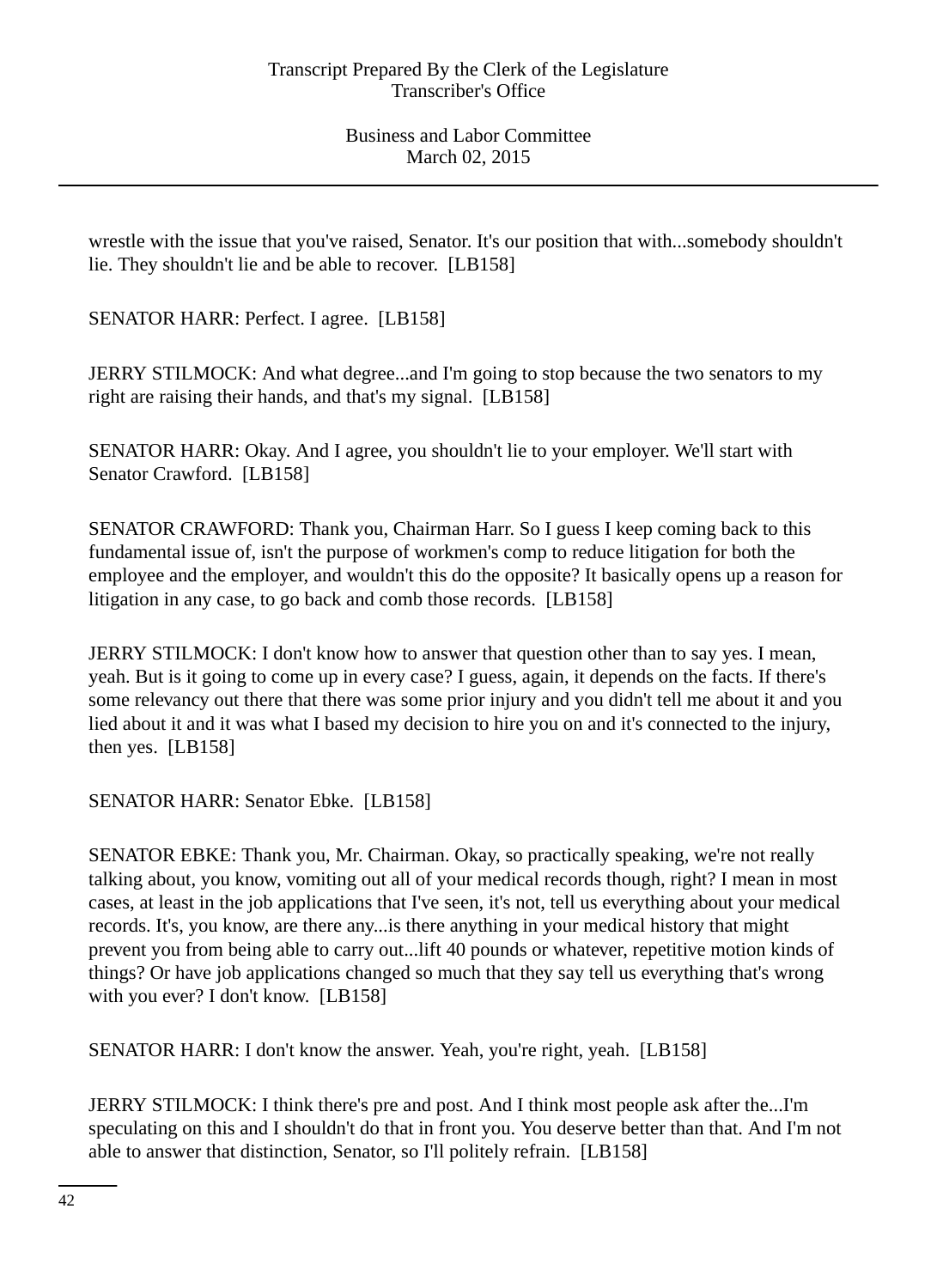wrestle with the issue that you've raised, Senator. It's our position that with...somebody shouldn't lie. They shouldn't lie and be able to recover. [LB158]

SENATOR HARR: Perfect. I agree. [LB158]

JERRY STILMOCK: And what degree...and I'm going to stop because the two senators to my right are raising their hands, and that's my signal. [LB158]

SENATOR HARR: Okay. And I agree, you shouldn't lie to your employer. We'll start with Senator Crawford. [LB158]

SENATOR CRAWFORD: Thank you, Chairman Harr. So I guess I keep coming back to this fundamental issue of, isn't the purpose of workmen's comp to reduce litigation for both the employee and the employer, and wouldn't this do the opposite? It basically opens up a reason for litigation in any case, to go back and comb those records. [LB158]

JERRY STILMOCK: I don't know how to answer that question other than to say yes. I mean, yeah. But is it going to come up in every case? I guess, again, it depends on the facts. If there's some relevancy out there that there was some prior injury and you didn't tell me about it and you lied about it and it was what I based my decision to hire you on and it's connected to the injury, then yes. [LB158]

SENATOR HARR: Senator Ebke. [LB158]

SENATOR EBKE: Thank you, Mr. Chairman. Okay, so practically speaking, we're not really talking about, you know, vomiting out all of your medical records though, right? I mean in most cases, at least in the job applications that I've seen, it's not, tell us everything about your medical records. It's, you know, are there any...is there anything in your medical history that might prevent you from being able to carry out...lift 40 pounds or whatever, repetitive motion kinds of things? Or have job applications changed so much that they say tell us everything that's wrong with you ever? I don't know. [LB158]

SENATOR HARR: I don't know the answer. Yeah, you're right, yeah. [LB158]

JERRY STILMOCK: I think there's pre and post. And I think most people ask after the...I'm speculating on this and I shouldn't do that in front you. You deserve better than that. And I'm not able to answer that distinction, Senator, so I'll politely refrain. [LB158]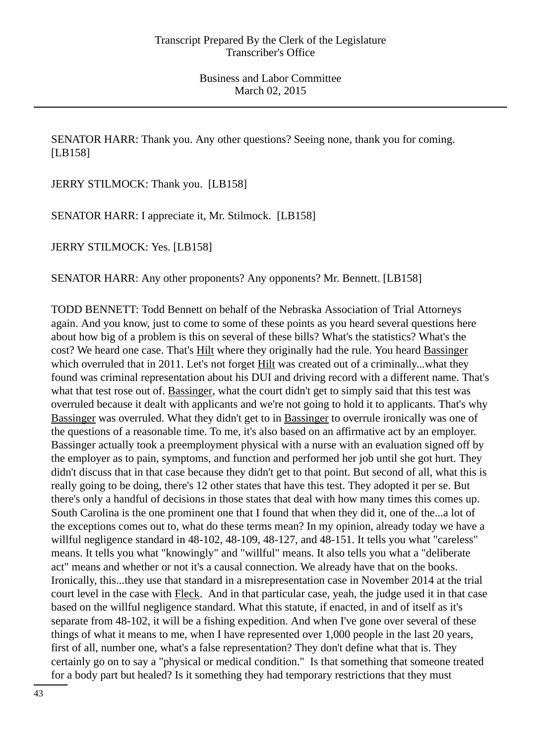SENATOR HARR: Thank you. Any other questions? Seeing none, thank you for coming. [LB158]

JERRY STILMOCK: Thank you. [LB158]

SENATOR HARR: I appreciate it, Mr. Stilmock. [LB158]

JERRY STILMOCK: Yes. [LB158]

SENATOR HARR: Any other proponents? Any opponents? Mr. Bennett. [LB158]

TODD BENNETT: Todd Bennett on behalf of the Nebraska Association of Trial Attorneys again. And you know, just to come to some of these points as you heard several questions here about how big of a problem is this on several of these bills? What's the statistics? What's the cost? We heard one case. That's Hilt where they originally had the rule. You heard Bassinger which overruled that in 2011. Let's not forget Hilt was created out of a criminally...what they found was criminal representation about his DUI and driving record with a different name. That's what that test rose out of. Bassinger, what the court didn't get to simply said that this test was overruled because it dealt with applicants and we're not going to hold it to applicants. That's why Bassinger was overruled. What they didn't get to in Bassinger to overrule ironically was one of the questions of a reasonable time. To me, it's also based on an affirmative act by an employer. Bassinger actually took a preemployment physical with a nurse with an evaluation signed off by the employer as to pain, symptoms, and function and performed her job until she got hurt. They didn't discuss that in that case because they didn't get to that point. But second of all, what this is really going to be doing, there's 12 other states that have this test. They adopted it per se. But there's only a handful of decisions in those states that deal with how many times this comes up. South Carolina is the one prominent one that I found that when they did it, one of the...a lot of the exceptions comes out to, what do these terms mean? In my opinion, already today we have a willful negligence standard in 48-102, 48-109, 48-127, and 48-151. It tells you what "careless" means. It tells you what "knowingly" and "willful" means. It also tells you what a "deliberate act" means and whether or not it's a causal connection. We already have that on the books. Ironically, this...they use that standard in a misrepresentation case in November 2014 at the trial court level in the case with Fleck. And in that particular case, yeah, the judge used it in that case based on the willful negligence standard. What this statute, if enacted, in and of itself as it's separate from 48-102, it will be a fishing expedition. And when I've gone over several of these things of what it means to me, when I have represented over 1,000 people in the last 20 years, first of all, number one, what's a false representation? They don't define what that is. They certainly go on to say a "physical or medical condition." Is that something that someone treated for a body part but healed? Is it something they had temporary restrictions that they must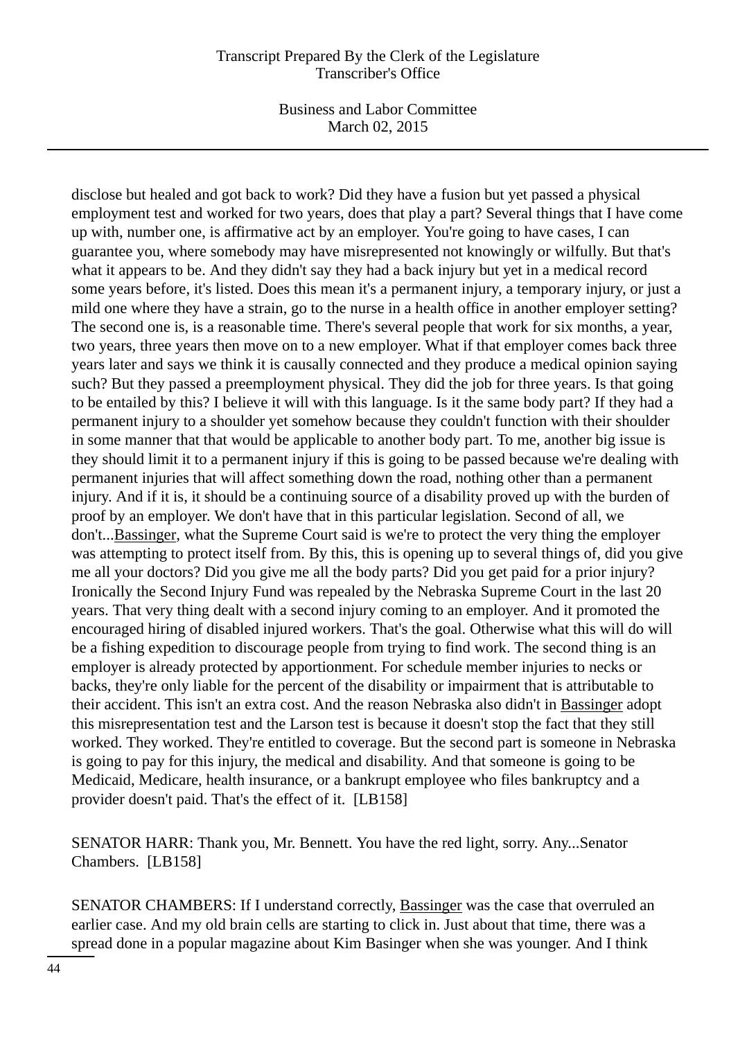disclose but healed and got back to work? Did they have a fusion but yet passed a physical employment test and worked for two years, does that play a part? Several things that I have come up with, number one, is affirmative act by an employer. You're going to have cases, I can guarantee you, where somebody may have misrepresented not knowingly or wilfully. But that's what it appears to be. And they didn't say they had a back injury but yet in a medical record some years before, it's listed. Does this mean it's a permanent injury, a temporary injury, or just a mild one where they have a strain, go to the nurse in a health office in another employer setting? The second one is, is a reasonable time. There's several people that work for six months, a year, two years, three years then move on to a new employer. What if that employer comes back three years later and says we think it is causally connected and they produce a medical opinion saying such? But they passed a preemployment physical. They did the job for three years. Is that going to be entailed by this? I believe it will with this language. Is it the same body part? If they had a permanent injury to a shoulder yet somehow because they couldn't function with their shoulder in some manner that that would be applicable to another body part. To me, another big issue is they should limit it to a permanent injury if this is going to be passed because we're dealing with permanent injuries that will affect something down the road, nothing other than a permanent injury. And if it is, it should be a continuing source of a disability proved up with the burden of proof by an employer. We don't have that in this particular legislation. Second of all, we don't...Bassinger, what the Supreme Court said is we're to protect the very thing the employer was attempting to protect itself from. By this, this is opening up to several things of, did you give me all your doctors? Did you give me all the body parts? Did you get paid for a prior injury? Ironically the Second Injury Fund was repealed by the Nebraska Supreme Court in the last 20 years. That very thing dealt with a second injury coming to an employer. And it promoted the encouraged hiring of disabled injured workers. That's the goal. Otherwise what this will do will be a fishing expedition to discourage people from trying to find work. The second thing is an employer is already protected by apportionment. For schedule member injuries to necks or backs, they're only liable for the percent of the disability or impairment that is attributable to their accident. This isn't an extra cost. And the reason Nebraska also didn't in Bassinger adopt this misrepresentation test and the Larson test is because it doesn't stop the fact that they still worked. They worked. They're entitled to coverage. But the second part is someone in Nebraska is going to pay for this injury, the medical and disability. And that someone is going to be Medicaid, Medicare, health insurance, or a bankrupt employee who files bankruptcy and a provider doesn't paid. That's the effect of it. [LB158]

SENATOR HARR: Thank you, Mr. Bennett. You have the red light, sorry. Any...Senator Chambers. [LB158]

SENATOR CHAMBERS: If I understand correctly, Bassinger was the case that overruled an earlier case. And my old brain cells are starting to click in. Just about that time, there was a spread done in a popular magazine about Kim Basinger when she was younger. And I think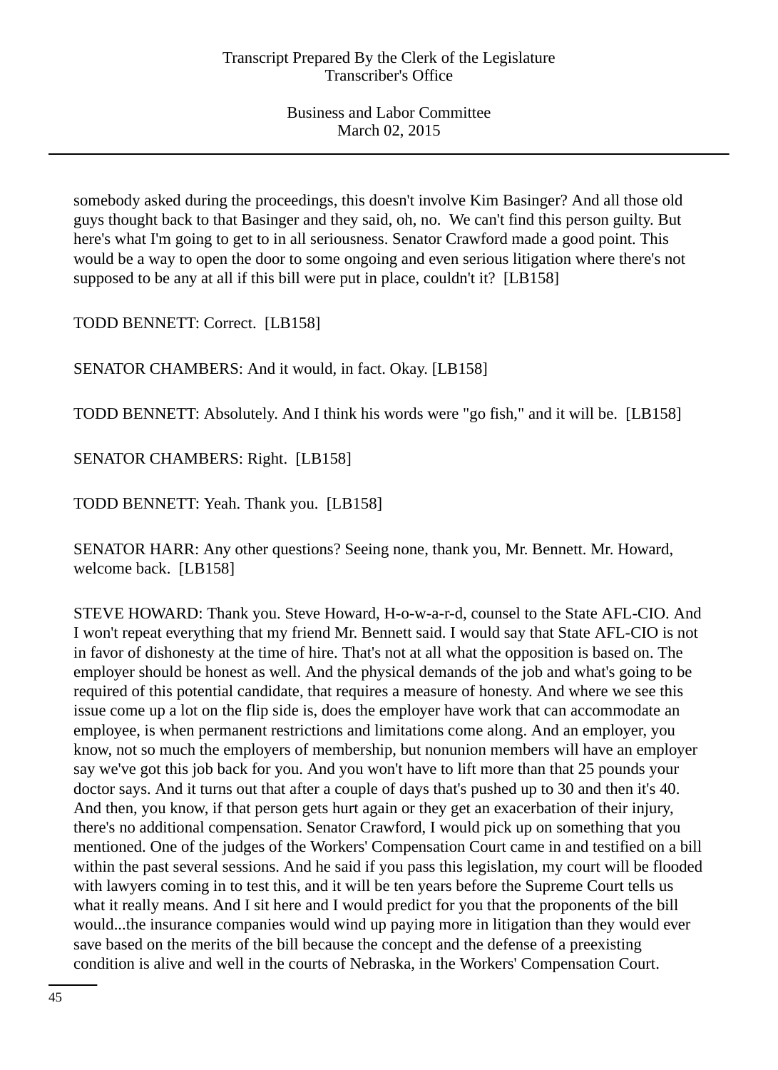somebody asked during the proceedings, this doesn't involve Kim Basinger? And all those old guys thought back to that Basinger and they said, oh, no. We can't find this person guilty. But here's what I'm going to get to in all seriousness. Senator Crawford made a good point. This would be a way to open the door to some ongoing and even serious litigation where there's not supposed to be any at all if this bill were put in place, couldn't it? [LB158]

TODD BENNETT: Correct. [LB158]

SENATOR CHAMBERS: And it would, in fact. Okay. [LB158]

TODD BENNETT: Absolutely. And I think his words were "go fish," and it will be. [LB158]

SENATOR CHAMBERS: Right. [LB158]

TODD BENNETT: Yeah. Thank you. [LB158]

SENATOR HARR: Any other questions? Seeing none, thank you, Mr. Bennett. Mr. Howard, welcome back. [LB158]

STEVE HOWARD: Thank you. Steve Howard, H-o-w-a-r-d, counsel to the State AFL-CIO. And I won't repeat everything that my friend Mr. Bennett said. I would say that State AFL-CIO is not in favor of dishonesty at the time of hire. That's not at all what the opposition is based on. The employer should be honest as well. And the physical demands of the job and what's going to be required of this potential candidate, that requires a measure of honesty. And where we see this issue come up a lot on the flip side is, does the employer have work that can accommodate an employee, is when permanent restrictions and limitations come along. And an employer, you know, not so much the employers of membership, but nonunion members will have an employer say we've got this job back for you. And you won't have to lift more than that 25 pounds your doctor says. And it turns out that after a couple of days that's pushed up to 30 and then it's 40. And then, you know, if that person gets hurt again or they get an exacerbation of their injury, there's no additional compensation. Senator Crawford, I would pick up on something that you mentioned. One of the judges of the Workers' Compensation Court came in and testified on a bill within the past several sessions. And he said if you pass this legislation, my court will be flooded with lawyers coming in to test this, and it will be ten years before the Supreme Court tells us what it really means. And I sit here and I would predict for you that the proponents of the bill would...the insurance companies would wind up paying more in litigation than they would ever save based on the merits of the bill because the concept and the defense of a preexisting condition is alive and well in the courts of Nebraska, in the Workers' Compensation Court.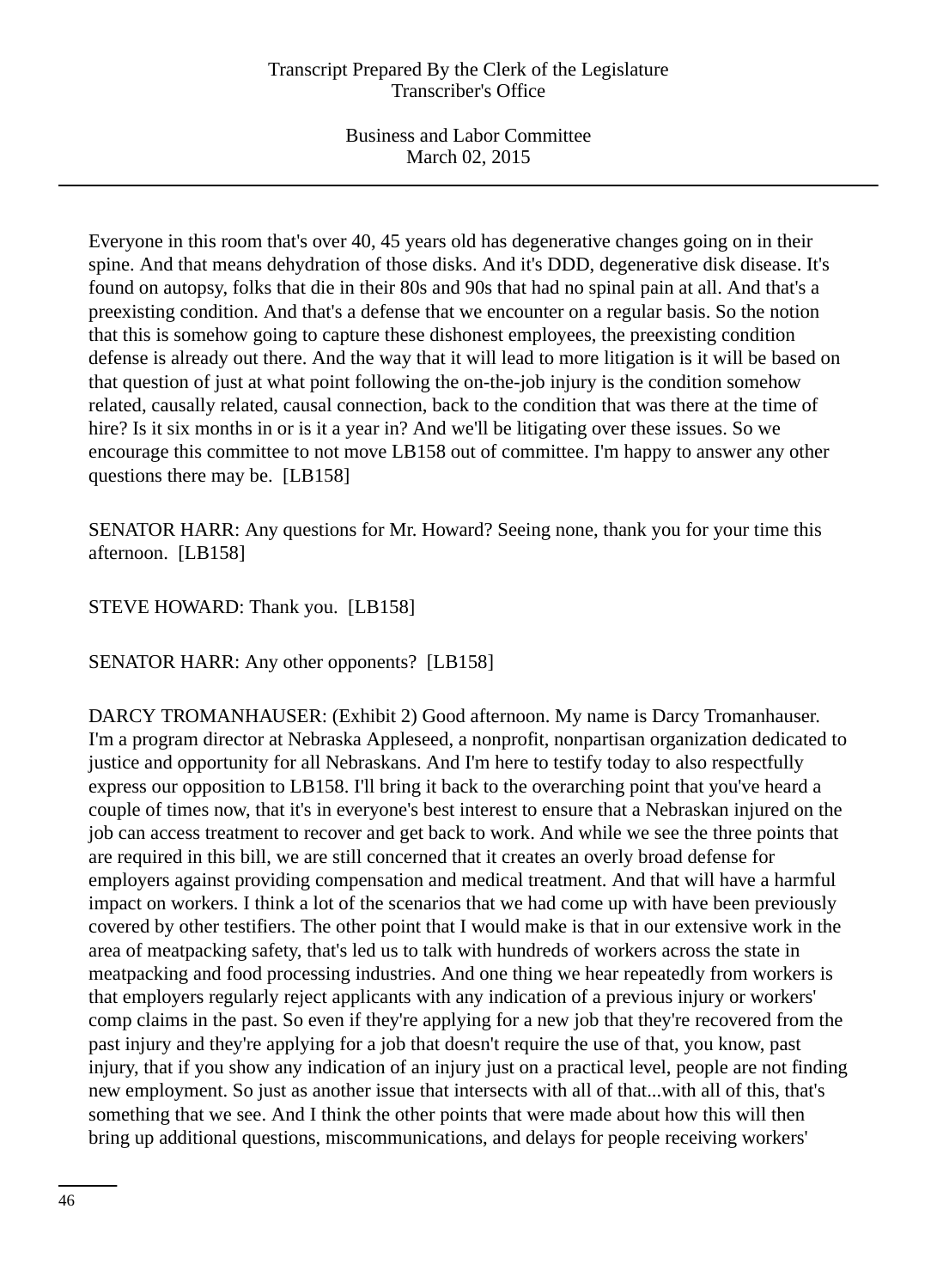Everyone in this room that's over 40, 45 years old has degenerative changes going on in their spine. And that means dehydration of those disks. And it's DDD, degenerative disk disease. It's found on autopsy, folks that die in their 80s and 90s that had no spinal pain at all. And that's a preexisting condition. And that's a defense that we encounter on a regular basis. So the notion that this is somehow going to capture these dishonest employees, the preexisting condition defense is already out there. And the way that it will lead to more litigation is it will be based on that question of just at what point following the on-the-job injury is the condition somehow related, causally related, causal connection, back to the condition that was there at the time of hire? Is it six months in or is it a year in? And we'll be litigating over these issues. So we encourage this committee to not move LB158 out of committee. I'm happy to answer any other questions there may be. [LB158]

SENATOR HARR: Any questions for Mr. Howard? Seeing none, thank you for your time this afternoon. [LB158]

STEVE HOWARD: Thank you. [LB158]

SENATOR HARR: Any other opponents? [LB158]

DARCY TROMANHAUSER: (Exhibit 2) Good afternoon. My name is Darcy Tromanhauser. I'm a program director at Nebraska Appleseed, a nonprofit, nonpartisan organization dedicated to justice and opportunity for all Nebraskans. And I'm here to testify today to also respectfully express our opposition to LB158. I'll bring it back to the overarching point that you've heard a couple of times now, that it's in everyone's best interest to ensure that a Nebraskan injured on the job can access treatment to recover and get back to work. And while we see the three points that are required in this bill, we are still concerned that it creates an overly broad defense for employers against providing compensation and medical treatment. And that will have a harmful impact on workers. I think a lot of the scenarios that we had come up with have been previously covered by other testifiers. The other point that I would make is that in our extensive work in the area of meatpacking safety, that's led us to talk with hundreds of workers across the state in meatpacking and food processing industries. And one thing we hear repeatedly from workers is that employers regularly reject applicants with any indication of a previous injury or workers' comp claims in the past. So even if they're applying for a new job that they're recovered from the past injury and they're applying for a job that doesn't require the use of that, you know, past injury, that if you show any indication of an injury just on a practical level, people are not finding new employment. So just as another issue that intersects with all of that...with all of this, that's something that we see. And I think the other points that were made about how this will then bring up additional questions, miscommunications, and delays for people receiving workers'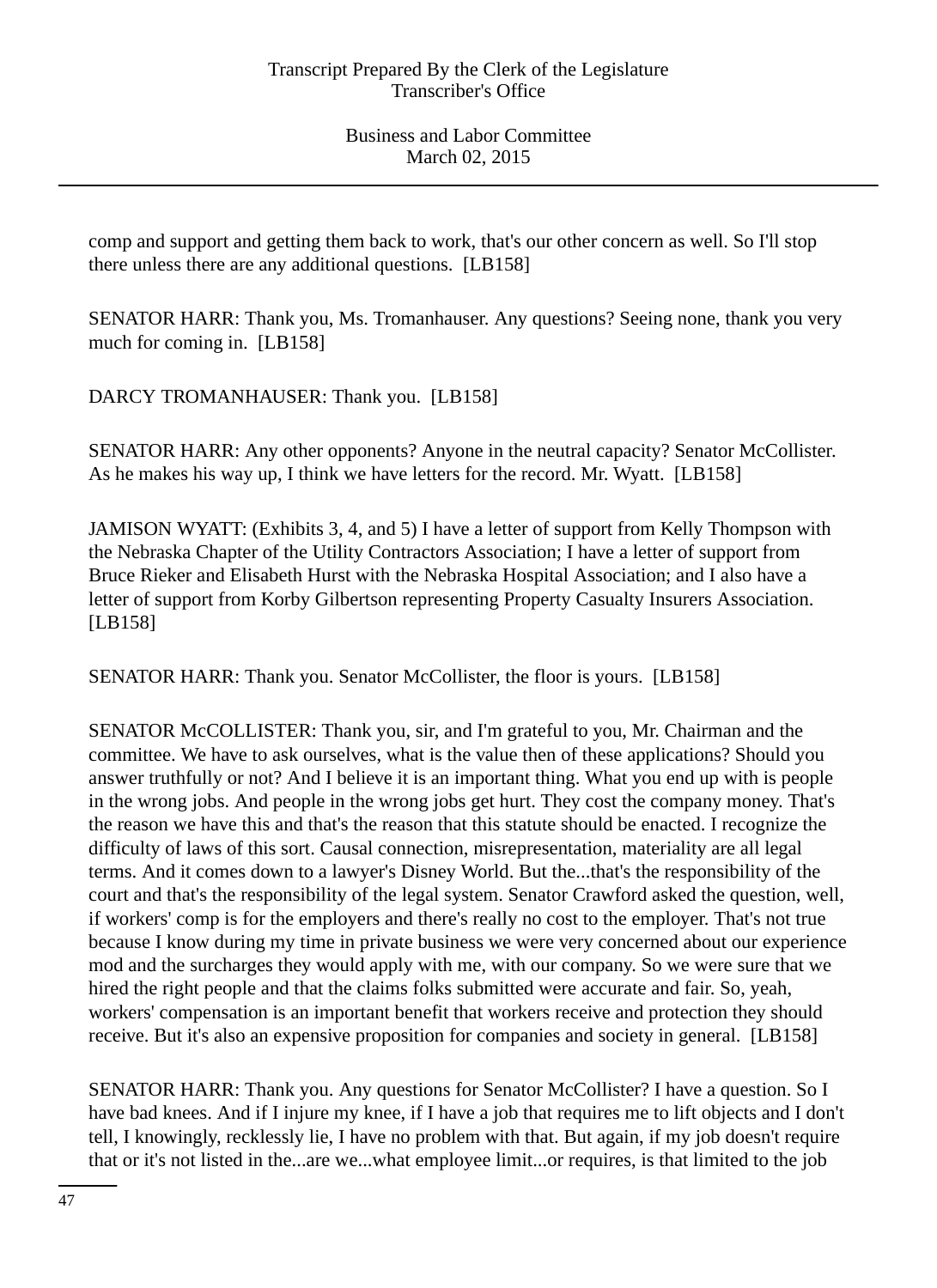comp and support and getting them back to work, that's our other concern as well. So I'll stop there unless there are any additional questions. [LB158]

SENATOR HARR: Thank you, Ms. Tromanhauser. Any questions? Seeing none, thank you very much for coming in. [LB158]

DARCY TROMANHAUSER: Thank you. [LB158]

SENATOR HARR: Any other opponents? Anyone in the neutral capacity? Senator McCollister. As he makes his way up, I think we have letters for the record. Mr. Wyatt. [LB158]

JAMISON WYATT: (Exhibits 3, 4, and 5) I have a letter of support from Kelly Thompson with the Nebraska Chapter of the Utility Contractors Association; I have a letter of support from Bruce Rieker and Elisabeth Hurst with the Nebraska Hospital Association; and I also have a letter of support from Korby Gilbertson representing Property Casualty Insurers Association. [LB158]

SENATOR HARR: Thank you. Senator McCollister, the floor is yours. [LB158]

SENATOR McCOLLISTER: Thank you, sir, and I'm grateful to you, Mr. Chairman and the committee. We have to ask ourselves, what is the value then of these applications? Should you answer truthfully or not? And I believe it is an important thing. What you end up with is people in the wrong jobs. And people in the wrong jobs get hurt. They cost the company money. That's the reason we have this and that's the reason that this statute should be enacted. I recognize the difficulty of laws of this sort. Causal connection, misrepresentation, materiality are all legal terms. And it comes down to a lawyer's Disney World. But the...that's the responsibility of the court and that's the responsibility of the legal system. Senator Crawford asked the question, well, if workers' comp is for the employers and there's really no cost to the employer. That's not true because I know during my time in private business we were very concerned about our experience mod and the surcharges they would apply with me, with our company. So we were sure that we hired the right people and that the claims folks submitted were accurate and fair. So, yeah, workers' compensation is an important benefit that workers receive and protection they should receive. But it's also an expensive proposition for companies and society in general. [LB158]

SENATOR HARR: Thank you. Any questions for Senator McCollister? I have a question. So I have bad knees. And if I injure my knee, if I have a job that requires me to lift objects and I don't tell, I knowingly, recklessly lie, I have no problem with that. But again, if my job doesn't require that or it's not listed in the...are we...what employee limit...or requires, is that limited to the job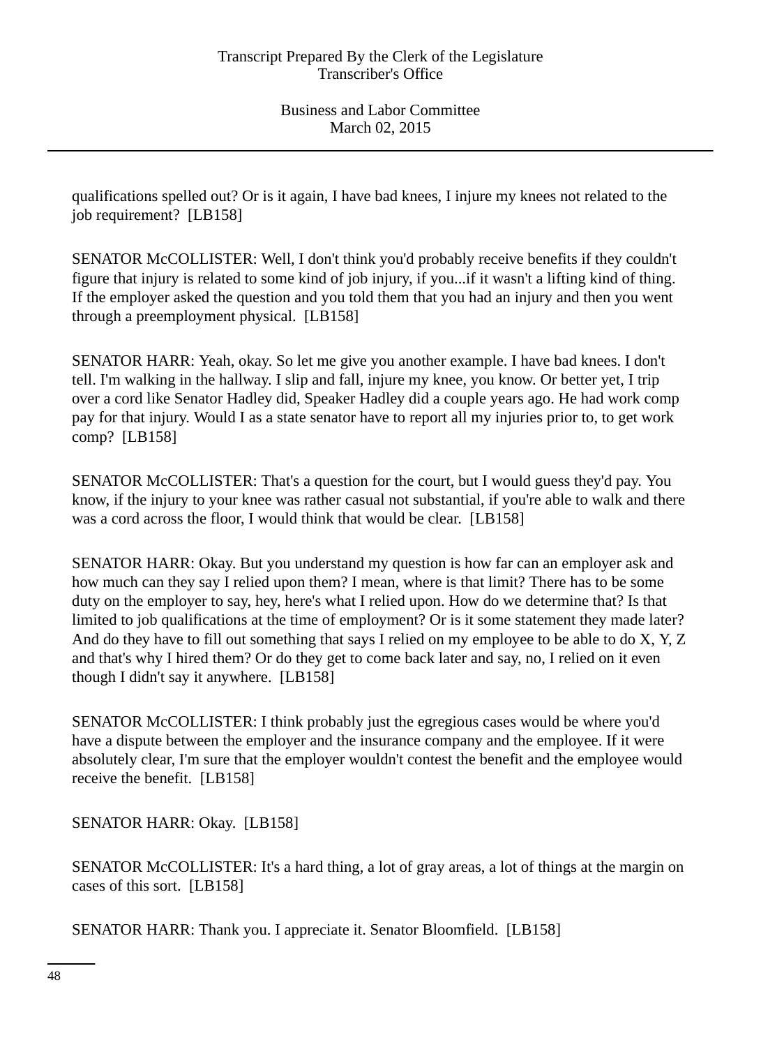qualifications spelled out? Or is it again, I have bad knees, I injure my knees not related to the job requirement? [LB158]

SENATOR McCOLLISTER: Well, I don't think you'd probably receive benefits if they couldn't figure that injury is related to some kind of job injury, if you...if it wasn't a lifting kind of thing. If the employer asked the question and you told them that you had an injury and then you went through a preemployment physical. [LB158]

SENATOR HARR: Yeah, okay. So let me give you another example. I have bad knees. I don't tell. I'm walking in the hallway. I slip and fall, injure my knee, you know. Or better yet, I trip over a cord like Senator Hadley did, Speaker Hadley did a couple years ago. He had work comp pay for that injury. Would I as a state senator have to report all my injuries prior to, to get work comp? [LB158]

SENATOR McCOLLISTER: That's a question for the court, but I would guess they'd pay. You know, if the injury to your knee was rather casual not substantial, if you're able to walk and there was a cord across the floor, I would think that would be clear. [LB158]

SENATOR HARR: Okay. But you understand my question is how far can an employer ask and how much can they say I relied upon them? I mean, where is that limit? There has to be some duty on the employer to say, hey, here's what I relied upon. How do we determine that? Is that limited to job qualifications at the time of employment? Or is it some statement they made later? And do they have to fill out something that says I relied on my employee to be able to do X, Y, Z and that's why I hired them? Or do they get to come back later and say, no, I relied on it even though I didn't say it anywhere. [LB158]

SENATOR McCOLLISTER: I think probably just the egregious cases would be where you'd have a dispute between the employer and the insurance company and the employee. If it were absolutely clear, I'm sure that the employer wouldn't contest the benefit and the employee would receive the benefit. [LB158]

SENATOR HARR: Okay. [LB158]

SENATOR McCOLLISTER: It's a hard thing, a lot of gray areas, a lot of things at the margin on cases of this sort. [LB158]

SENATOR HARR: Thank you. I appreciate it. Senator Bloomfield. [LB158]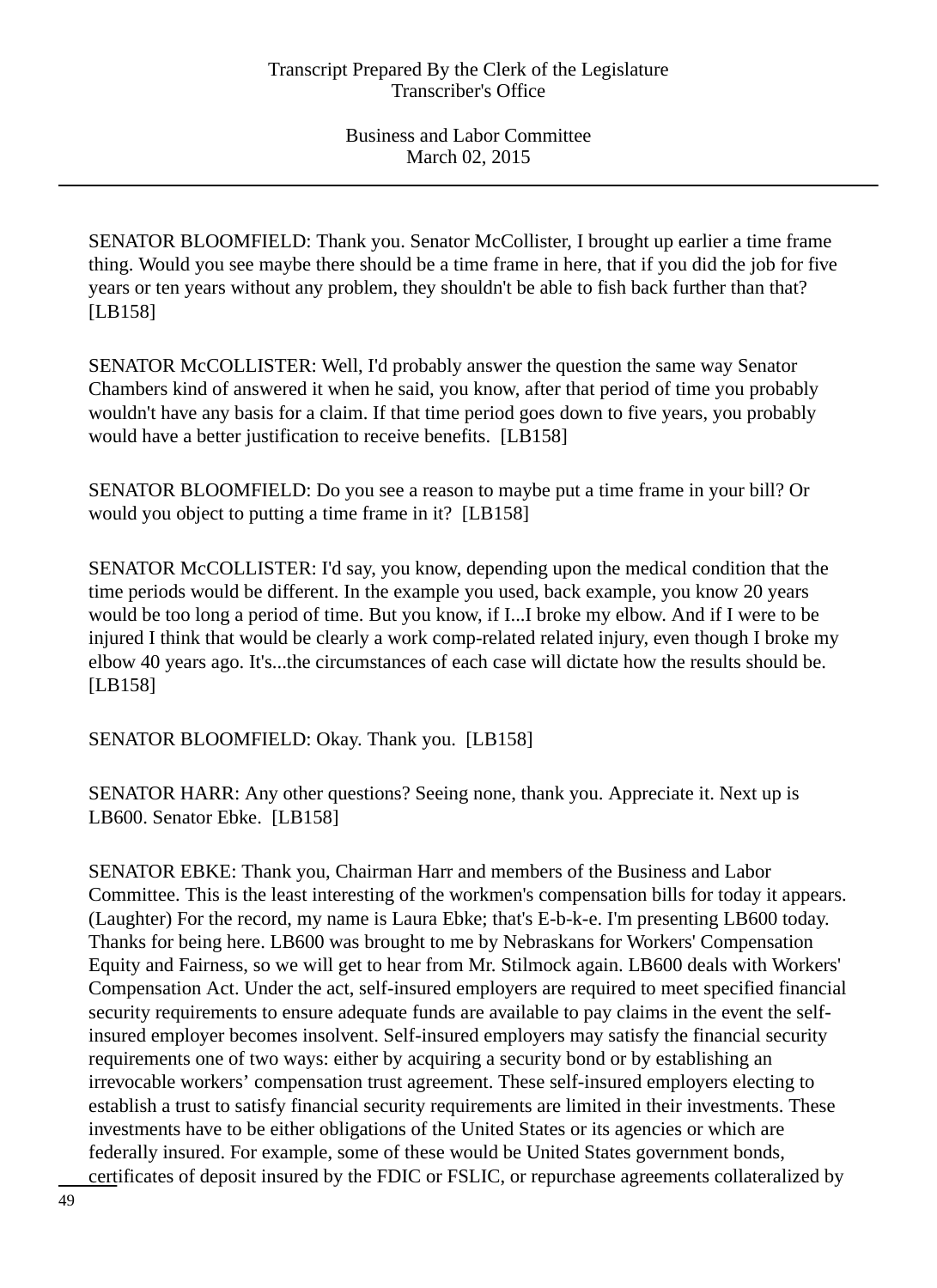SENATOR BLOOMFIELD: Thank you. Senator McCollister, I brought up earlier a time frame thing. Would you see maybe there should be a time frame in here, that if you did the job for five years or ten years without any problem, they shouldn't be able to fish back further than that? [LB158]

SENATOR McCOLLISTER: Well, I'd probably answer the question the same way Senator Chambers kind of answered it when he said, you know, after that period of time you probably wouldn't have any basis for a claim. If that time period goes down to five years, you probably would have a better justification to receive benefits. [LB158]

SENATOR BLOOMFIELD: Do you see a reason to maybe put a time frame in your bill? Or would you object to putting a time frame in it? [LB158]

SENATOR McCOLLISTER: I'd say, you know, depending upon the medical condition that the time periods would be different. In the example you used, back example, you know 20 years would be too long a period of time. But you know, if I...I broke my elbow. And if I were to be injured I think that would be clearly a work comp-related related injury, even though I broke my elbow 40 years ago. It's...the circumstances of each case will dictate how the results should be. [LB158]

SENATOR BLOOMFIELD: Okay. Thank you. [LB158]

SENATOR HARR: Any other questions? Seeing none, thank you. Appreciate it. Next up is LB600. Senator Ebke. [LB158]

SENATOR EBKE: Thank you, Chairman Harr and members of the Business and Labor Committee. This is the least interesting of the workmen's compensation bills for today it appears. (Laughter) For the record, my name is Laura Ebke; that's E-b-k-e. I'm presenting LB600 today. Thanks for being here. LB600 was brought to me by Nebraskans for Workers' Compensation Equity and Fairness, so we will get to hear from Mr. Stilmock again. LB600 deals with Workers' Compensation Act. Under the act, self-insured employers are required to meet specified financial security requirements to ensure adequate funds are available to pay claims in the event the self-insured employer becomes insolvent. Self-insured employers may satisfy the financial security requirements one of two ways: either by acquiring a security bond or by establishing an irrevocable workers' compensation trust agreement. These self-insured employers electing to establish a trust to satisfy financial security requirements are limited in their investments. These investments have to be either obligations of the United States or its agencies or which are federally insured. For example, some of these would be United States government bonds, certificates of deposit insured by the FDIC or FSLIC, or repurchase agreements collateralized by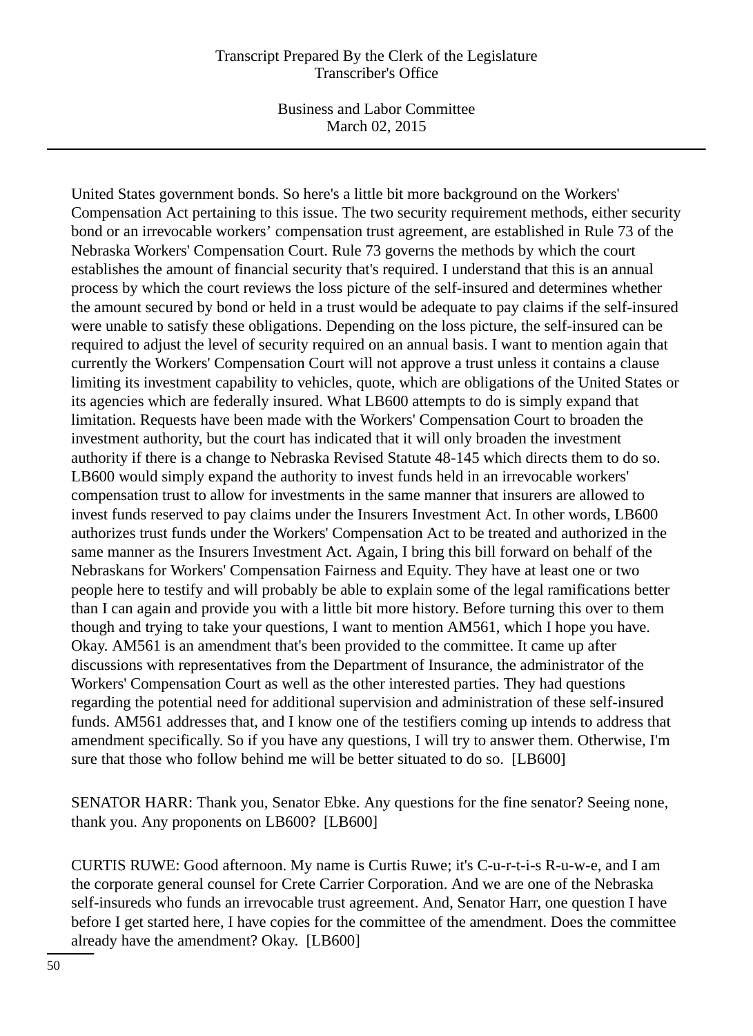United States government bonds. So here's a little bit more background on the Workers' Compensation Act pertaining to this issue. The two security requirement methods, either security bond or an irrevocable workers' compensation trust agreement, are established in Rule 73 of the Nebraska Workers' Compensation Court. Rule 73 governs the methods by which the court establishes the amount of financial security that's required. I understand that this is an annual process by which the court reviews the loss picture of the self-insured and determines whether the amount secured by bond or held in a trust would be adequate to pay claims if the self-insured were unable to satisfy these obligations. Depending on the loss picture, the self-insured can be required to adjust the level of security required on an annual basis. I want to mention again that currently the Workers' Compensation Court will not approve a trust unless it contains a clause limiting its investment capability to vehicles, quote, which are obligations of the United States or its agencies which are federally insured. What LB600 attempts to do is simply expand that limitation. Requests have been made with the Workers' Compensation Court to broaden the investment authority, but the court has indicated that it will only broaden the investment authority if there is a change to Nebraska Revised Statute 48-145 which directs them to do so. LB600 would simply expand the authority to invest funds held in an irrevocable workers' compensation trust to allow for investments in the same manner that insurers are allowed to invest funds reserved to pay claims under the Insurers Investment Act. In other words, LB600 authorizes trust funds under the Workers' Compensation Act to be treated and authorized in the same manner as the Insurers Investment Act. Again, I bring this bill forward on behalf of the Nebraskans for Workers' Compensation Fairness and Equity. They have at least one or two people here to testify and will probably be able to explain some of the legal ramifications better than I can again and provide you with a little bit more history. Before turning this over to them though and trying to take your questions, I want to mention AM561, which I hope you have. Okay. AM561 is an amendment that's been provided to the committee. It came up after discussions with representatives from the Department of Insurance, the administrator of the Workers' Compensation Court as well as the other interested parties. They had questions regarding the potential need for additional supervision and administration of these self-insured funds. AM561 addresses that, and I know one of the testifiers coming up intends to address that amendment specifically. So if you have any questions, I will try to answer them. Otherwise, I'm sure that those who follow behind me will be better situated to do so. [LB600]

SENATOR HARR: Thank you, Senator Ebke. Any questions for the fine senator? Seeing none, thank you. Any proponents on LB600? [LB600]

CURTIS RUWE: Good afternoon. My name is Curtis Ruwe; it's C-u-r-t-i-s R-u-w-e, and I am the corporate general counsel for Crete Carrier Corporation. And we are one of the Nebraska self-insureds who funds an irrevocable trust agreement. And, Senator Harr, one question I have before I get started here, I have copies for the committee of the amendment. Does the committee already have the amendment? Okay. [LB600]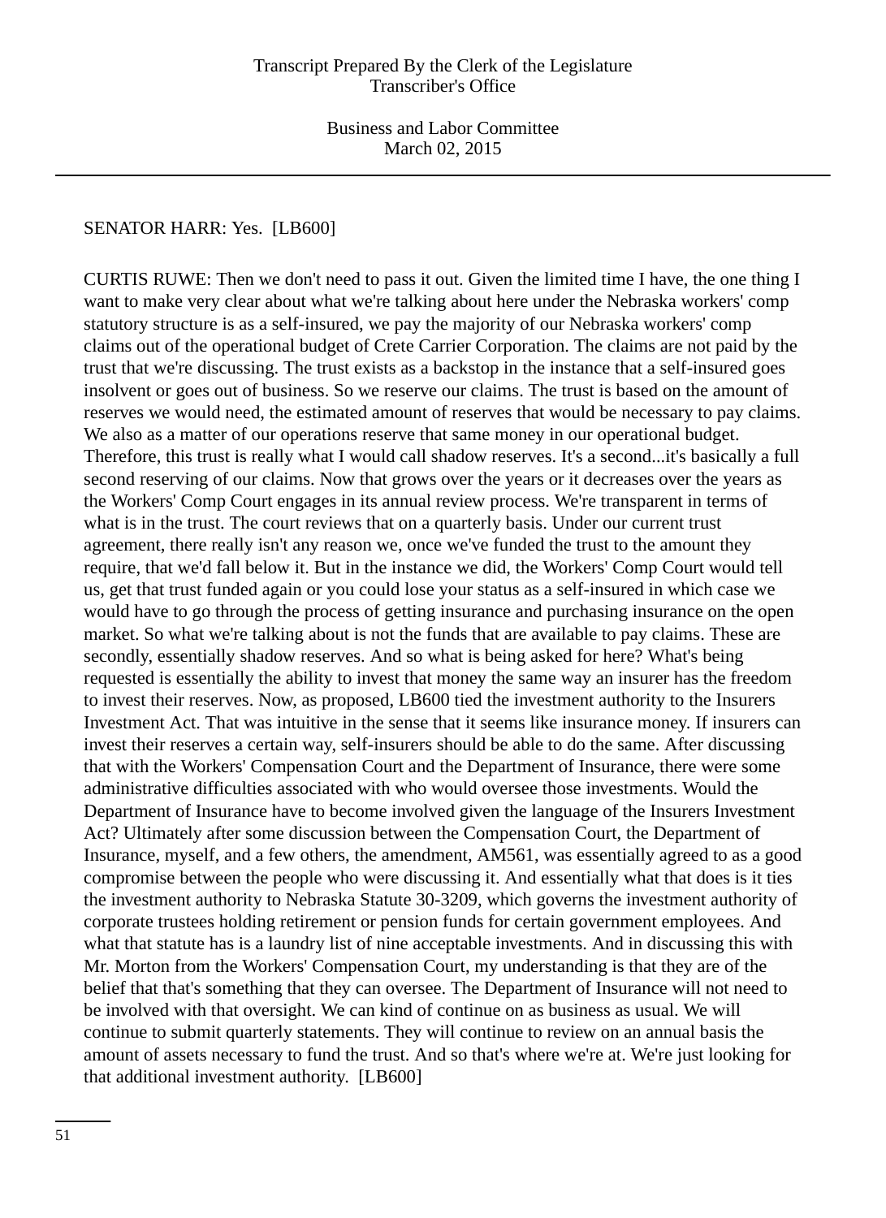SENATOR HARR: Yes.  [LB600]

CURTIS RUWE: Then we don't need to pass it out. Given the limited time I have, the one thing I want to make very clear about what we're talking about here under the Nebraska workers' comp statutory structure is as a self-insured, we pay the majority of our Nebraska workers' comp claims out of the operational budget of Crete Carrier Corporation. The claims are not paid by the trust that we're discussing. The trust exists as a backstop in the instance that a self-insured goes insolvent or goes out of business. So we reserve our claims. The trust is based on the amount of reserves we would need, the estimated amount of reserves that would be necessary to pay claims. We also as a matter of our operations reserve that same money in our operational budget. Therefore, this trust is really what I would call shadow reserves. It's a second...it's basically a full second reserving of our claims. Now that grows over the years or it decreases over the years as the Workers' Comp Court engages in its annual review process. We're transparent in terms of what is in the trust. The court reviews that on a quarterly basis. Under our current trust agreement, there really isn't any reason we, once we've funded the trust to the amount they require, that we'd fall below it. But in the instance we did, the Workers' Comp Court would tell us, get that trust funded again or you could lose your status as a self-insured in which case we would have to go through the process of getting insurance and purchasing insurance on the open market. So what we're talking about is not the funds that are available to pay claims. These are secondly, essentially shadow reserves. And so what is being asked for here? What's being requested is essentially the ability to invest that money the same way an insurer has the freedom to invest their reserves. Now, as proposed, LB600 tied the investment authority to the Insurers Investment Act. That was intuitive in the sense that it seems like insurance money. If insurers can invest their reserves a certain way, self-insurers should be able to do the same. After discussing that with the Workers' Compensation Court and the Department of Insurance, there were some administrative difficulties associated with who would oversee those investments. Would the Department of Insurance have to become involved given the language of the Insurers Investment Act? Ultimately after some discussion between the Compensation Court, the Department of Insurance, myself, and a few others, the amendment, AM561, was essentially agreed to as a good compromise between the people who were discussing it. And essentially what that does is it ties the investment authority to Nebraska Statute 30-3209, which governs the investment authority of corporate trustees holding retirement or pension funds for certain government employees. And what that statute has is a laundry list of nine acceptable investments. And in discussing this with Mr. Morton from the Workers' Compensation Court, my understanding is that they are of the belief that that's something that they can oversee. The Department of Insurance will not need to be involved with that oversight. We can kind of continue on as business as usual. We will continue to submit quarterly statements. They will continue to review on an annual basis the amount of assets necessary to fund the trust. And so that's where we're at. We're just looking for that additional investment authority.  [LB600]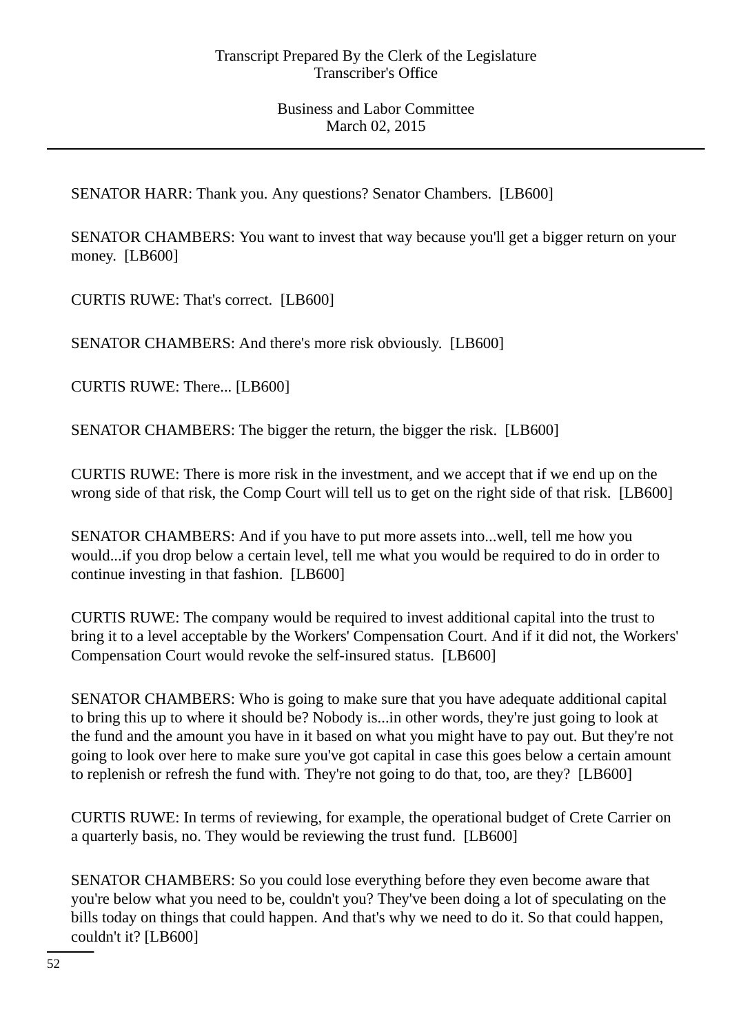SENATOR HARR: Thank you. Any questions? Senator Chambers. [LB600]

SENATOR CHAMBERS: You want to invest that way because you'll get a bigger return on your money. [LB600]

CURTIS RUWE: That's correct. [LB600]

SENATOR CHAMBERS: And there's more risk obviously. [LB600]

CURTIS RUWE: There... [LB600]

SENATOR CHAMBERS: The bigger the return, the bigger the risk. [LB600]

CURTIS RUWE: There is more risk in the investment, and we accept that if we end up on the wrong side of that risk, the Comp Court will tell us to get on the right side of that risk. [LB600]

SENATOR CHAMBERS: And if you have to put more assets into...well, tell me how you would...if you drop below a certain level, tell me what you would be required to do in order to continue investing in that fashion. [LB600]

CURTIS RUWE: The company would be required to invest additional capital into the trust to bring it to a level acceptable by the Workers' Compensation Court. And if it did not, the Workers' Compensation Court would revoke the self-insured status. [LB600]

SENATOR CHAMBERS: Who is going to make sure that you have adequate additional capital to bring this up to where it should be? Nobody is...in other words, they're just going to look at the fund and the amount you have in it based on what you might have to pay out. But they're not going to look over here to make sure you've got capital in case this goes below a certain amount to replenish or refresh the fund with. They're not going to do that, too, are they? [LB600]

CURTIS RUWE: In terms of reviewing, for example, the operational budget of Crete Carrier on a quarterly basis, no. They would be reviewing the trust fund. [LB600]

SENATOR CHAMBERS: So you could lose everything before they even become aware that you're below what you need to be, couldn't you? They've been doing a lot of speculating on the bills today on things that could happen. And that's why we need to do it. So that could happen, couldn't it? [LB600]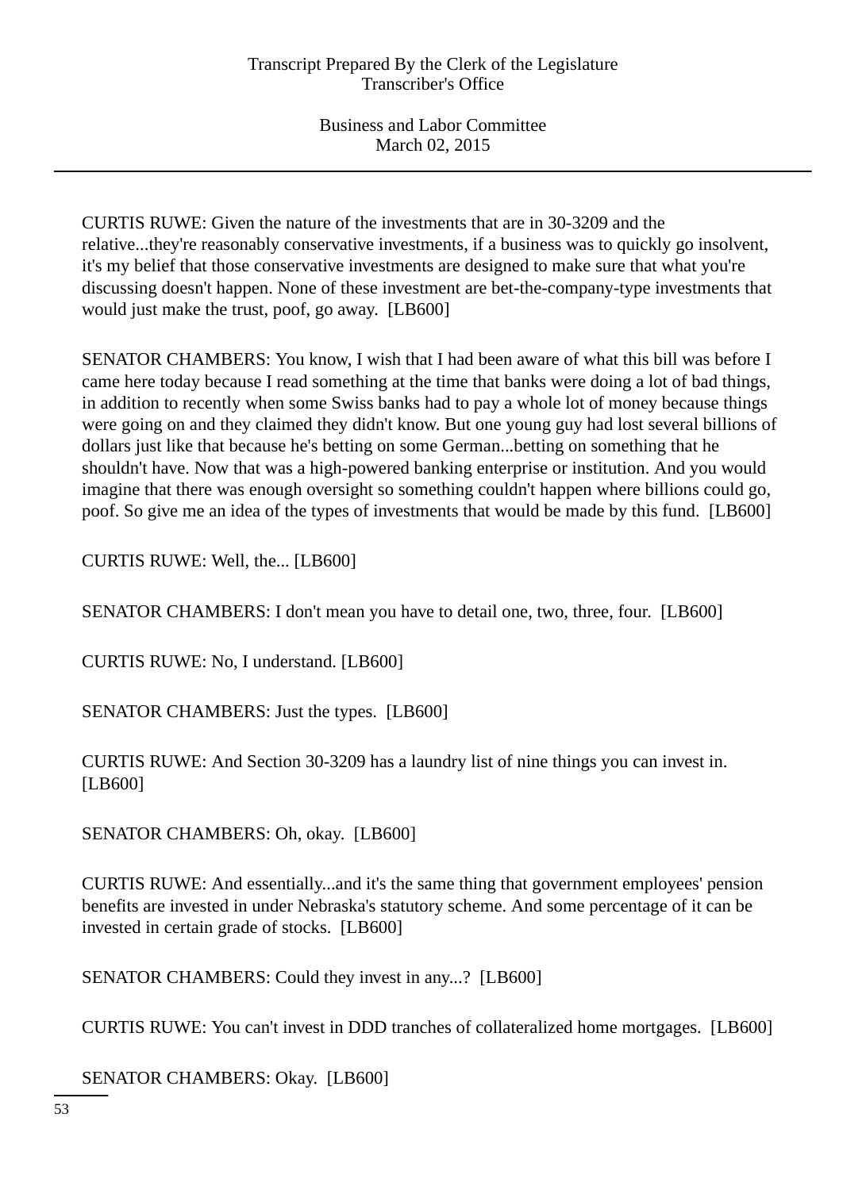CURTIS RUWE: Given the nature of the investments that are in 30-3209 and the relative...they're reasonably conservative investments, if a business was to quickly go insolvent, it's my belief that those conservative investments are designed to make sure that what you're discussing doesn't happen. None of these investment are bet-the-company-type investments that would just make the trust, poof, go away. [LB600]

SENATOR CHAMBERS: You know, I wish that I had been aware of what this bill was before I came here today because I read something at the time that banks were doing a lot of bad things, in addition to recently when some Swiss banks had to pay a whole lot of money because things were going on and they claimed they didn't know. But one young guy had lost several billions of dollars just like that because he's betting on some German...betting on something that he shouldn't have. Now that was a high-powered banking enterprise or institution. And you would imagine that there was enough oversight so something couldn't happen where billions could go, poof. So give me an idea of the types of investments that would be made by this fund. [LB600]

CURTIS RUWE: Well, the... [LB600]

SENATOR CHAMBERS: I don't mean you have to detail one, two, three, four. [LB600]

CURTIS RUWE: No, I understand. [LB600]

SENATOR CHAMBERS: Just the types. [LB600]

CURTIS RUWE: And Section 30-3209 has a laundry list of nine things you can invest in. [LB600]

SENATOR CHAMBERS: Oh, okay. [LB600]

CURTIS RUWE: And essentially...and it's the same thing that government employees' pension benefits are invested in under Nebraska's statutory scheme. And some percentage of it can be invested in certain grade of stocks. [LB600]

SENATOR CHAMBERS: Could they invest in any...? [LB600]

CURTIS RUWE: You can't invest in DDD tranches of collateralized home mortgages. [LB600]

SENATOR CHAMBERS: Okay. [LB600]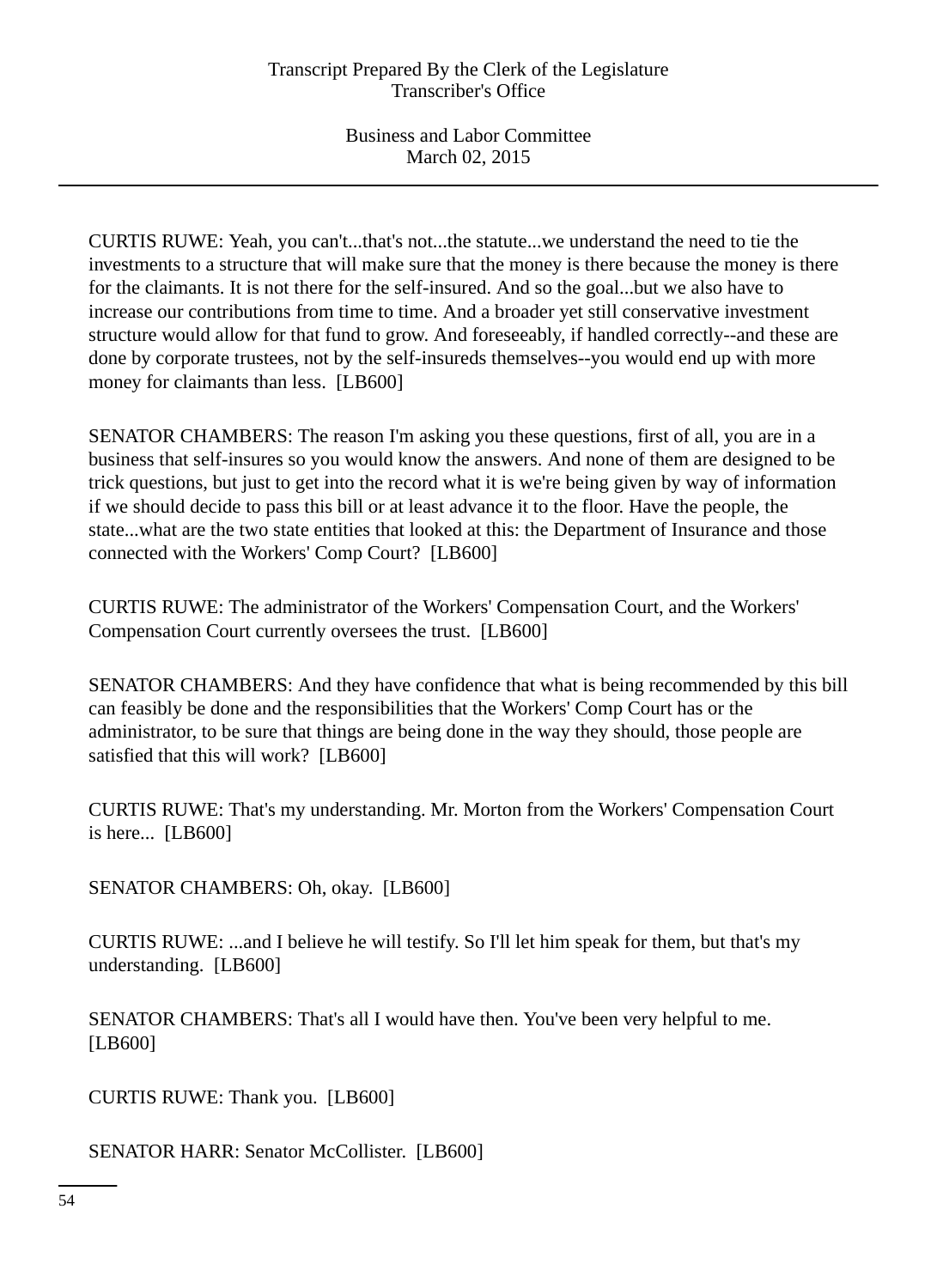CURTIS RUWE: Yeah, you can't...that's not...the statute...we understand the need to tie the investments to a structure that will make sure that the money is there because the money is there for the claimants. It is not there for the self-insured. And so the goal...but we also have to increase our contributions from time to time. And a broader yet still conservative investment structure would allow for that fund to grow. And foreseeably, if handled correctly--and these are done by corporate trustees, not by the self-insureds themselves--you would end up with more money for claimants than less. [LB600]

SENATOR CHAMBERS: The reason I'm asking you these questions, first of all, you are in a business that self-insures so you would know the answers. And none of them are designed to be trick questions, but just to get into the record what it is we're being given by way of information if we should decide to pass this bill or at least advance it to the floor. Have the people, the state...what are the two state entities that looked at this: the Department of Insurance and those connected with the Workers' Comp Court? [LB600]

CURTIS RUWE: The administrator of the Workers' Compensation Court, and the Workers' Compensation Court currently oversees the trust. [LB600]

SENATOR CHAMBERS: And they have confidence that what is being recommended by this bill can feasibly be done and the responsibilities that the Workers' Comp Court has or the administrator, to be sure that things are being done in the way they should, those people are satisfied that this will work? [LB600]

CURTIS RUWE: That's my understanding. Mr. Morton from the Workers' Compensation Court is here... [LB600]

SENATOR CHAMBERS: Oh, okay. [LB600]

CURTIS RUWE: ...and I believe he will testify. So I'll let him speak for them, but that's my understanding. [LB600]

SENATOR CHAMBERS: That's all I would have then. You've been very helpful to me. [LB600]

CURTIS RUWE: Thank you. [LB600]

SENATOR HARR: Senator McCollister. [LB600]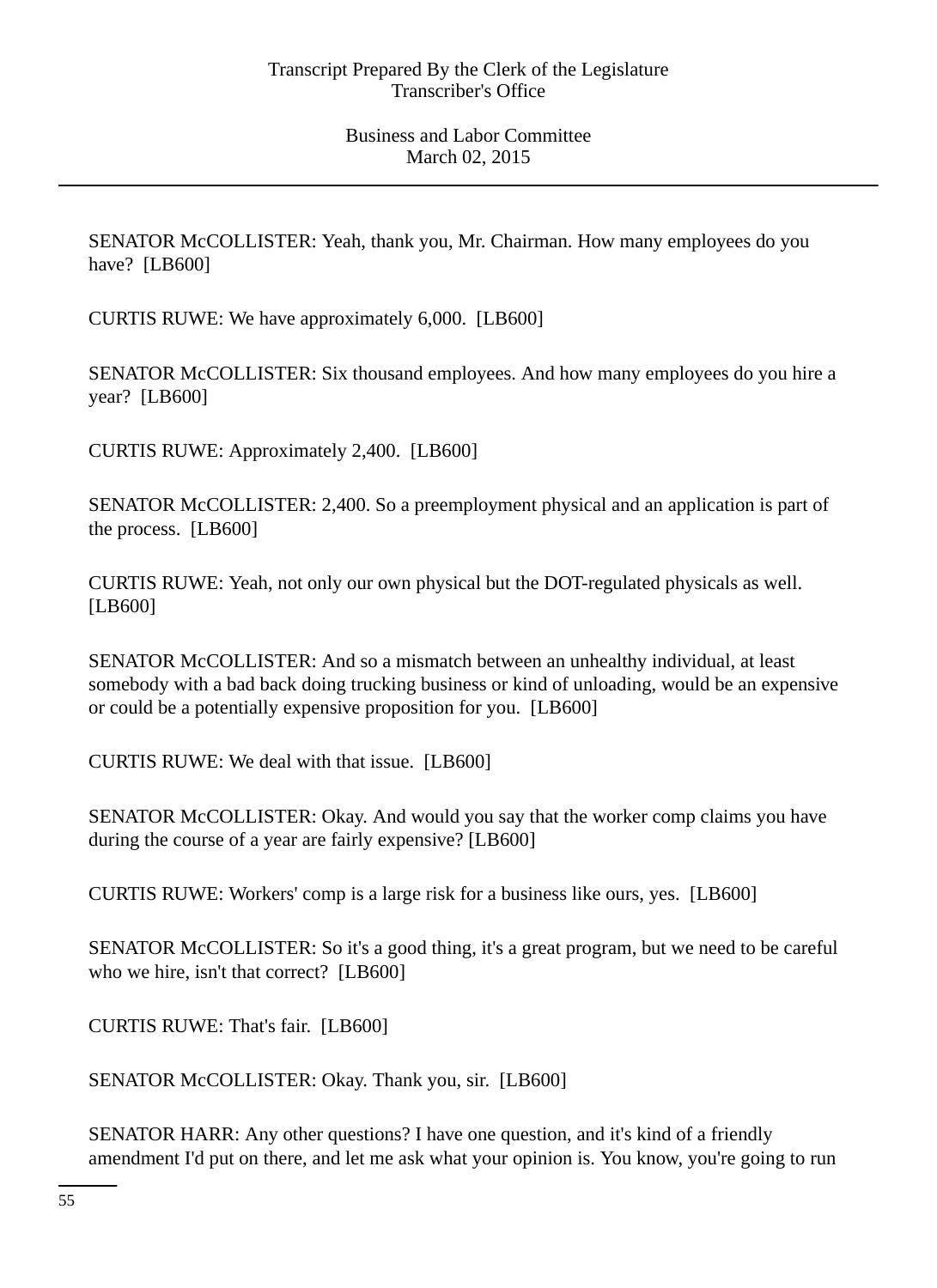SENATOR McCOLLISTER: Yeah, thank you, Mr. Chairman. How many employees do you have? [LB600]

CURTIS RUWE: We have approximately 6,000. [LB600]

SENATOR McCOLLISTER: Six thousand employees. And how many employees do you hire a year? [LB600]

CURTIS RUWE: Approximately 2,400. [LB600]

SENATOR McCOLLISTER: 2,400. So a preemployment physical and an application is part of the process. [LB600]

CURTIS RUWE: Yeah, not only our own physical but the DOT-regulated physicals as well. [LB600]

SENATOR McCOLLISTER: And so a mismatch between an unhealthy individual, at least somebody with a bad back doing trucking business or kind of unloading, would be an expensive or could be a potentially expensive proposition for you. [LB600]

CURTIS RUWE: We deal with that issue. [LB600]

SENATOR McCOLLISTER: Okay. And would you say that the worker comp claims you have during the course of a year are fairly expensive? [LB600]

CURTIS RUWE: Workers' comp is a large risk for a business like ours, yes. [LB600]

SENATOR McCOLLISTER: So it's a good thing, it's a great program, but we need to be careful who we hire, isn't that correct? [LB600]

CURTIS RUWE: That's fair. [LB600]

SENATOR McCOLLISTER: Okay. Thank you, sir. [LB600]

SENATOR HARR: Any other questions? I have one question, and it's kind of a friendly amendment I'd put on there, and let me ask what your opinion is. You know, you're going to run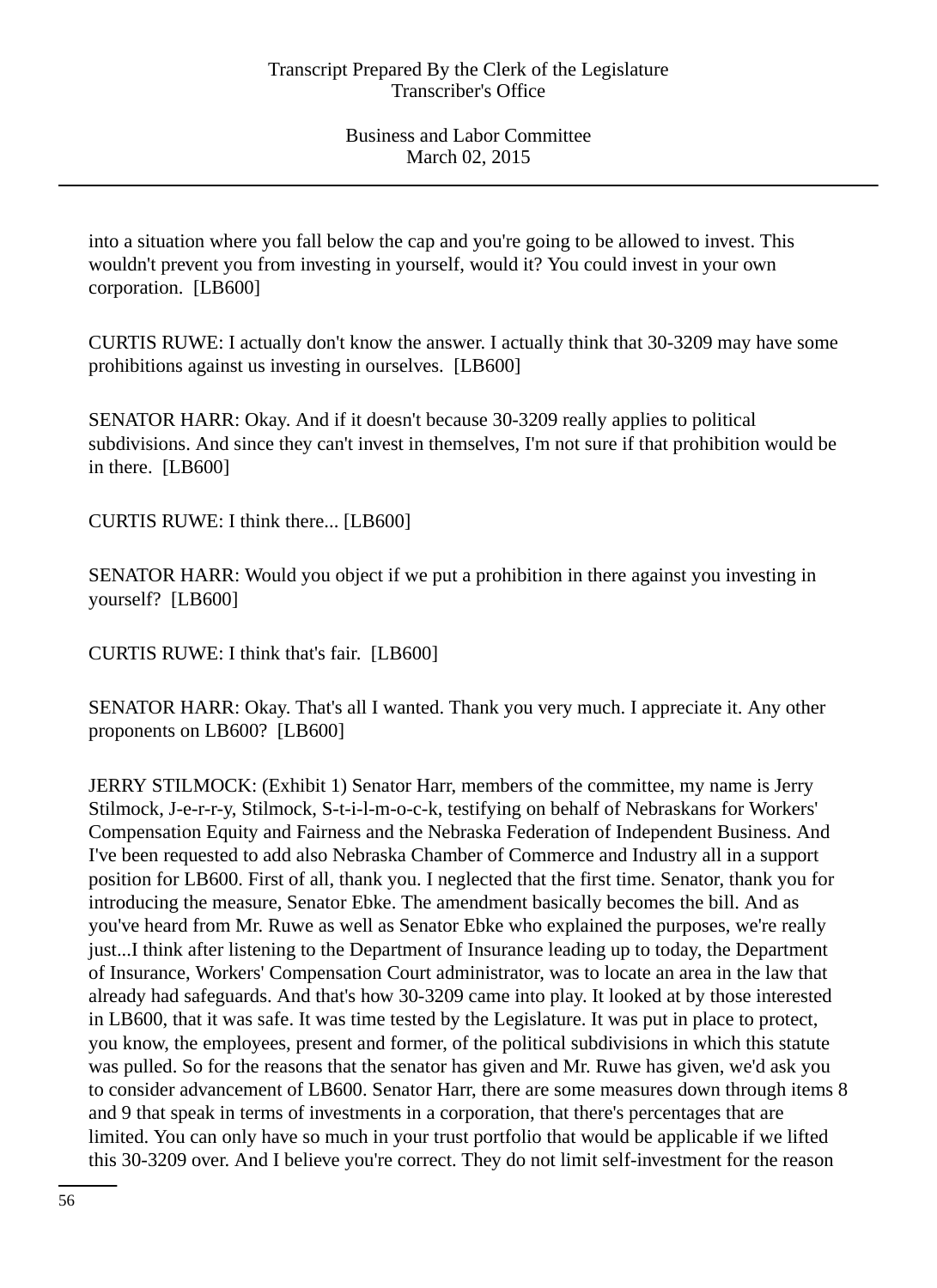into a situation where you fall below the cap and you're going to be allowed to invest. This wouldn't prevent you from investing in yourself, would it? You could invest in your own corporation. [LB600]

CURTIS RUWE: I actually don't know the answer. I actually think that 30-3209 may have some prohibitions against us investing in ourselves. [LB600]

SENATOR HARR: Okay. And if it doesn't because 30-3209 really applies to political subdivisions. And since they can't invest in themselves, I'm not sure if that prohibition would be in there. [LB600]

CURTIS RUWE: I think there... [LB600]

SENATOR HARR: Would you object if we put a prohibition in there against you investing in yourself? [LB600]

CURTIS RUWE: I think that's fair. [LB600]

SENATOR HARR: Okay. That's all I wanted. Thank you very much. I appreciate it. Any other proponents on LB600? [LB600]

JERRY STILMOCK: (Exhibit 1) Senator Harr, members of the committee, my name is Jerry Stilmock, J-e-r-r-y, Stilmock, S-t-i-l-m-o-c-k, testifying on behalf of Nebraskans for Workers' Compensation Equity and Fairness and the Nebraska Federation of Independent Business. And I've been requested to add also Nebraska Chamber of Commerce and Industry all in a support position for LB600. First of all, thank you. I neglected that the first time. Senator, thank you for introducing the measure, Senator Ebke. The amendment basically becomes the bill. And as you've heard from Mr. Ruwe as well as Senator Ebke who explained the purposes, we're really just...I think after listening to the Department of Insurance leading up to today, the Department of Insurance, Workers' Compensation Court administrator, was to locate an area in the law that already had safeguards. And that's how 30-3209 came into play. It looked at by those interested in LB600, that it was safe. It was time tested by the Legislature. It was put in place to protect, you know, the employees, present and former, of the political subdivisions in which this statute was pulled. So for the reasons that the senator has given and Mr. Ruwe has given, we'd ask you to consider advancement of LB600. Senator Harr, there are some measures down through items 8 and 9 that speak in terms of investments in a corporation, that there's percentages that are limited. You can only have so much in your trust portfolio that would be applicable if we lifted this 30-3209 over. And I believe you're correct. They do not limit self-investment for the reason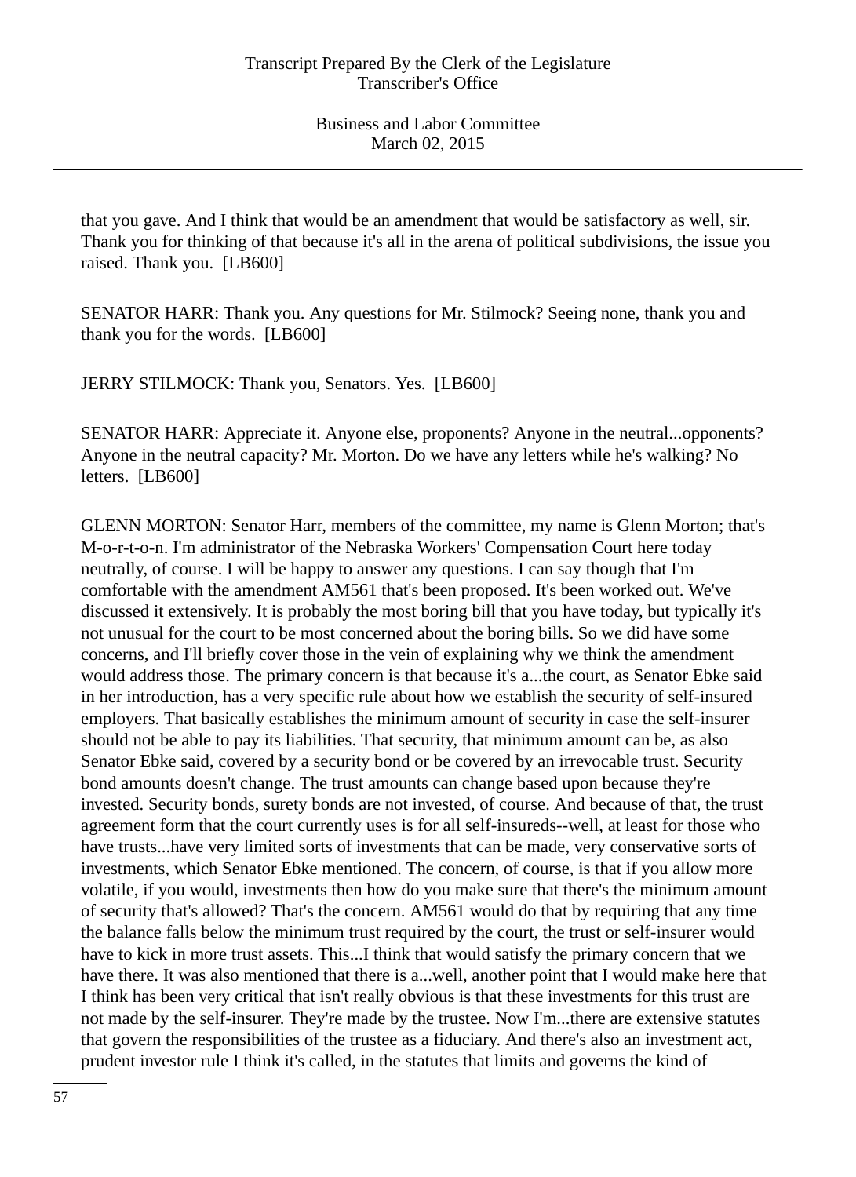that you gave. And I think that would be an amendment that would be satisfactory as well, sir. Thank you for thinking of that because it's all in the arena of political subdivisions, the issue you raised. Thank you. [LB600]

SENATOR HARR: Thank you. Any questions for Mr. Stilmock? Seeing none, thank you and thank you for the words. [LB600]

JERRY STILMOCK: Thank you, Senators. Yes. [LB600]

SENATOR HARR: Appreciate it. Anyone else, proponents? Anyone in the neutral...opponents? Anyone in the neutral capacity? Mr. Morton. Do we have any letters while he's walking? No letters. [LB600]

GLENN MORTON: Senator Harr, members of the committee, my name is Glenn Morton; that's M-o-r-t-o-n. I'm administrator of the Nebraska Workers' Compensation Court here today neutrally, of course. I will be happy to answer any questions. I can say though that I'm comfortable with the amendment AM561 that's been proposed. It's been worked out. We've discussed it extensively. It is probably the most boring bill that you have today, but typically it's not unusual for the court to be most concerned about the boring bills. So we did have some concerns, and I'll briefly cover those in the vein of explaining why we think the amendment would address those. The primary concern is that because it's a...the court, as Senator Ebke said in her introduction, has a very specific rule about how we establish the security of self-insured employers. That basically establishes the minimum amount of security in case the self-insurer should not be able to pay its liabilities. That security, that minimum amount can be, as also Senator Ebke said, covered by a security bond or be covered by an irrevocable trust. Security bond amounts doesn't change. The trust amounts can change based upon because they're invested. Security bonds, surety bonds are not invested, of course. And because of that, the trust agreement form that the court currently uses is for all self-insureds--well, at least for those who have trusts...have very limited sorts of investments that can be made, very conservative sorts of investments, which Senator Ebke mentioned. The concern, of course, is that if you allow more volatile, if you would, investments then how do you make sure that there's the minimum amount of security that's allowed? That's the concern. AM561 would do that by requiring that any time the balance falls below the minimum trust required by the court, the trust or self-insurer would have to kick in more trust assets. This...I think that would satisfy the primary concern that we have there. It was also mentioned that there is a...well, another point that I would make here that I think has been very critical that isn't really obvious is that these investments for this trust are not made by the self-insurer. They're made by the trustee. Now I'm...there are extensive statutes that govern the responsibilities of the trustee as a fiduciary. And there's also an investment act, prudent investor rule I think it's called, in the statutes that limits and governs the kind of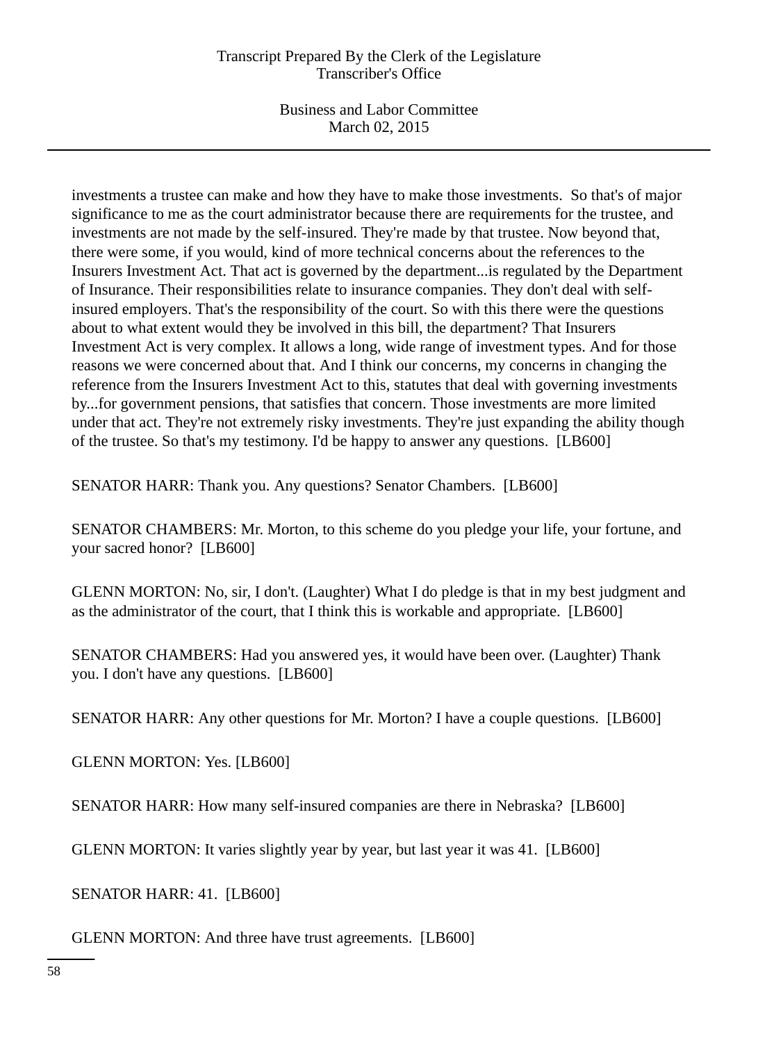investments a trustee can make and how they have to make those investments. So that's of major significance to me as the court administrator because there are requirements for the trustee, and investments are not made by the self-insured. They're made by that trustee. Now beyond that, there were some, if you would, kind of more technical concerns about the references to the Insurers Investment Act. That act is governed by the department...is regulated by the Department of Insurance. Their responsibilities relate to insurance companies. They don't deal with self-insured employers. That's the responsibility of the court. So with this there were the questions about to what extent would they be involved in this bill, the department? That Insurers Investment Act is very complex. It allows a long, wide range of investment types. And for those reasons we were concerned about that. And I think our concerns, my concerns in changing the reference from the Insurers Investment Act to this, statutes that deal with governing investments by...for government pensions, that satisfies that concern. Those investments are more limited under that act. They're not extremely risky investments. They're just expanding the ability though of the trustee. So that's my testimony. I'd be happy to answer any questions. [LB600]

SENATOR HARR: Thank you. Any questions? Senator Chambers. [LB600]

SENATOR CHAMBERS: Mr. Morton, to this scheme do you pledge your life, your fortune, and your sacred honor? [LB600]

GLENN MORTON: No, sir, I don't. (Laughter) What I do pledge is that in my best judgment and as the administrator of the court, that I think this is workable and appropriate. [LB600]

SENATOR CHAMBERS: Had you answered yes, it would have been over. (Laughter) Thank you. I don't have any questions. [LB600]

SENATOR HARR: Any other questions for Mr. Morton? I have a couple questions. [LB600]

GLENN MORTON: Yes. [LB600]

SENATOR HARR: How many self-insured companies are there in Nebraska? [LB600]

GLENN MORTON: It varies slightly year by year, but last year it was 41. [LB600]

SENATOR HARR: 41. [LB600]

GLENN MORTON: And three have trust agreements. [LB600]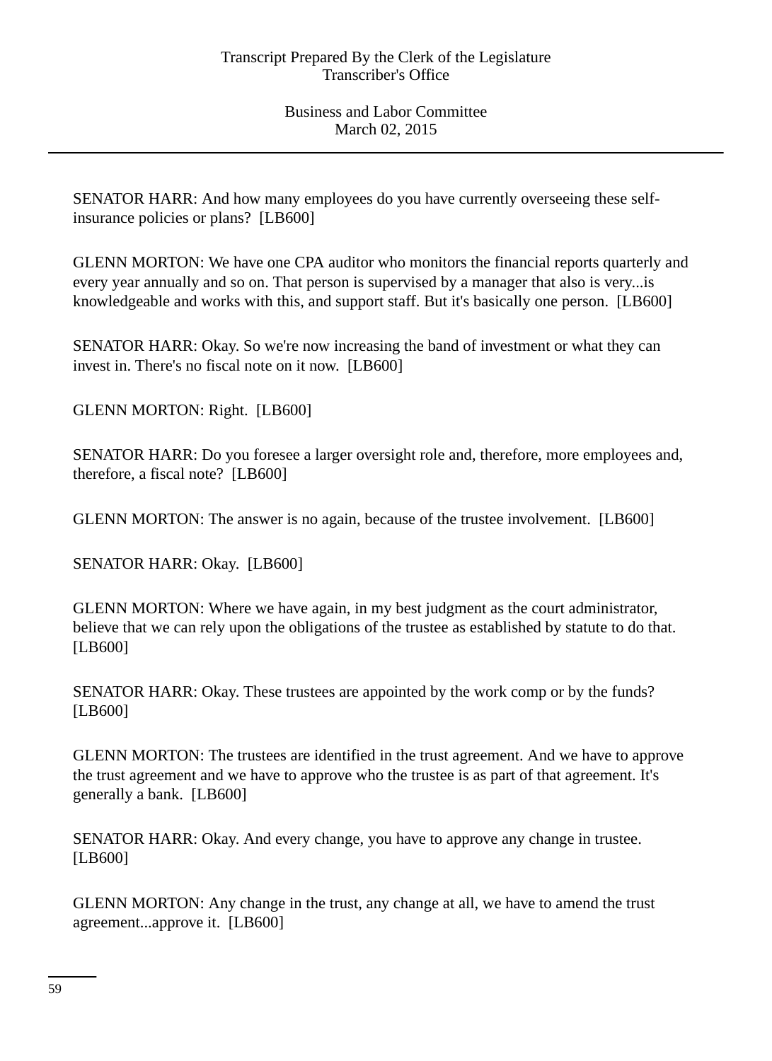SENATOR HARR: And how many employees do you have currently overseeing these self-insurance policies or plans?  [LB600]

GLENN MORTON: We have one CPA auditor who monitors the financial reports quarterly and every year annually and so on. That person is supervised by a manager that also is very...is knowledgeable and works with this, and support staff. But it's basically one person.  [LB600]

SENATOR HARR: Okay. So we're now increasing the band of investment or what they can invest in. There's no fiscal note on it now.  [LB600]

GLENN MORTON: Right.  [LB600]

SENATOR HARR: Do you foresee a larger oversight role and, therefore, more employees and, therefore, a fiscal note?  [LB600]

GLENN MORTON: The answer is no again, because of the trustee involvement.  [LB600]

SENATOR HARR: Okay.  [LB600]

GLENN MORTON: Where we have again, in my best judgment as the court administrator, believe that we can rely upon the obligations of the trustee as established by statute to do that. [LB600]

SENATOR HARR: Okay. These trustees are appointed by the work comp or by the funds? [LB600]

GLENN MORTON: The trustees are identified in the trust agreement. And we have to approve the trust agreement and we have to approve who the trustee is as part of that agreement. It's generally a bank.  [LB600]

SENATOR HARR: Okay. And every change, you have to approve any change in trustee. [LB600]

GLENN MORTON: Any change in the trust, any change at all, we have to amend the trust agreement...approve it.  [LB600]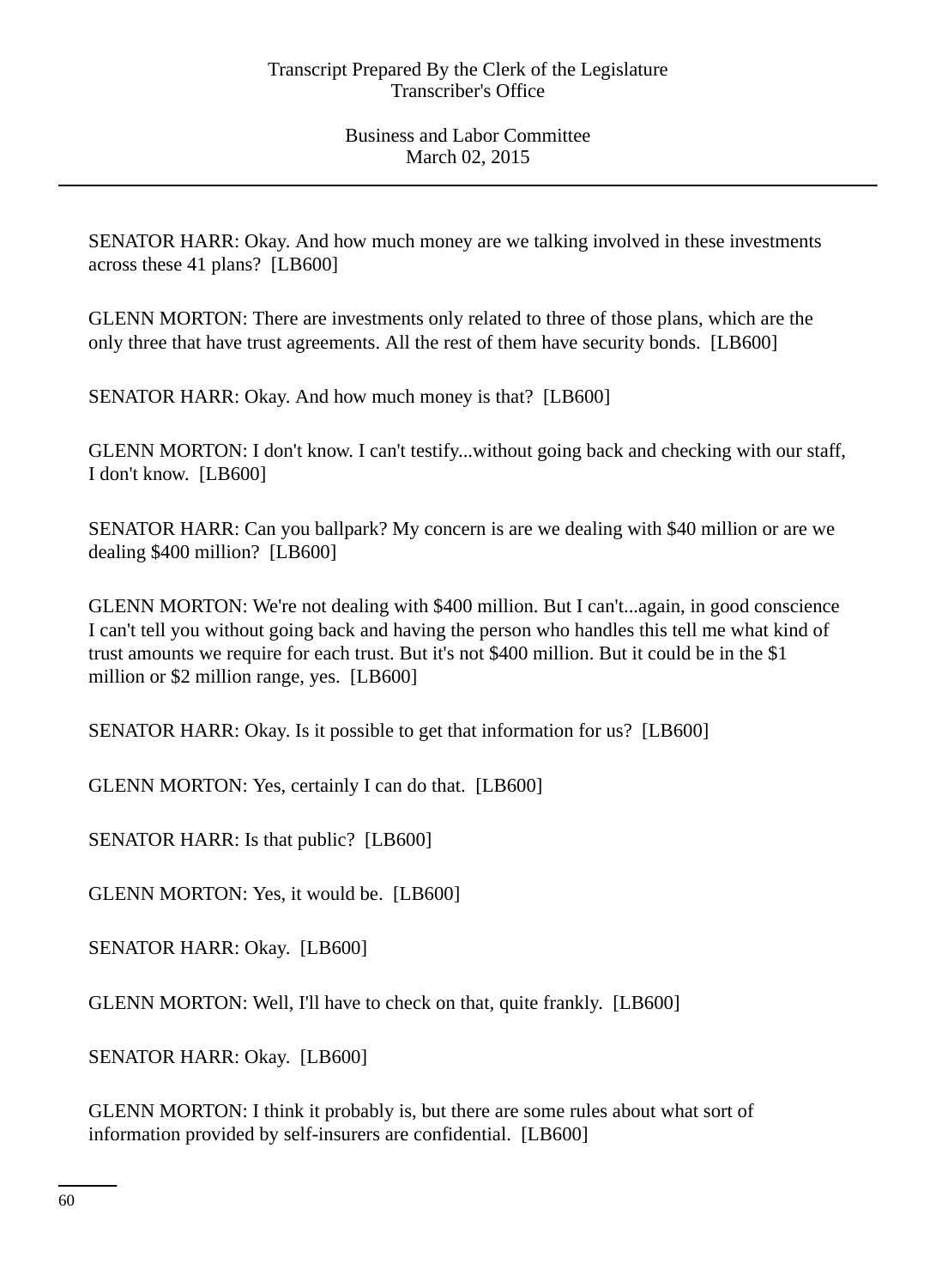SENATOR HARR: Okay. And how much money are we talking involved in these investments across these 41 plans? [LB600]

GLENN MORTON: There are investments only related to three of those plans, which are the only three that have trust agreements. All the rest of them have security bonds. [LB600]

SENATOR HARR: Okay. And how much money is that? [LB600]

GLENN MORTON: I don't know. I can't testify...without going back and checking with our staff, I don't know. [LB600]

SENATOR HARR: Can you ballpark? My concern is are we dealing with $40 million or are we dealing $400 million? [LB600]

GLENN MORTON: We're not dealing with $400 million. But I can't...again, in good conscience I can't tell you without going back and having the person who handles this tell me what kind of trust amounts we require for each trust. But it's not $400 million. But it could be in the $1 million or $2 million range, yes. [LB600]

SENATOR HARR: Okay. Is it possible to get that information for us? [LB600]

GLENN MORTON: Yes, certainly I can do that. [LB600]

SENATOR HARR: Is that public? [LB600]

GLENN MORTON: Yes, it would be. [LB600]

SENATOR HARR: Okay. [LB600]

GLENN MORTON: Well, I'll have to check on that, quite frankly. [LB600]

SENATOR HARR: Okay. [LB600]

GLENN MORTON: I think it probably is, but there are some rules about what sort of information provided by self-insurers are confidential. [LB600]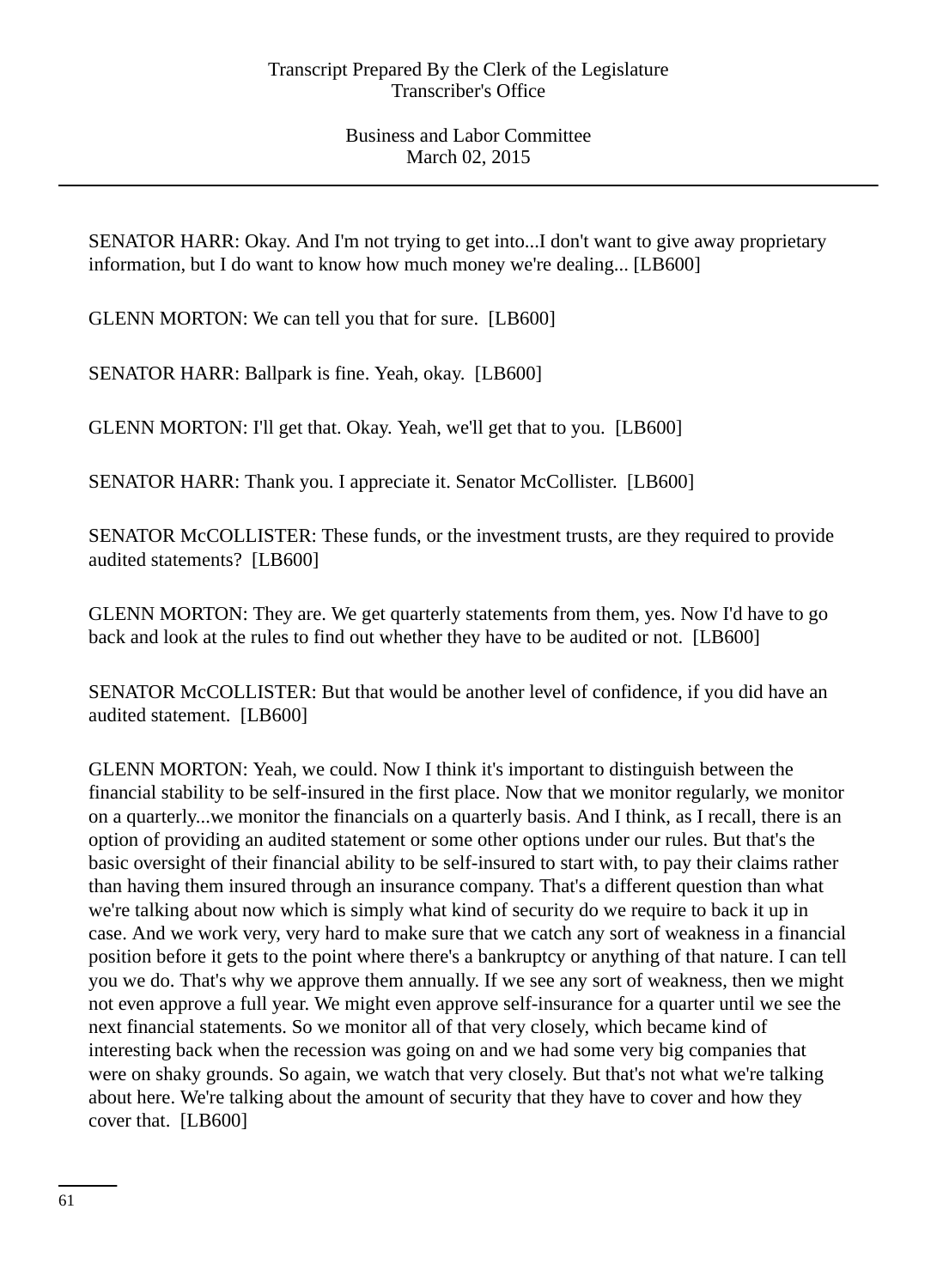SENATOR HARR: Okay. And I'm not trying to get into...I don't want to give away proprietary information, but I do want to know how much money we're dealing... [LB600]

GLENN MORTON: We can tell you that for sure. [LB600]

SENATOR HARR: Ballpark is fine. Yeah, okay. [LB600]

GLENN MORTON: I'll get that. Okay. Yeah, we'll get that to you. [LB600]

SENATOR HARR: Thank you. I appreciate it. Senator McCollister. [LB600]

SENATOR McCOLLISTER: These funds, or the investment trusts, are they required to provide audited statements? [LB600]

GLENN MORTON: They are. We get quarterly statements from them, yes. Now I'd have to go back and look at the rules to find out whether they have to be audited or not. [LB600]

SENATOR McCOLLISTER: But that would be another level of confidence, if you did have an audited statement. [LB600]

GLENN MORTON: Yeah, we could. Now I think it's important to distinguish between the financial stability to be self-insured in the first place. Now that we monitor regularly, we monitor on a quarterly...we monitor the financials on a quarterly basis. And I think, as I recall, there is an option of providing an audited statement or some other options under our rules. But that's the basic oversight of their financial ability to be self-insured to start with, to pay their claims rather than having them insured through an insurance company. That's a different question than what we're talking about now which is simply what kind of security do we require to back it up in case. And we work very, very hard to make sure that we catch any sort of weakness in a financial position before it gets to the point where there's a bankruptcy or anything of that nature. I can tell you we do. That's why we approve them annually. If we see any sort of weakness, then we might not even approve a full year. We might even approve self-insurance for a quarter until we see the next financial statements. So we monitor all of that very closely, which became kind of interesting back when the recession was going on and we had some very big companies that were on shaky grounds. So again, we watch that very closely. But that's not what we're talking about here. We're talking about the amount of security that they have to cover and how they cover that. [LB600]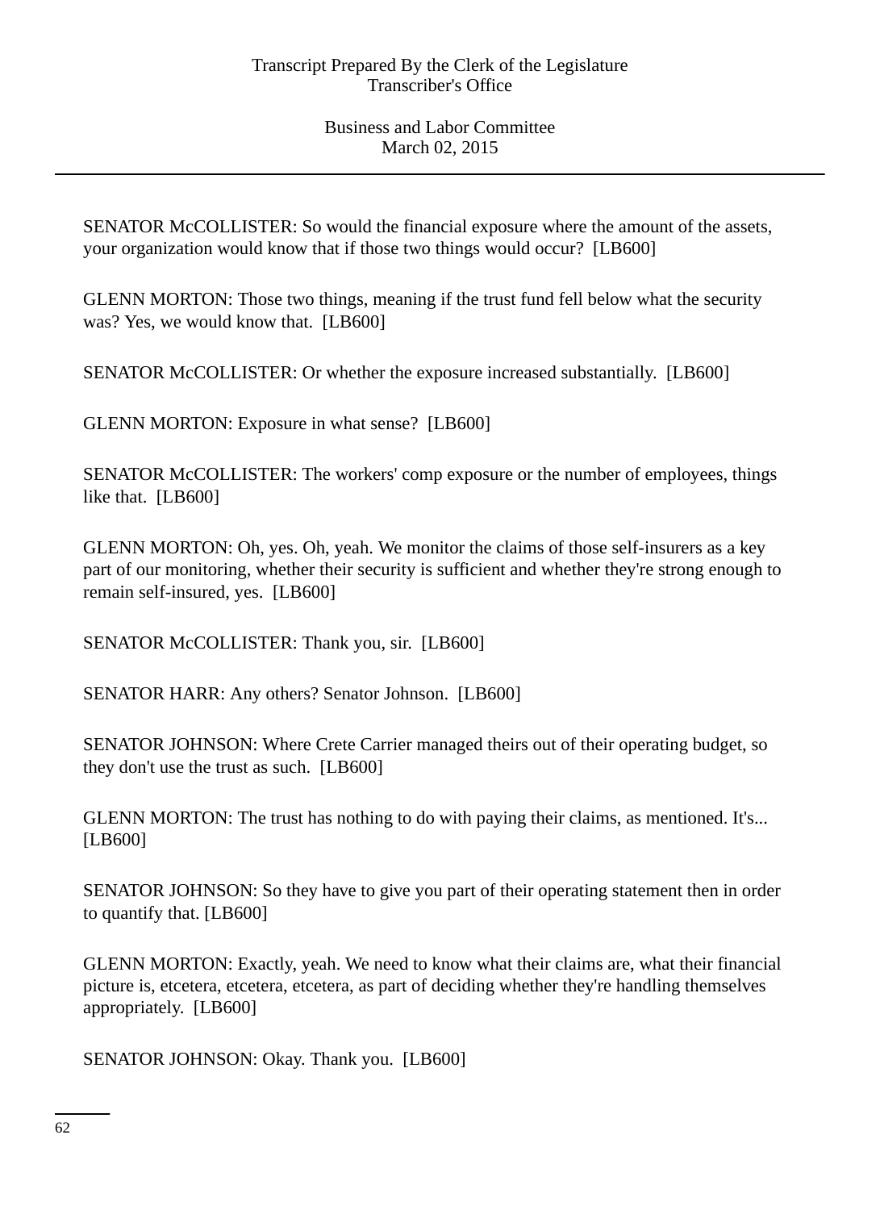SENATOR McCOLLISTER: So would the financial exposure where the amount of the assets, your organization would know that if those two things would occur? [LB600]

GLENN MORTON: Those two things, meaning if the trust fund fell below what the security was? Yes, we would know that. [LB600]

SENATOR McCOLLISTER: Or whether the exposure increased substantially. [LB600]

GLENN MORTON: Exposure in what sense? [LB600]

SENATOR McCOLLISTER: The workers' comp exposure or the number of employees, things like that. [LB600]

GLENN MORTON: Oh, yes. Oh, yeah. We monitor the claims of those self-insurers as a key part of our monitoring, whether their security is sufficient and whether they're strong enough to remain self-insured, yes. [LB600]

SENATOR McCOLLISTER: Thank you, sir. [LB600]

SENATOR HARR: Any others? Senator Johnson. [LB600]

SENATOR JOHNSON: Where Crete Carrier managed theirs out of their operating budget, so they don't use the trust as such. [LB600]

GLENN MORTON: The trust has nothing to do with paying their claims, as mentioned. It's... [LB600]

SENATOR JOHNSON: So they have to give you part of their operating statement then in order to quantify that. [LB600]

GLENN MORTON: Exactly, yeah. We need to know what their claims are, what their financial picture is, etcetera, etcetera, etcetera, as part of deciding whether they're handling themselves appropriately. [LB600]

SENATOR JOHNSON: Okay. Thank you. [LB600]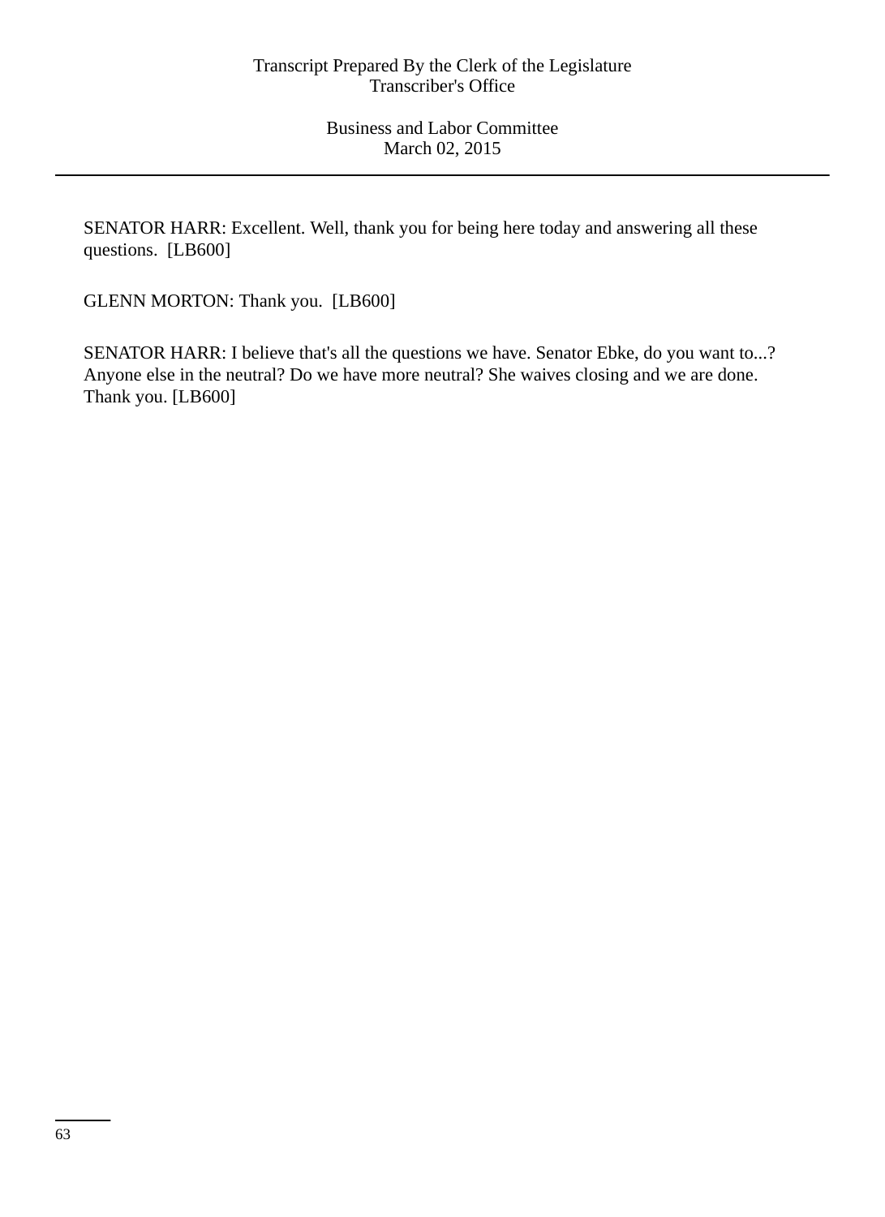SENATOR HARR: Excellent. Well, thank you for being here today and answering all these questions. [LB600]

GLENN MORTON: Thank you. [LB600]

SENATOR HARR: I believe that's all the questions we have. Senator Ebke, do you want to...? Anyone else in the neutral? Do we have more neutral? She waives closing and we are done. Thank you. [LB600]